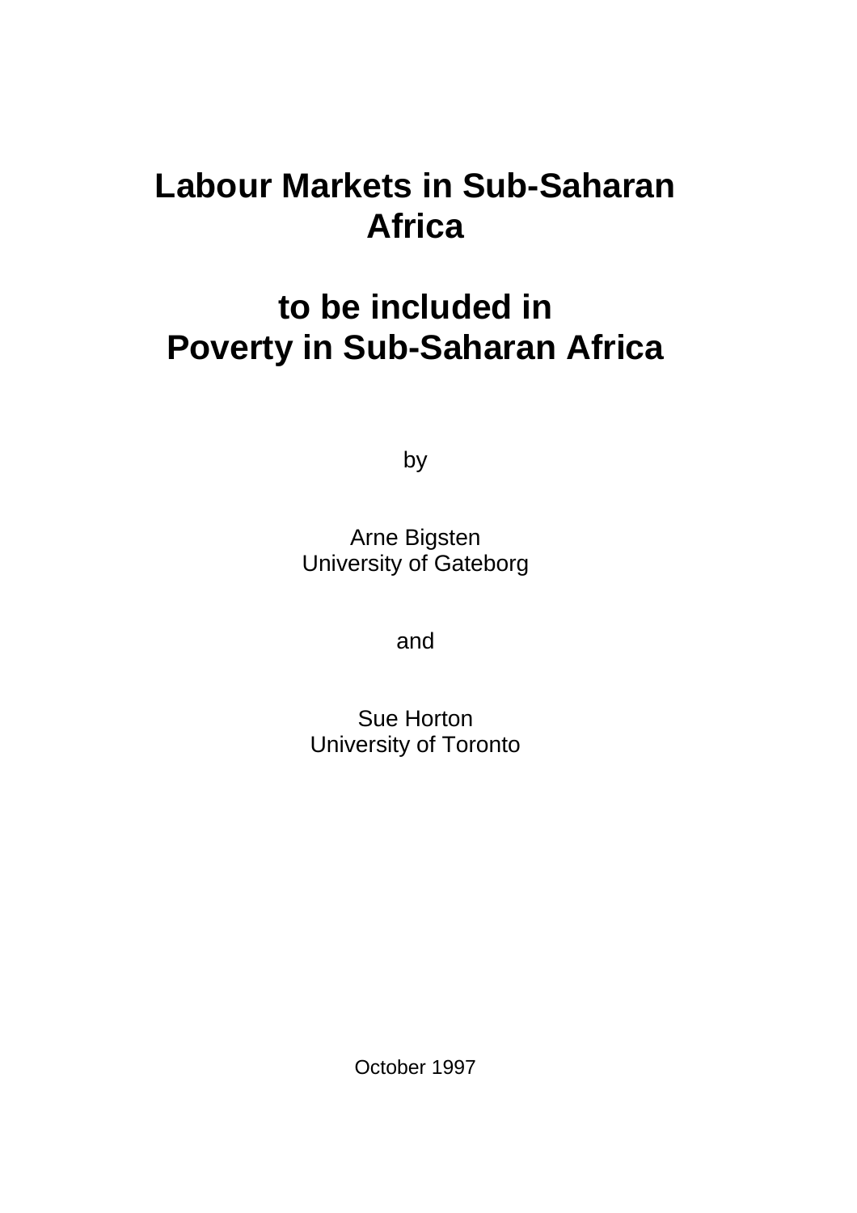# Labour Markets in Sub-Saharan Africa

# to be included in Poverty in Sub-Saharan Africa

by

Arne Bigsten
University of Gateborg

and

Sue Horton
University of Toronto

October 1997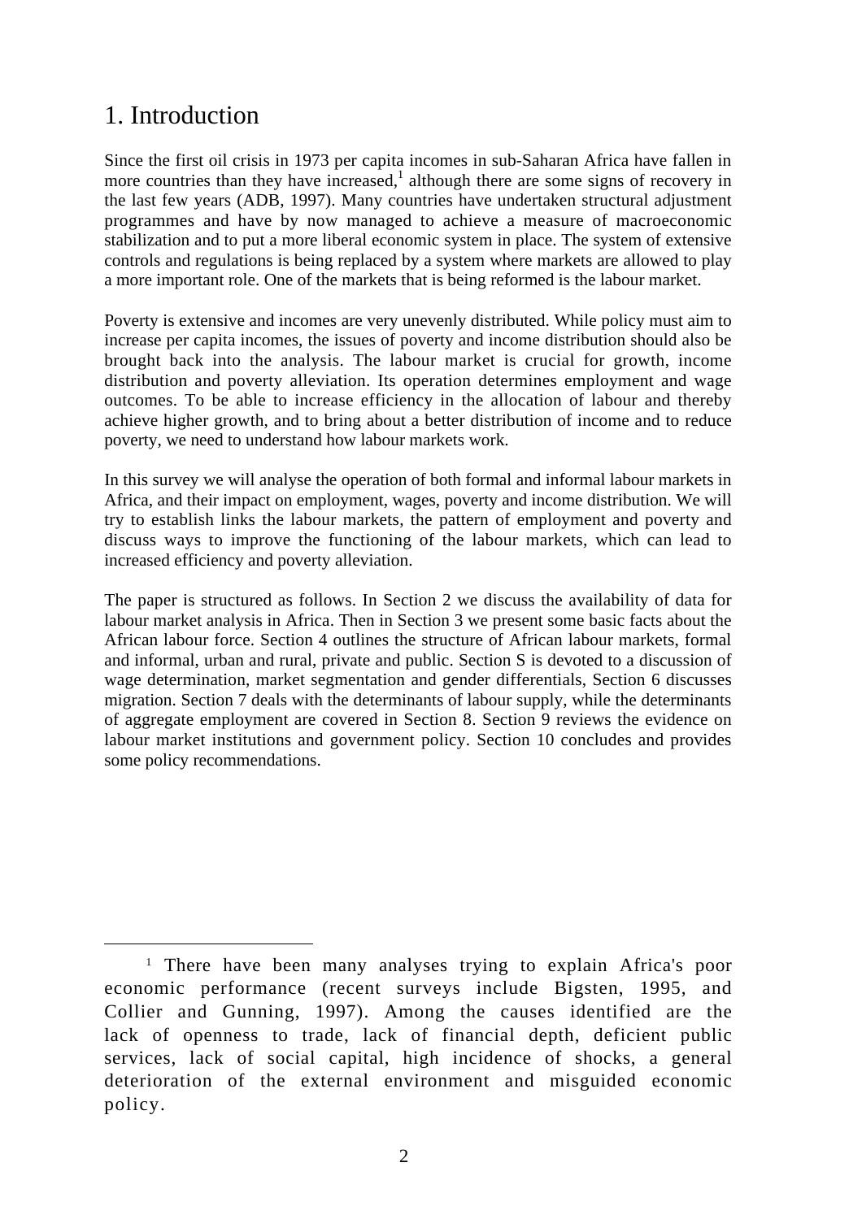# 1. Introduction

Since the first oil crisis in 1973 per capita incomes in sub-Saharan Africa have fallen in more countries than they have increased,[1] although there are some signs of recovery in the last few years (ADB, 1997). Many countries have undertaken structural adjustment programmes and have by now managed to achieve a measure of macroeconomic stabilization and to put a more liberal economic system in place. The system of extensive controls and regulations is being replaced by a system where markets are allowed to play a more important role. One of the markets that is being reformed is the labour market.

Poverty is extensive and incomes are very unevenly distributed. While policy must aim to increase per capita incomes, the issues of poverty and income distribution should also be brought back into the analysis. The labour market is crucial for growth, income distribution and poverty alleviation. Its operation determines employment and wage outcomes. To be able to increase efficiency in the allocation of labour and thereby achieve higher growth, and to bring about a better distribution of income and to reduce poverty, we need to understand how labour markets work.

In this survey we will analyse the operation of both formal and informal labour markets in Africa, and their impact on employment, wages, poverty and income distribution. We will try to establish links the labour markets, the pattern of employment and poverty and discuss ways to improve the functioning of the labour markets, which can lead to increased efficiency and poverty alleviation.

The paper is structured as follows. In Section 2 we discuss the availability of data for labour market analysis in Africa. Then in Section 3 we present some basic facts about the African labour force. Section 4 outlines the structure of African labour markets, formal and informal, urban and rural, private and public. Section S is devoted to a discussion of wage determination, market segmentation and gender differentials, Section 6 discusses migration. Section 7 deals with the determinants of labour supply, while the determinants of aggregate employment are covered in Section 8. Section 9 reviews the evidence on labour market institutions and government policy. Section 10 concludes and provides some policy recommendations.

---

[1] There have been many analyses trying to explain Africa's poor economic performance (recent surveys include Bigsten, 1995, and Collier and Gunning, 1997). Among the causes identified are the lack of openness to trade, lack of financial depth, deficient public services, lack of social capital, high incidence of shocks, a general deterioration of the external environment and misguided economic policy.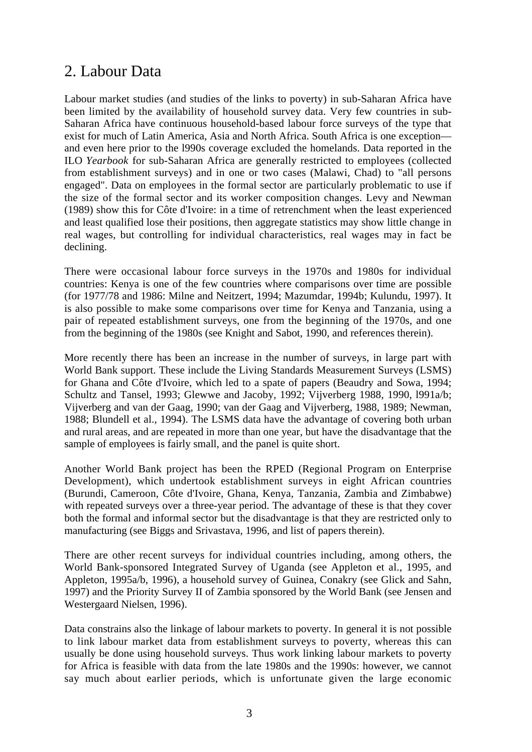## 2. Labour Data

Labour market studies (and studies of the links to poverty) in sub-Saharan Africa have been limited by the availability of household survey data. Very few countries in sub-Saharan Africa have continuous household-based labour force surveys of the type that exist for much of Latin America, Asia and North Africa. South Africa is one exception—and even here prior to the l990s coverage excluded the homelands. Data reported in the ILO *Yearbook* for sub-Saharan Africa are generally restricted to employees (collected from establishment surveys) and in one or two cases (Malawi, Chad) to "all persons engaged". Data on employees in the formal sector are particularly problematic to use if the size of the formal sector and its worker composition changes. Levy and Newman (1989) show this for Côte d'Ivoire: in a time of retrenchment when the least experienced and least qualified lose their positions, then aggregate statistics may show little change in real wages, but controlling for individual characteristics, real wages may in fact be declining.

There were occasional labour force surveys in the 1970s and 1980s for individual countries: Kenya is one of the few countries where comparisons over time are possible (for 1977/78 and 1986: Milne and Neitzert, 1994; Mazumdar, 1994b; Kulundu, 1997). It is also possible to make some comparisons over time for Kenya and Tanzania, using a pair of repeated establishment surveys, one from the beginning of the 1970s, and one from the beginning of the 1980s (see Knight and Sabot, 1990, and references therein).

More recently there has been an increase in the number of surveys, in large part with World Bank support. These include the Living Standards Measurement Surveys (LSMS) for Ghana and Côte d'Ivoire, which led to a spate of papers (Beaudry and Sowa, 1994; Schultz and Tansel, 1993; Glewwe and Jacoby, 1992; Vijverberg 1988, 1990, l991a/b; Vijverberg and van der Gaag, 1990; van der Gaag and Vijverberg, 1988, 1989; Newman, 1988; Blundell et al., 1994). The LSMS data have the advantage of covering both urban and rural areas, and are repeated in more than one year, but have the disadvantage that the sample of employees is fairly small, and the panel is quite short.

Another World Bank project has been the RPED (Regional Program on Enterprise Development), which undertook establishment surveys in eight African countries (Burundi, Cameroon, Côte d'Ivoire, Ghana, Kenya, Tanzania, Zambia and Zimbabwe) with repeated surveys over a three-year period. The advantage of these is that they cover both the formal and informal sector but the disadvantage is that they are restricted only to manufacturing (see Biggs and Srivastava, 1996, and list of papers therein).

There are other recent surveys for individual countries including, among others, the World Bank-sponsored Integrated Survey of Uganda (see Appleton et al., 1995, and Appleton, 1995a/b, 1996), a household survey of Guinea, Conakry (see Glick and Sahn, 1997) and the Priority Survey II of Zambia sponsored by the World Bank (see Jensen and Westergaard Nielsen, 1996).

Data constrains also the linkage of labour markets to poverty. In general it is not possible to link labour market data from establishment surveys to poverty, whereas this can usually be done using household surveys. Thus work linking labour markets to poverty for Africa is feasible with data from the late 1980s and the 1990s: however, we cannot say much about earlier periods, which is unfortunate given the large economic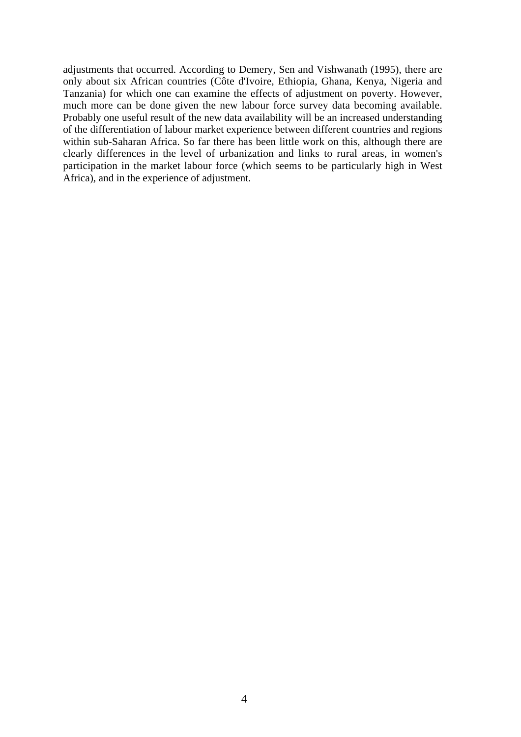adjustments that occurred. According to Demery, Sen and Vishwanath (1995), there are only about six African countries (Côte d'Ivoire, Ethiopia, Ghana, Kenya, Nigeria and Tanzania) for which one can examine the effects of adjustment on poverty. However, much more can be done given the new labour force survey data becoming available. Probably one useful result of the new data availability will be an increased understanding of the differentiation of labour market experience between different countries and regions within sub-Saharan Africa. So far there has been little work on this, although there are clearly differences in the level of urbanization and links to rural areas, in women's participation in the market labour force (which seems to be particularly high in West Africa), and in the experience of adjustment.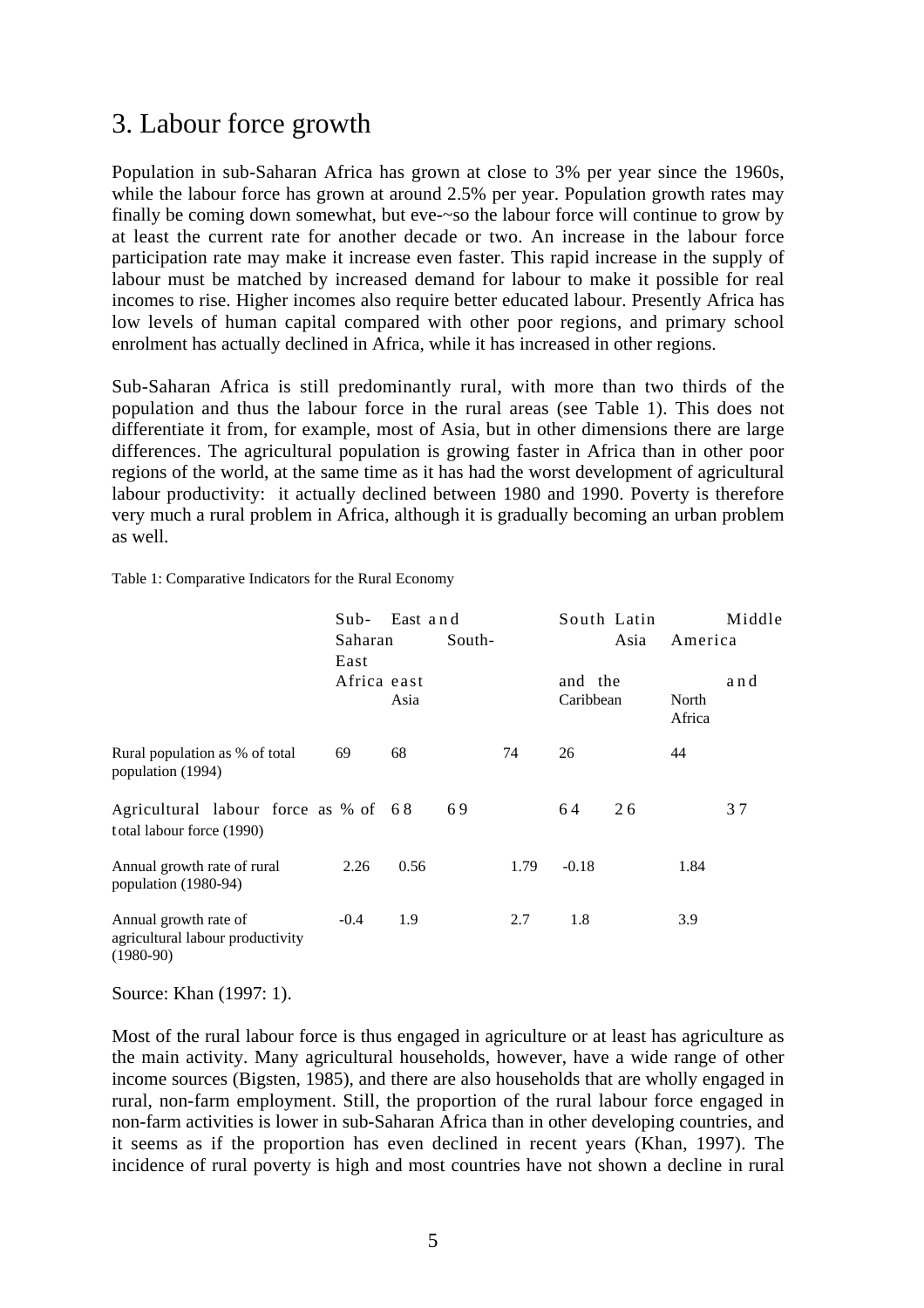## 3. Labour force growth

Population in sub-Saharan Africa has grown at close to 3% per year since the 1960s, while the labour force has grown at around 2.5% per year. Population growth rates may finally be coming down somewhat, but eve-~so the labour force will continue to grow by at least the current rate for another decade or two. An increase in the labour force participation rate may make it increase even faster. This rapid increase in the supply of labour must be matched by increased demand for labour to make it possible for real incomes to rise. Higher incomes also require better educated labour. Presently Africa has low levels of human capital compared with other poor regions, and primary school enrolment has actually declined in Africa, while it has increased in other regions.

Sub-Saharan Africa is still predominantly rural, with more than two thirds of the population and thus the labour force in the rural areas (see Table 1). This does not differentiate it from, for example, most of Asia, but in other dimensions there are large differences. The agricultural population is growing faster in Africa than in other poor regions of the world, at the same time as it has had the worst development of agricultural labour productivity: it actually declined between 1980 and 1990. Poverty is therefore very much a rural problem in Africa, although it is gradually becoming an urban problem as well.

Table 1: Comparative Indicators for the Rural Economy

| | Sub-Saharan Africa | East and South-East Asia | South Asia | Latin America and the Caribbean | Middle East and North Africa |
|---|---|---|---|---|---|
| Rural population as % of total population (1994) | 69 | 68 | 74 | 26 | 44 |
| Agricultural labour force as % of total labour force (1990) | 68 | 69 | 64 | 26 | 37 |
| Annual growth rate of rural population (1980-94) | 2.26 | 0.56 | 1.79 | -0.18 | 1.84 |
| Annual growth rate of agricultural labour productivity (1980-90) | -0.4 | 1.9 | 2.7 | 1.8 | 3.9 |

Source: Khan (1997: 1).

Most of the rural labour force is thus engaged in agriculture or at least has agriculture as the main activity. Many agricultural households, however, have a wide range of other income sources (Bigsten, 1985), and there are also households that are wholly engaged in rural, non-farm employment. Still, the proportion of the rural labour force engaged in non-farm activities is lower in sub-Saharan Africa than in other developing countries, and it seems as if the proportion has even declined in recent years (Khan, 1997). The incidence of rural poverty is high and most countries have not shown a decline in rural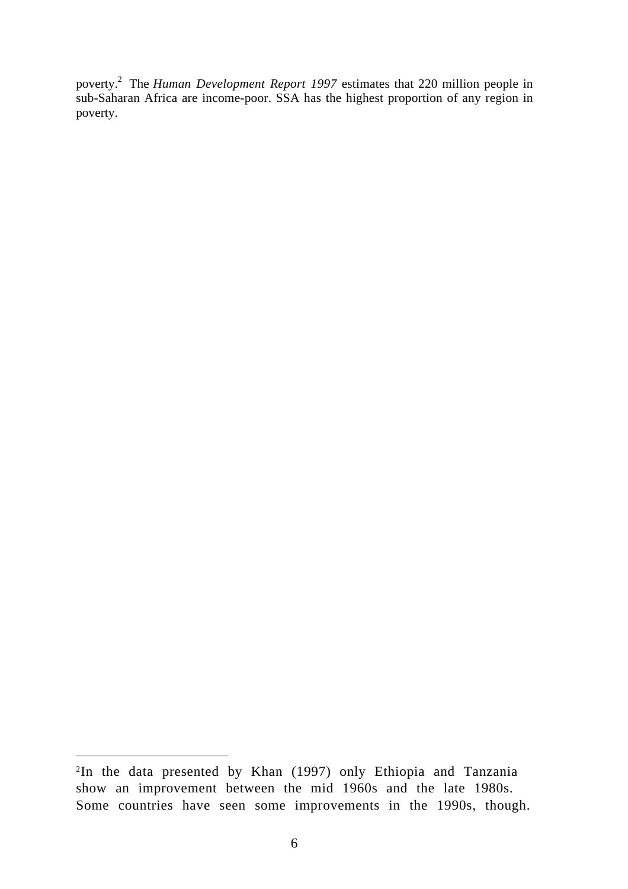poverty.[2] The *Human Development Report 1997* estimates that 220 million people in sub-Saharan Africa are income-poor. SSA has the highest proportion of any region in poverty.

---

[2]In the data presented by Khan (1997) only Ethiopia and Tanzania show an improvement between the mid 1960s and the late 1980s. Some countries have seen some improvements in the 1990s, though.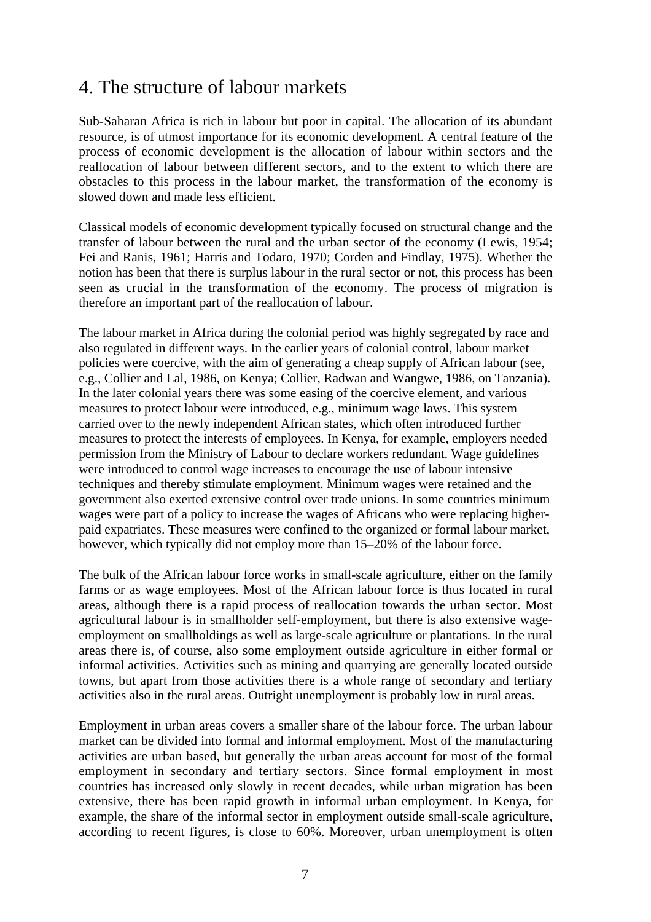# 4. The structure of labour markets

Sub-Saharan Africa is rich in labour but poor in capital. The allocation of its abundant resource, is of utmost importance for its economic development. A central feature of the process of economic development is the allocation of labour within sectors and the reallocation of labour between different sectors, and to the extent to which there are obstacles to this process in the labour market, the transformation of the economy is slowed down and made less efficient.

Classical models of economic development typically focused on structural change and the transfer of labour between the rural and the urban sector of the economy (Lewis, 1954; Fei and Ranis, 1961; Harris and Todaro, 1970; Corden and Findlay, 1975). Whether the notion has been that there is surplus labour in the rural sector or not, this process has been seen as crucial in the transformation of the economy. The process of migration is therefore an important part of the reallocation of labour.

The labour market in Africa during the colonial period was highly segregated by race and also regulated in different ways. In the earlier years of colonial control, labour market policies were coercive, with the aim of generating a cheap supply of African labour (see, e.g., Collier and Lal, 1986, on Kenya; Collier, Radwan and Wangwe, 1986, on Tanzania). In the later colonial years there was some easing of the coercive element, and various measures to protect labour were introduced, e.g., minimum wage laws. This system carried over to the newly independent African states, which often introduced further measures to protect the interests of employees. In Kenya, for example, employers needed permission from the Ministry of Labour to declare workers redundant. Wage guidelines were introduced to control wage increases to encourage the use of labour intensive techniques and thereby stimulate employment. Minimum wages were retained and the government also exerted extensive control over trade unions. In some countries minimum wages were part of a policy to increase the wages of Africans who were replacing higher-paid expatriates. These measures were confined to the organized or formal labour market, however, which typically did not employ more than 15–20% of the labour force.

The bulk of the African labour force works in small-scale agriculture, either on the family farms or as wage employees. Most of the African labour force is thus located in rural areas, although there is a rapid process of reallocation towards the urban sector. Most agricultural labour is in smallholder self-employment, but there is also extensive wage-employment on smallholdings as well as large-scale agriculture or plantations. In the rural areas there is, of course, also some employment outside agriculture in either formal or informal activities. Activities such as mining and quarrying are generally located outside towns, but apart from those activities there is a whole range of secondary and tertiary activities also in the rural areas. Outright unemployment is probably low in rural areas.

Employment in urban areas covers a smaller share of the labour force. The urban labour market can be divided into formal and informal employment. Most of the manufacturing activities are urban based, but generally the urban areas account for most of the formal employment in secondary and tertiary sectors. Since formal employment in most countries has increased only slowly in recent decades, while urban migration has been extensive, there has been rapid growth in informal urban employment. In Kenya, for example, the share of the informal sector in employment outside small-scale agriculture, according to recent figures, is close to 60%. Moreover, urban unemployment is often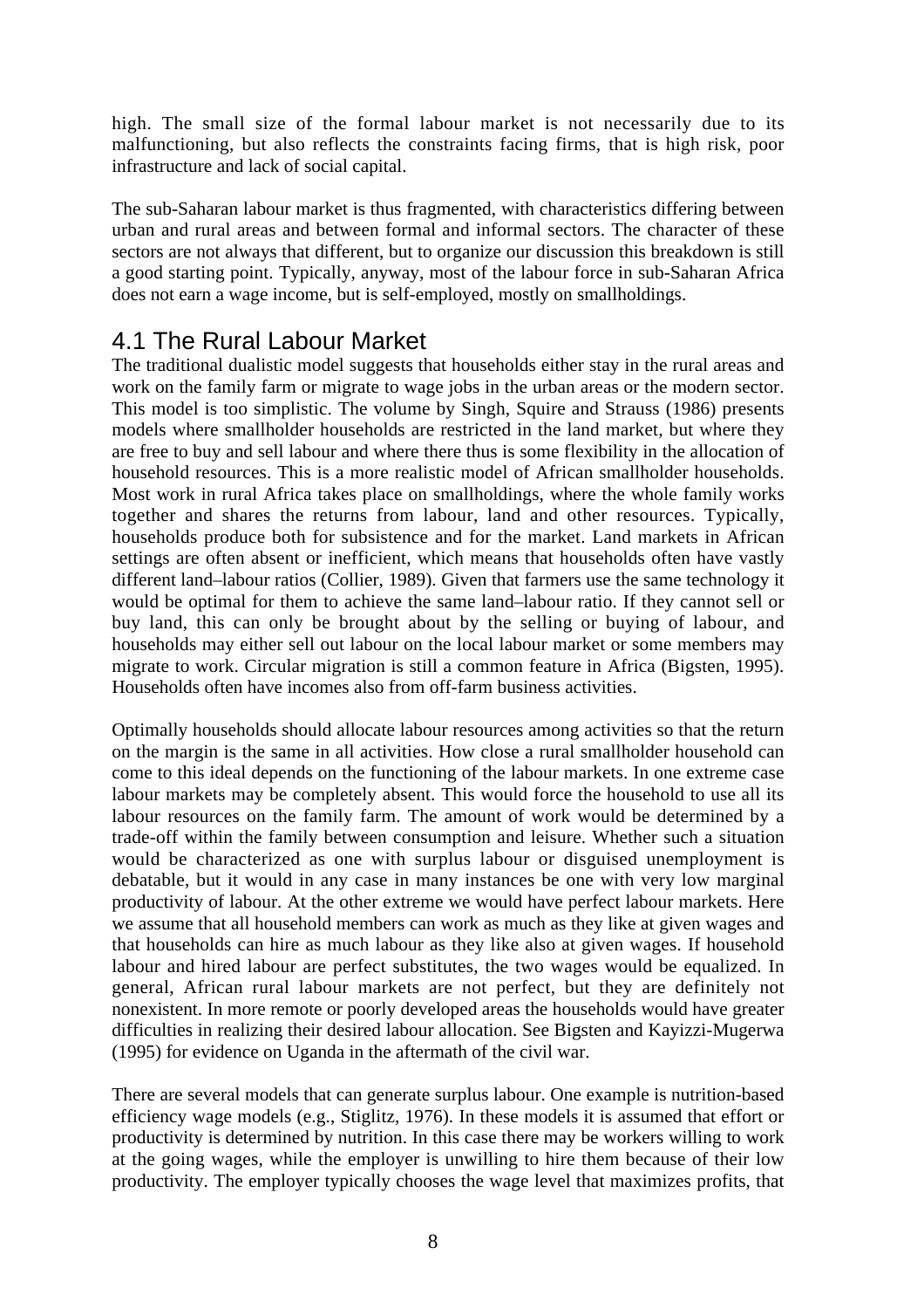high. The small size of the formal labour market is not necessarily due to its malfunctioning, but also reflects the constraints facing firms, that is high risk, poor infrastructure and lack of social capital.

The sub-Saharan labour market is thus fragmented, with characteristics differing between urban and rural areas and between formal and informal sectors. The character of these sectors are not always that different, but to organize our discussion this breakdown is still a good starting point. Typically, anyway, most of the labour force in sub-Saharan Africa does not earn a wage income, but is self-employed, mostly on smallholdings.

## 4.1 The Rural Labour Market

The traditional dualistic model suggests that households either stay in the rural areas and work on the family farm or migrate to wage jobs in the urban areas or the modern sector. This model is too simplistic. The volume by Singh, Squire and Strauss (1986) presents models where smallholder households are restricted in the land market, but where they are free to buy and sell labour and where there thus is some flexibility in the allocation of household resources. This is a more realistic model of African smallholder households. Most work in rural Africa takes place on smallholdings, where the whole family works together and shares the returns from labour, land and other resources. Typically, households produce both for subsistence and for the market. Land markets in African settings are often absent or inefficient, which means that households often have vastly different land–labour ratios (Collier, 1989). Given that farmers use the same technology it would be optimal for them to achieve the same land–labour ratio. If they cannot sell or buy land, this can only be brought about by the selling or buying of labour, and households may either sell out labour on the local labour market or some members may migrate to work. Circular migration is still a common feature in Africa (Bigsten, 1995). Households often have incomes also from off-farm business activities.

Optimally households should allocate labour resources among activities so that the return on the margin is the same in all activities. How close a rural smallholder household can come to this ideal depends on the functioning of the labour markets. In one extreme case labour markets may be completely absent. This would force the household to use all its labour resources on the family farm. The amount of work would be determined by a trade-off within the family between consumption and leisure. Whether such a situation would be characterized as one with surplus labour or disguised unemployment is debatable, but it would in any case in many instances be one with very low marginal productivity of labour. At the other extreme we would have perfect labour markets. Here we assume that all household members can work as much as they like at given wages and that households can hire as much labour as they like also at given wages. If household labour and hired labour are perfect substitutes, the two wages would be equalized. In general, African rural labour markets are not perfect, but they are definitely not nonexistent. In more remote or poorly developed areas the households would have greater difficulties in realizing their desired labour allocation. See Bigsten and Kayizzi-Mugerwa (1995) for evidence on Uganda in the aftermath of the civil war.

There are several models that can generate surplus labour. One example is nutrition-based efficiency wage models (e.g., Stiglitz, 1976). In these models it is assumed that effort or productivity is determined by nutrition. In this case there may be workers willing to work at the going wages, while the employer is unwilling to hire them because of their low productivity. The employer typically chooses the wage level that maximizes profits, that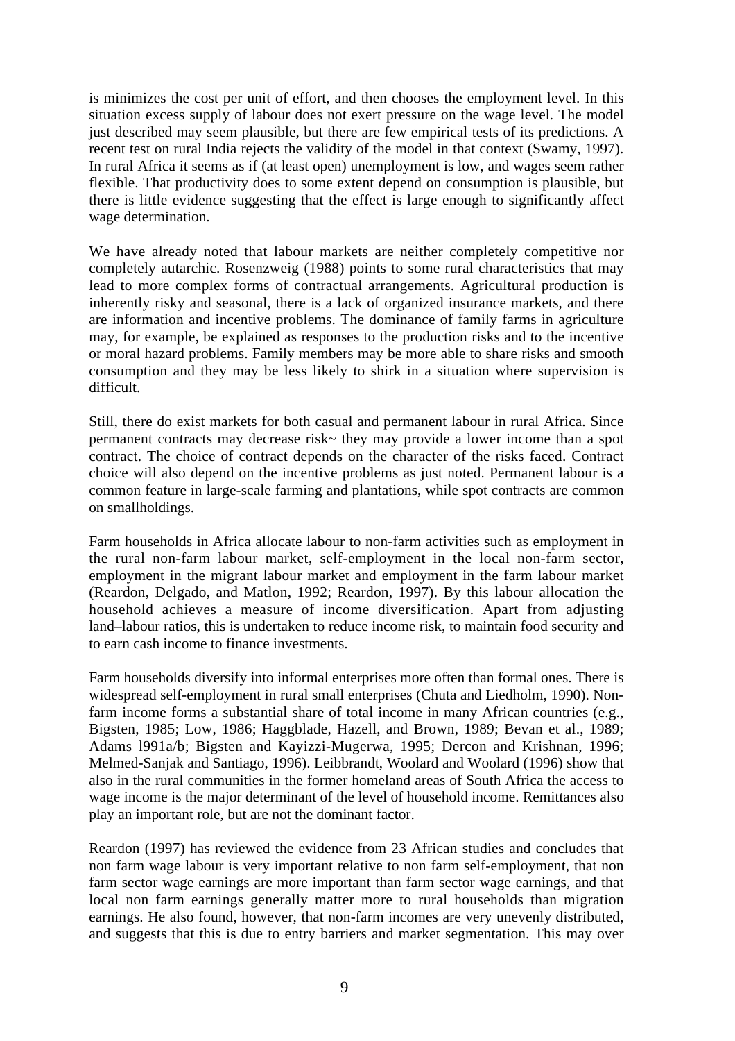is minimizes the cost per unit of effort, and then chooses the employment level. In this situation excess supply of labour does not exert pressure on the wage level. The model just described may seem plausible, but there are few empirical tests of its predictions. A recent test on rural India rejects the validity of the model in that context (Swamy, 1997). In rural Africa it seems as if (at least open) unemployment is low, and wages seem rather flexible. That productivity does to some extent depend on consumption is plausible, but there is little evidence suggesting that the effect is large enough to significantly affect wage determination.

We have already noted that labour markets are neither completely competitive nor completely autarchic. Rosenzweig (1988) points to some rural characteristics that may lead to more complex forms of contractual arrangements. Agricultural production is inherently risky and seasonal, there is a lack of organized insurance markets, and there are information and incentive problems. The dominance of family farms in agriculture may, for example, be explained as responses to the production risks and to the incentive or moral hazard problems. Family members may be more able to share risks and smooth consumption and they may be less likely to shirk in a situation where supervision is difficult.

Still, there do exist markets for both casual and permanent labour in rural Africa. Since permanent contracts may decrease risk~ they may provide a lower income than a spot contract. The choice of contract depends on the character of the risks faced. Contract choice will also depend on the incentive problems as just noted. Permanent labour is a common feature in large-scale farming and plantations, while spot contracts are common on smallholdings.

Farm households in Africa allocate labour to non-farm activities such as employment in the rural non-farm labour market, self-employment in the local non-farm sector, employment in the migrant labour market and employment in the farm labour market (Reardon, Delgado, and Matlon, 1992; Reardon, 1997). By this labour allocation the household achieves a measure of income diversification. Apart from adjusting land–labour ratios, this is undertaken to reduce income risk, to maintain food security and to earn cash income to finance investments.

Farm households diversify into informal enterprises more often than formal ones. There is widespread self-employment in rural small enterprises (Chuta and Liedholm, 1990). Non-farm income forms a substantial share of total income in many African countries (e.g., Bigsten, 1985; Low, 1986; Haggblade, Hazell, and Brown, 1989; Bevan et al., 1989; Adams l991a/b; Bigsten and Kayizzi-Mugerwa, 1995; Dercon and Krishnan, 1996; Melmed-Sanjak and Santiago, 1996). Leibbrandt, Woolard and Woolard (1996) show that also in the rural communities in the former homeland areas of South Africa the access to wage income is the major determinant of the level of household income. Remittances also play an important role, but are not the dominant factor.

Reardon (1997) has reviewed the evidence from 23 African studies and concludes that non farm wage labour is very important relative to non farm self-employment, that non farm sector wage earnings are more important than farm sector wage earnings, and that local non farm earnings generally matter more to rural households than migration earnings. He also found, however, that non-farm incomes are very unevenly distributed, and suggests that this is due to entry barriers and market segmentation. This may over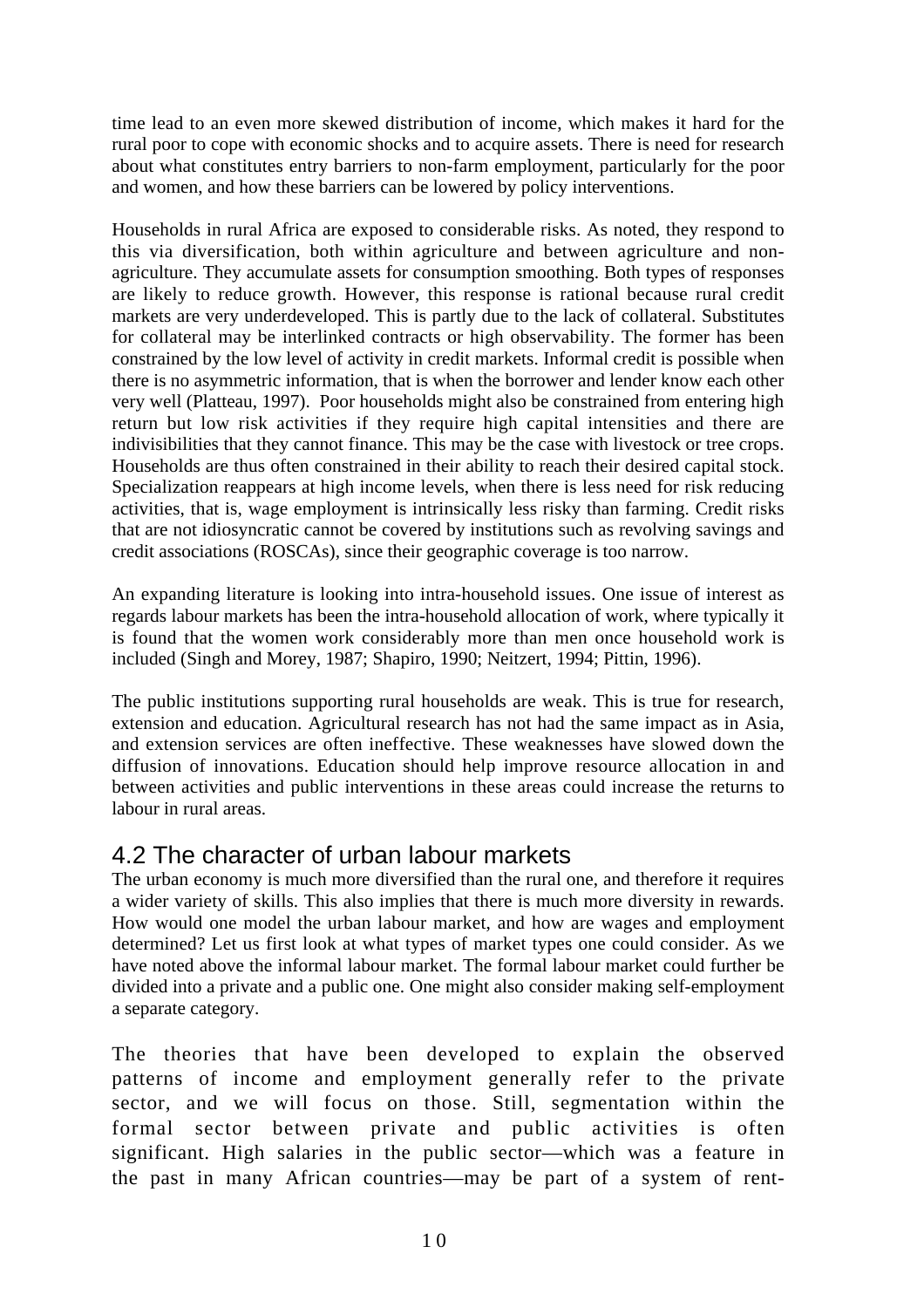time lead to an even more skewed distribution of income, which makes it hard for the rural poor to cope with economic shocks and to acquire assets. There is need for research about what constitutes entry barriers to non-farm employment, particularly for the poor and women, and how these barriers can be lowered by policy interventions.

Households in rural Africa are exposed to considerable risks. As noted, they respond to this via diversification, both within agriculture and between agriculture and non-agriculture. They accumulate assets for consumption smoothing. Both types of responses are likely to reduce growth. However, this response is rational because rural credit markets are very underdeveloped. This is partly due to the lack of collateral. Substitutes for collateral may be interlinked contracts or high observability. The former has been constrained by the low level of activity in credit markets. Informal credit is possible when there is no asymmetric information, that is when the borrower and lender know each other very well (Platteau, 1997). Poor households might also be constrained from entering high return but low risk activities if they require high capital intensities and there are indivisibilities that they cannot finance. This may be the case with livestock or tree crops. Households are thus often constrained in their ability to reach their desired capital stock. Specialization reappears at high income levels, when there is less need for risk reducing activities, that is, wage employment is intrinsically less risky than farming. Credit risks that are not idiosyncratic cannot be covered by institutions such as revolving savings and credit associations (ROSCAs), since their geographic coverage is too narrow.

An expanding literature is looking into intra-household issues. One issue of interest as regards labour markets has been the intra-household allocation of work, where typically it is found that the women work considerably more than men once household work is included (Singh and Morey, 1987; Shapiro, 1990; Neitzert, 1994; Pittin, 1996).

The public institutions supporting rural households are weak. This is true for research, extension and education. Agricultural research has not had the same impact as in Asia, and extension services are often ineffective. These weaknesses have slowed down the diffusion of innovations. Education should help improve resource allocation in and between activities and public interventions in these areas could increase the returns to labour in rural areas.

## 4.2 The character of urban labour markets

The urban economy is much more diversified than the rural one, and therefore it requires a wider variety of skills. This also implies that there is much more diversity in rewards. How would one model the urban labour market, and how are wages and employment determined? Let us first look at what types of market types one could consider. As we have noted above the informal labour market. The formal labour market could further be divided into a private and a public one. One might also consider making self-employment a separate category.

The theories that have been developed to explain the observed patterns of income and employment generally refer to the private sector, and we will focus on those. Still, segmentation within the formal sector between private and public activities is often significant. High salaries in the public sector—which was a feature in the past in many African countries—may be part of a system of rent-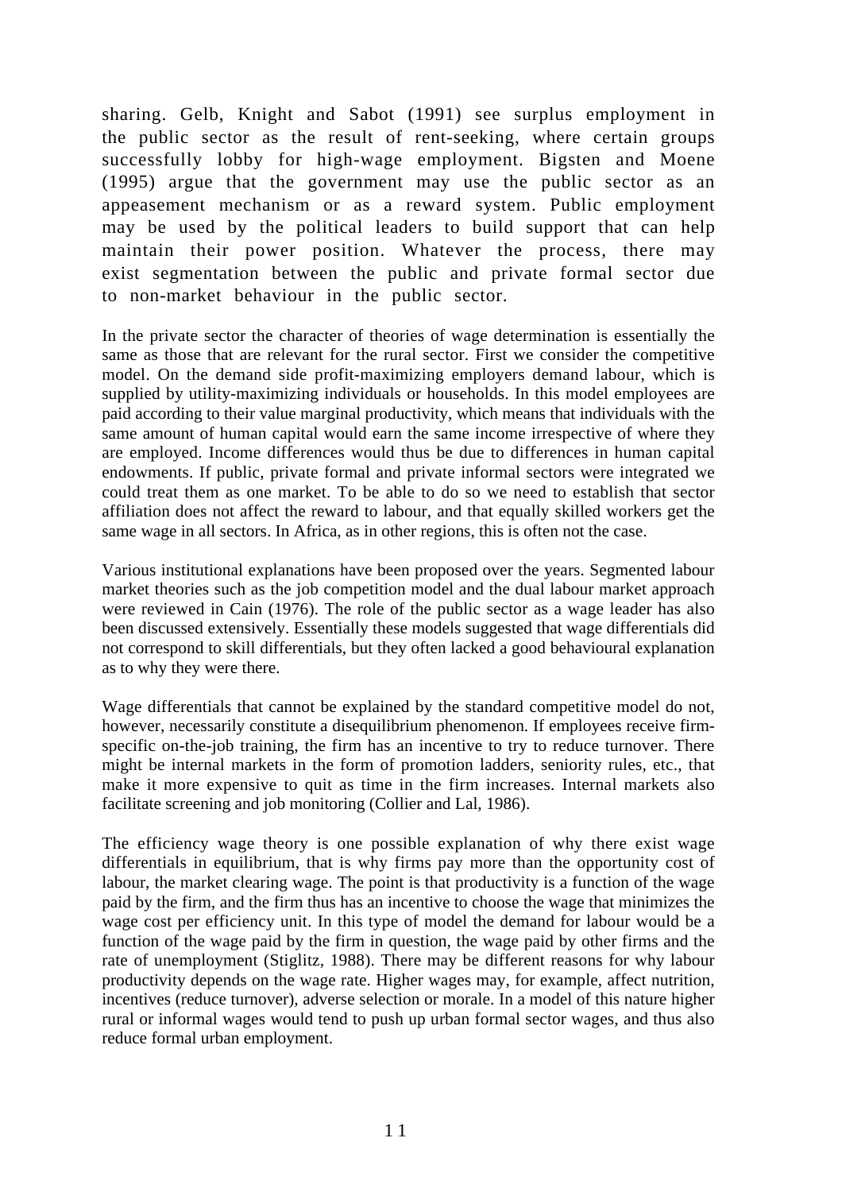sharing. Gelb, Knight and Sabot (1991) see surplus employment in the public sector as the result of rent-seeking, where certain groups successfully lobby for high-wage employment. Bigsten and Moene (1995) argue that the government may use the public sector as an appeasement mechanism or as a reward system. Public employment may be used by the political leaders to build support that can help maintain their power position. Whatever the process, there may exist segmentation between the public and private formal sector due to non-market behaviour in the public sector.

In the private sector the character of theories of wage determination is essentially the same as those that are relevant for the rural sector. First we consider the competitive model. On the demand side profit-maximizing employers demand labour, which is supplied by utility-maximizing individuals or households. In this model employees are paid according to their value marginal productivity, which means that individuals with the same amount of human capital would earn the same income irrespective of where they are employed. Income differences would thus be due to differences in human capital endowments. If public, private formal and private informal sectors were integrated we could treat them as one market. To be able to do so we need to establish that sector affiliation does not affect the reward to labour, and that equally skilled workers get the same wage in all sectors. In Africa, as in other regions, this is often not the case.

Various institutional explanations have been proposed over the years. Segmented labour market theories such as the job competition model and the dual labour market approach were reviewed in Cain (1976). The role of the public sector as a wage leader has also been discussed extensively. Essentially these models suggested that wage differentials did not correspond to skill differentials, but they often lacked a good behavioural explanation as to why they were there.

Wage differentials that cannot be explained by the standard competitive model do not, however, necessarily constitute a disequilibrium phenomenon. If employees receive firm-specific on-the-job training, the firm has an incentive to try to reduce turnover. There might be internal markets in the form of promotion ladders, seniority rules, etc., that make it more expensive to quit as time in the firm increases. Internal markets also facilitate screening and job monitoring (Collier and Lal, 1986).

The efficiency wage theory is one possible explanation of why there exist wage differentials in equilibrium, that is why firms pay more than the opportunity cost of labour, the market clearing wage. The point is that productivity is a function of the wage paid by the firm, and the firm thus has an incentive to choose the wage that minimizes the wage cost per efficiency unit. In this type of model the demand for labour would be a function of the wage paid by the firm in question, the wage paid by other firms and the rate of unemployment (Stiglitz, 1988). There may be different reasons for why labour productivity depends on the wage rate. Higher wages may, for example, affect nutrition, incentives (reduce turnover), adverse selection or morale. In a model of this nature higher rural or informal wages would tend to push up urban formal sector wages, and thus also reduce formal urban employment.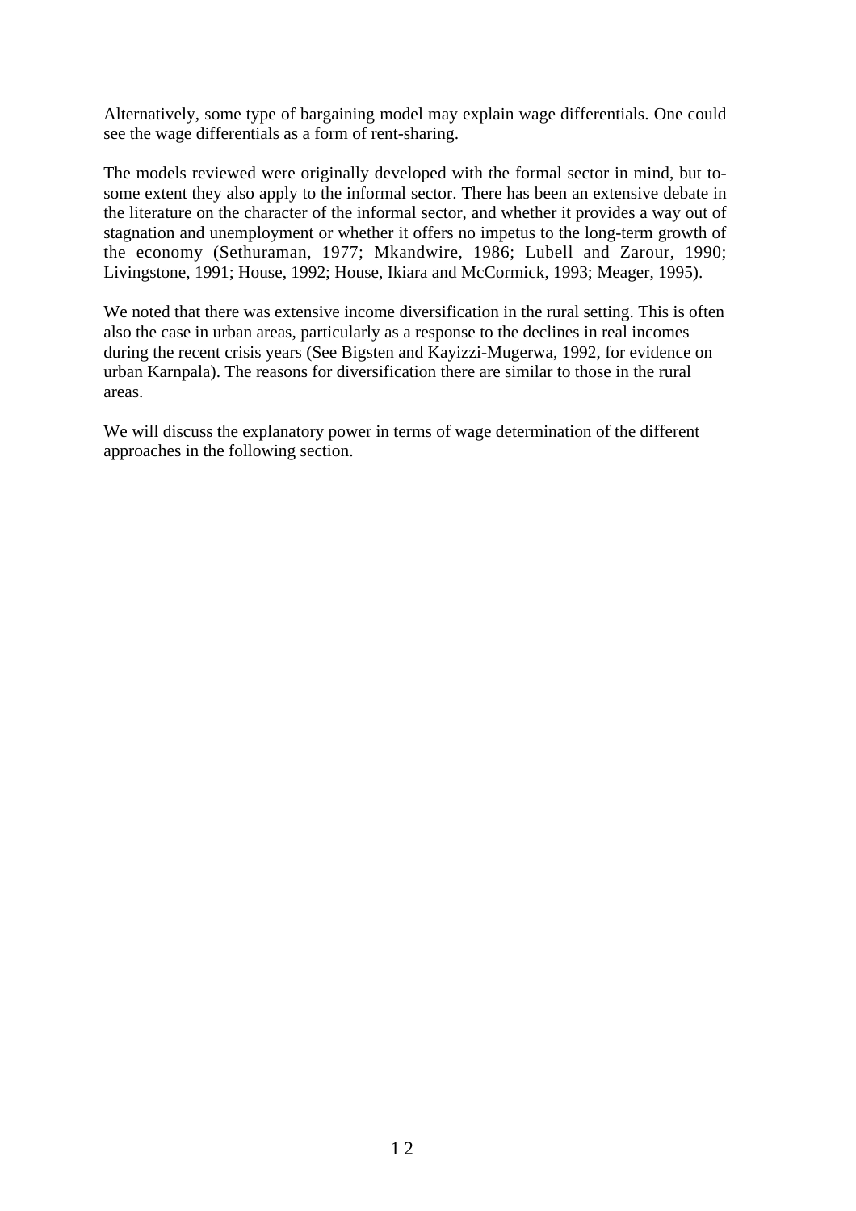Alternatively, some type of bargaining model may explain wage differentials. One could see the wage differentials as a form of rent-sharing.

The models reviewed were originally developed with the formal sector in mind, but to some extent they also apply to the informal sector. There has been an extensive debate in the literature on the character of the informal sector, and whether it provides a way out of stagnation and unemployment or whether it offers no impetus to the long-term growth of the economy (Sethuraman, 1977; Mkandwire, 1986; Lubell and Zarour, 1990; Livingstone, 1991; House, 1992; House, Ikiara and McCormick, 1993; Meager, 1995).

We noted that there was extensive income diversification in the rural setting. This is often also the case in urban areas, particularly as a response to the declines in real incomes during the recent crisis years (See Bigsten and Kayizzi-Mugerwa, 1992, for evidence on urban Karnpala). The reasons for diversification there are similar to those in the rural areas.

We will discuss the explanatory power in terms of wage determination of the different approaches in the following section.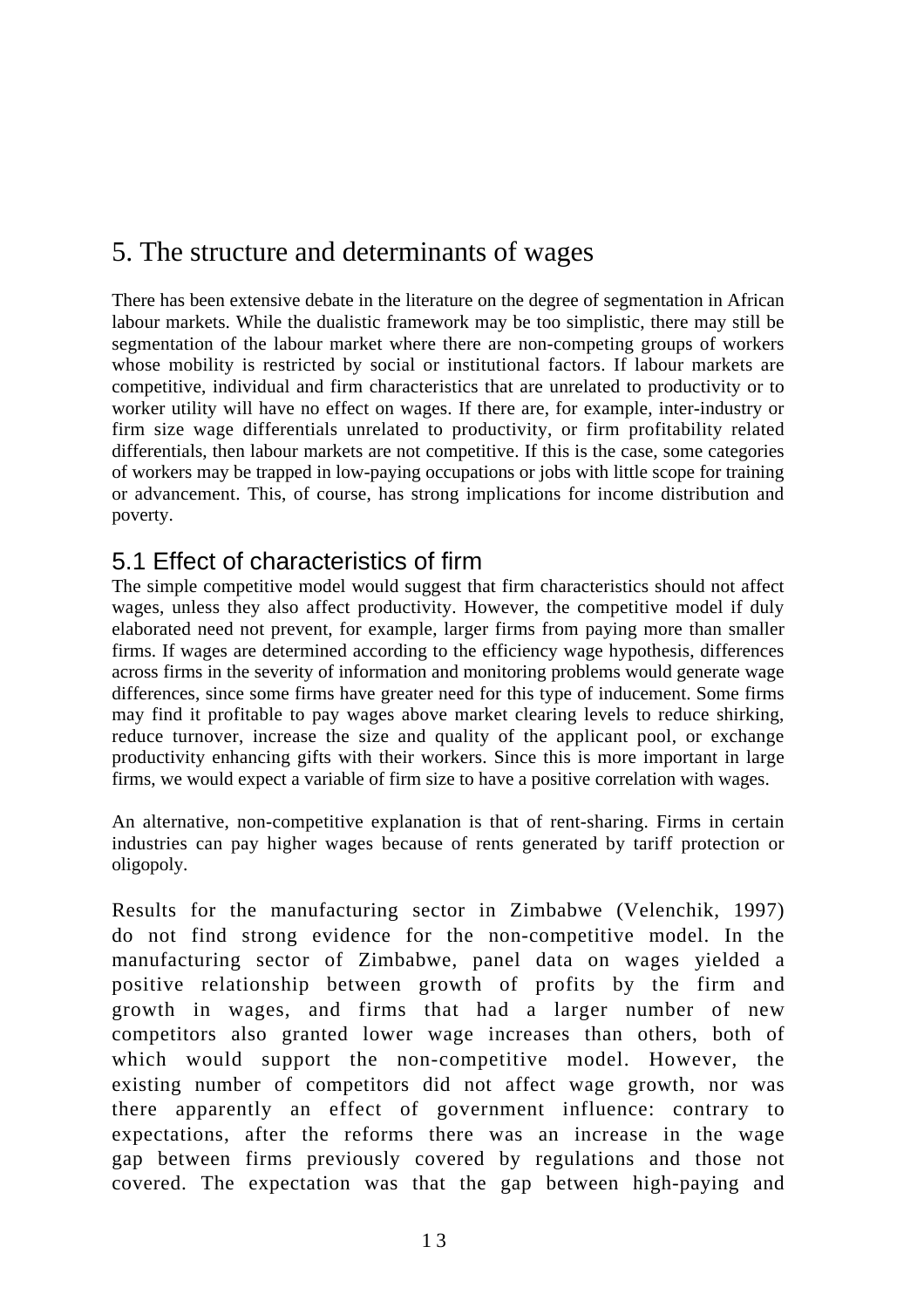# 5. The structure and determinants of wages

There has been extensive debate in the literature on the degree of segmentation in African labour markets. While the dualistic framework may be too simplistic, there may still be segmentation of the labour market where there are non-competing groups of workers whose mobility is restricted by social or institutional factors. If labour markets are competitive, individual and firm characteristics that are unrelated to productivity or to worker utility will have no effect on wages. If there are, for example, inter-industry or firm size wage differentials unrelated to productivity, or firm profitability related differentials, then labour markets are not competitive. If this is the case, some categories of workers may be trapped in low-paying occupations or jobs with little scope for training or advancement. This, of course, has strong implications for income distribution and poverty.

## 5.1 Effect of characteristics of firm

The simple competitive model would suggest that firm characteristics should not affect wages, unless they also affect productivity. However, the competitive model if duly elaborated need not prevent, for example, larger firms from paying more than smaller firms. If wages are determined according to the efficiency wage hypothesis, differences across firms in the severity of information and monitoring problems would generate wage differences, since some firms have greater need for this type of inducement. Some firms may find it profitable to pay wages above market clearing levels to reduce shirking, reduce turnover, increase the size and quality of the applicant pool, or exchange productivity enhancing gifts with their workers. Since this is more important in large firms, we would expect a variable of firm size to have a positive correlation with wages.

An alternative, non-competitive explanation is that of rent-sharing. Firms in certain industries can pay higher wages because of rents generated by tariff protection or oligopoly.

Results for the manufacturing sector in Zimbabwe (Velenchik, 1997) do not find strong evidence for the non-competitive model. In the manufacturing sector of Zimbabwe, panel data on wages yielded a positive relationship between growth of profits by the firm and growth in wages, and firms that had a larger number of new competitors also granted lower wage increases than others, both of which would support the non-competitive model. However, the existing number of competitors did not affect wage growth, nor was there apparently an effect of government influence: contrary to expectations, after the reforms there was an increase in the wage gap between firms previously covered by regulations and those not covered. The expectation was that the gap between high-paying and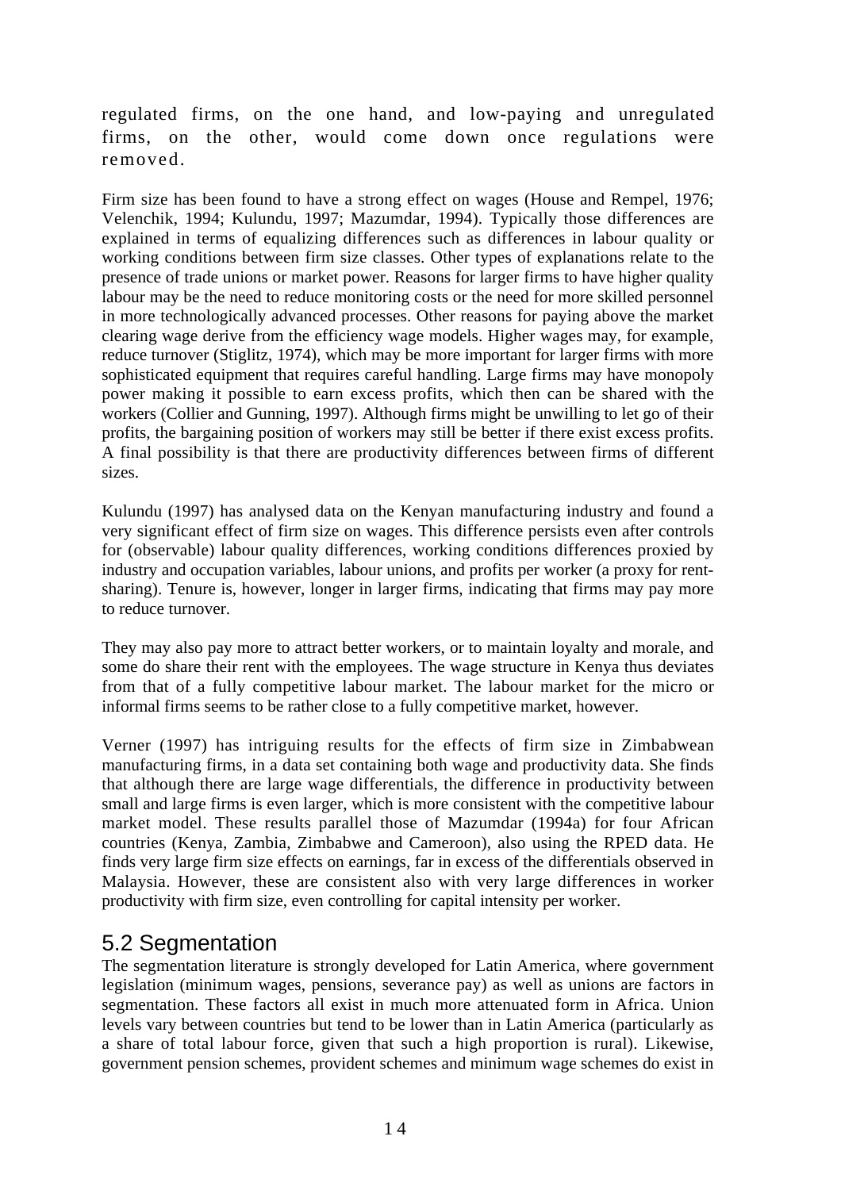regulated firms, on the one hand, and low-paying and unregulated firms, on the other, would come down once regulations were removed.

Firm size has been found to have a strong effect on wages (House and Rempel, 1976; Velenchik, 1994; Kulundu, 1997; Mazumdar, 1994). Typically those differences are explained in terms of equalizing differences such as differences in labour quality or working conditions between firm size classes. Other types of explanations relate to the presence of trade unions or market power. Reasons for larger firms to have higher quality labour may be the need to reduce monitoring costs or the need for more skilled personnel in more technologically advanced processes. Other reasons for paying above the market clearing wage derive from the efficiency wage models. Higher wages may, for example, reduce turnover (Stiglitz, 1974), which may be more important for larger firms with more sophisticated equipment that requires careful handling. Large firms may have monopoly power making it possible to earn excess profits, which then can be shared with the workers (Collier and Gunning, 1997). Although firms might be unwilling to let go of their profits, the bargaining position of workers may still be better if there exist excess profits. A final possibility is that there are productivity differences between firms of different sizes.

Kulundu (1997) has analysed data on the Kenyan manufacturing industry and found a very significant effect of firm size on wages. This difference persists even after controls for (observable) labour quality differences, working conditions differences proxied by industry and occupation variables, labour unions, and profits per worker (a proxy for rent-sharing). Tenure is, however, longer in larger firms, indicating that firms may pay more to reduce turnover.

They may also pay more to attract better workers, or to maintain loyalty and morale, and some do share their rent with the employees. The wage structure in Kenya thus deviates from that of a fully competitive labour market. The labour market for the micro or informal firms seems to be rather close to a fully competitive market, however.

Verner (1997) has intriguing results for the effects of firm size in Zimbabwean manufacturing firms, in a data set containing both wage and productivity data. She finds that although there are large wage differentials, the difference in productivity between small and large firms is even larger, which is more consistent with the competitive labour market model. These results parallel those of Mazumdar (1994a) for four African countries (Kenya, Zambia, Zimbabwe and Cameroon), also using the RPED data. He finds very large firm size effects on earnings, far in excess of the differentials observed in Malaysia. However, these are consistent also with very large differences in worker productivity with firm size, even controlling for capital intensity per worker.

## 5.2 Segmentation

The segmentation literature is strongly developed for Latin America, where government legislation (minimum wages, pensions, severance pay) as well as unions are factors in segmentation. These factors all exist in much more attenuated form in Africa. Union levels vary between countries but tend to be lower than in Latin America (particularly as a share of total labour force, given that such a high proportion is rural). Likewise, government pension schemes, provident schemes and minimum wage schemes do exist in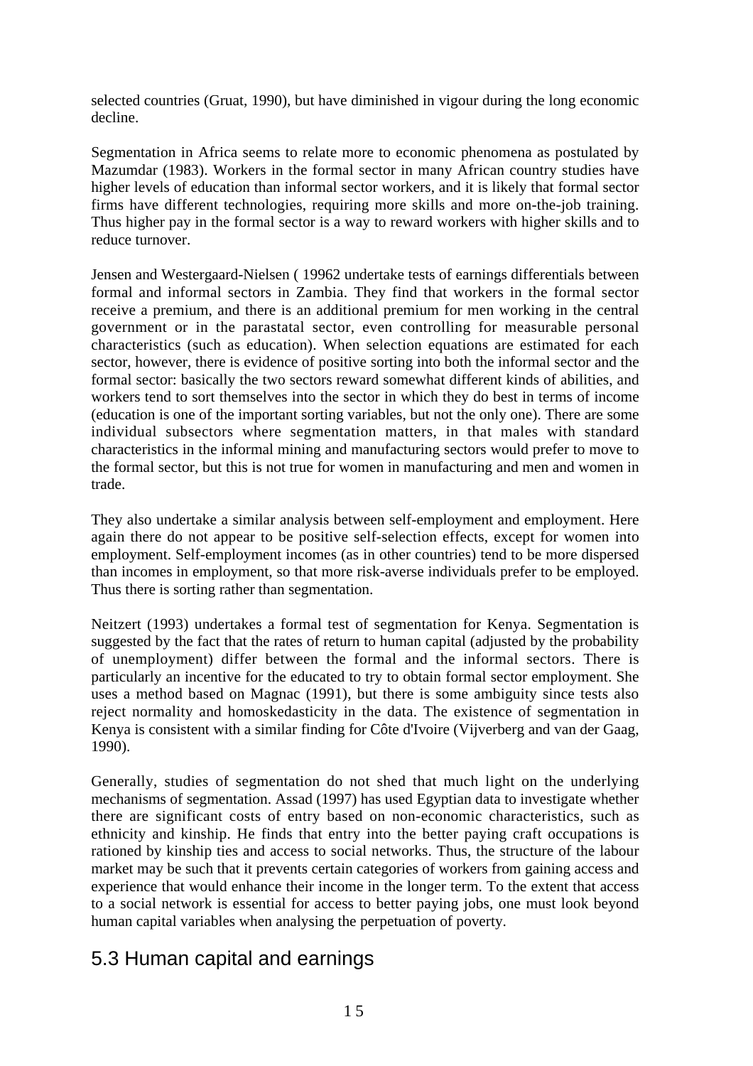selected countries (Gruat, 1990), but have diminished in vigour during the long economic decline.

Segmentation in Africa seems to relate more to economic phenomena as postulated by Mazumdar (1983). Workers in the formal sector in many African country studies have higher levels of education than informal sector workers, and it is likely that formal sector firms have different technologies, requiring more skills and more on-the-job training. Thus higher pay in the formal sector is a way to reward workers with higher skills and to reduce turnover.

Jensen and Westergaard-Nielsen ( 19962 undertake tests of earnings differentials between formal and informal sectors in Zambia. They find that workers in the formal sector receive a premium, and there is an additional premium for men working in the central government or in the parastatal sector, even controlling for measurable personal characteristics (such as education). When selection equations are estimated for each sector, however, there is evidence of positive sorting into both the informal sector and the formal sector: basically the two sectors reward somewhat different kinds of abilities, and workers tend to sort themselves into the sector in which they do best in terms of income (education is one of the important sorting variables, but not the only one). There are some individual subsectors where segmentation matters, in that males with standard characteristics in the informal mining and manufacturing sectors would prefer to move to the formal sector, but this is not true for women in manufacturing and men and women in trade.

They also undertake a similar analysis between self-employment and employment. Here again there do not appear to be positive self-selection effects, except for women into employment. Self-employment incomes (as in other countries) tend to be more dispersed than incomes in employment, so that more risk-averse individuals prefer to be employed. Thus there is sorting rather than segmentation.

Neitzert (1993) undertakes a formal test of segmentation for Kenya. Segmentation is suggested by the fact that the rates of return to human capital (adjusted by the probability of unemployment) differ between the formal and the informal sectors. There is particularly an incentive for the educated to try to obtain formal sector employment. She uses a method based on Magnac (1991), but there is some ambiguity since tests also reject normality and homoskedasticity in the data. The existence of segmentation in Kenya is consistent with a similar finding for Côte d'Ivoire (Vijverberg and van der Gaag, 1990).

Generally, studies of segmentation do not shed that much light on the underlying mechanisms of segmentation. Assad (1997) has used Egyptian data to investigate whether there are significant costs of entry based on non-economic characteristics, such as ethnicity and kinship. He finds that entry into the better paying craft occupations is rationed by kinship ties and access to social networks. Thus, the structure of the labour market may be such that it prevents certain categories of workers from gaining access and experience that would enhance their income in the longer term. To the extent that access to a social network is essential for access to better paying jobs, one must look beyond human capital variables when analysing the perpetuation of poverty.

## 5.3 Human capital and earnings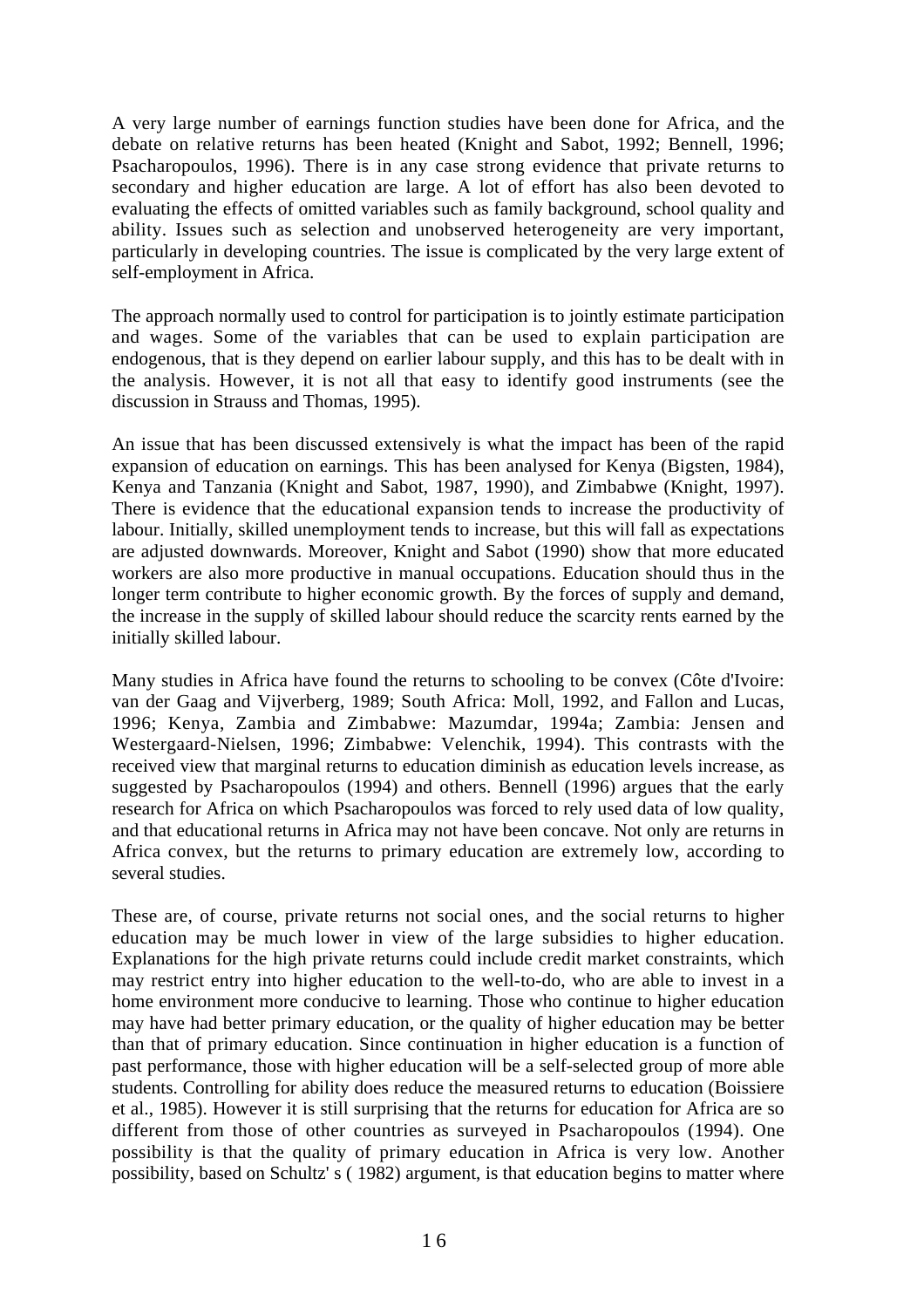A very large number of earnings function studies have been done for Africa, and the debate on relative returns has been heated (Knight and Sabot, 1992; Bennell, 1996; Psacharopoulos, 1996). There is in any case strong evidence that private returns to secondary and higher education are large. A lot of effort has also been devoted to evaluating the effects of omitted variables such as family background, school quality and ability. Issues such as selection and unobserved heterogeneity are very important, particularly in developing countries. The issue is complicated by the very large extent of self-employment in Africa.

The approach normally used to control for participation is to jointly estimate participation and wages. Some of the variables that can be used to explain participation are endogenous, that is they depend on earlier labour supply, and this has to be dealt with in the analysis. However, it is not all that easy to identify good instruments (see the discussion in Strauss and Thomas, 1995).

An issue that has been discussed extensively is what the impact has been of the rapid expansion of education on earnings. This has been analysed for Kenya (Bigsten, 1984), Kenya and Tanzania (Knight and Sabot, 1987, 1990), and Zimbabwe (Knight, 1997). There is evidence that the educational expansion tends to increase the productivity of labour. Initially, skilled unemployment tends to increase, but this will fall as expectations are adjusted downwards. Moreover, Knight and Sabot (1990) show that more educated workers are also more productive in manual occupations. Education should thus in the longer term contribute to higher economic growth. By the forces of supply and demand, the increase in the supply of skilled labour should reduce the scarcity rents earned by the initially skilled labour.

Many studies in Africa have found the returns to schooling to be convex (Côte d'Ivoire: van der Gaag and Vijverberg, 1989; South Africa: Moll, 1992, and Fallon and Lucas, 1996; Kenya, Zambia and Zimbabwe: Mazumdar, 1994a; Zambia: Jensen and Westergaard-Nielsen, 1996; Zimbabwe: Velenchik, 1994). This contrasts with the received view that marginal returns to education diminish as education levels increase, as suggested by Psacharopoulos (1994) and others. Bennell (1996) argues that the early research for Africa on which Psacharopoulos was forced to rely used data of low quality, and that educational returns in Africa may not have been concave. Not only are returns in Africa convex, but the returns to primary education are extremely low, according to several studies.

These are, of course, private returns not social ones, and the social returns to higher education may be much lower in view of the large subsidies to higher education. Explanations for the high private returns could include credit market constraints, which may restrict entry into higher education to the well-to-do, who are able to invest in a home environment more conducive to learning. Those who continue to higher education may have had better primary education, or the quality of higher education may be better than that of primary education. Since continuation in higher education is a function of past performance, those with higher education will be a self-selected group of more able students. Controlling for ability does reduce the measured returns to education (Boissiere et al., 1985). However it is still surprising that the returns for education for Africa are so different from those of other countries as surveyed in Psacharopoulos (1994). One possibility is that the quality of primary education in Africa is very low. Another possibility, based on Schultz' s ( 1982) argument, is that education begins to matter where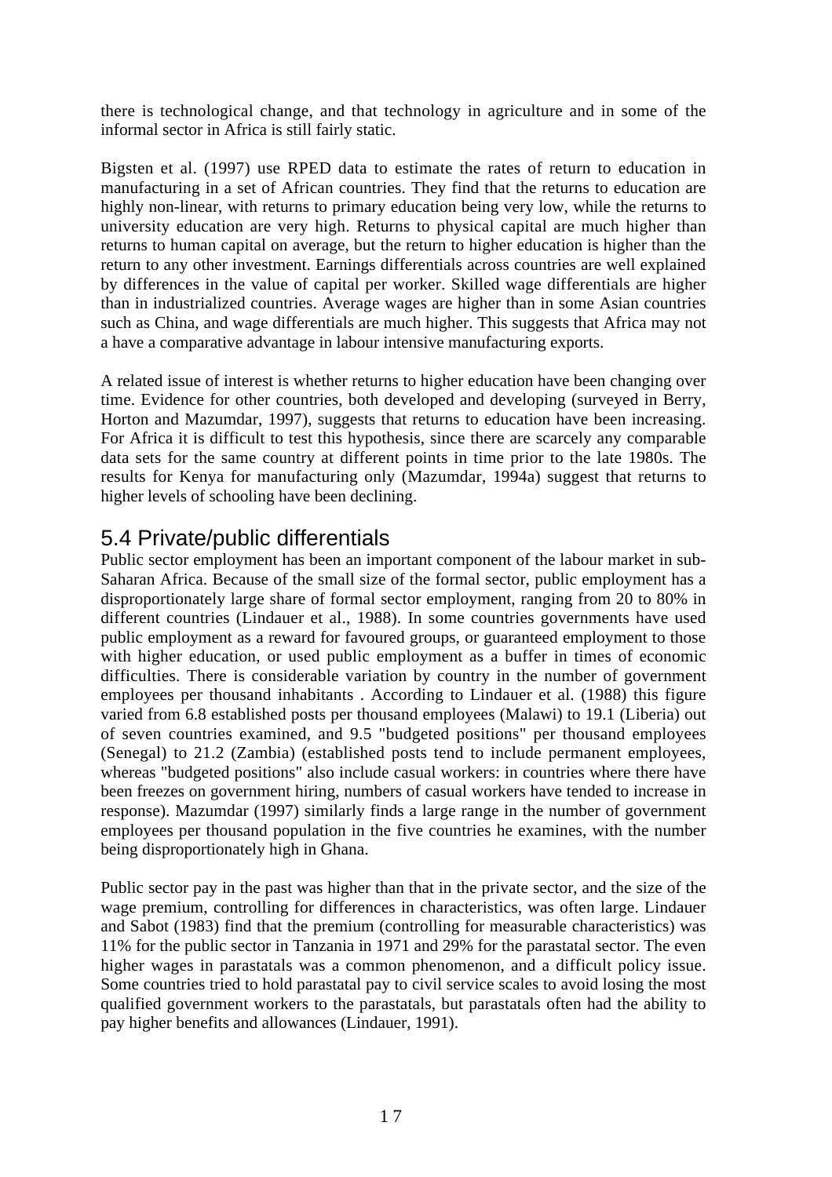there is technological change, and that technology in agriculture and in some of the informal sector in Africa is still fairly static.

Bigsten et al. (1997) use RPED data to estimate the rates of return to education in manufacturing in a set of African countries. They find that the returns to education are highly non-linear, with returns to primary education being very low, while the returns to university education are very high. Returns to physical capital are much higher than returns to human capital on average, but the return to higher education is higher than the return to any other investment. Earnings differentials across countries are well explained by differences in the value of capital per worker. Skilled wage differentials are higher than in industrialized countries. Average wages are higher than in some Asian countries such as China, and wage differentials are much higher. This suggests that Africa may not a have a comparative advantage in labour intensive manufacturing exports.

A related issue of interest is whether returns to higher education have been changing over time. Evidence for other countries, both developed and developing (surveyed in Berry, Horton and Mazumdar, 1997), suggests that returns to education have been increasing. For Africa it is difficult to test this hypothesis, since there are scarcely any comparable data sets for the same country at different points in time prior to the late 1980s. The results for Kenya for manufacturing only (Mazumdar, 1994a) suggest that returns to higher levels of schooling have been declining.

## 5.4 Private/public differentials

Public sector employment has been an important component of the labour market in sub-Saharan Africa. Because of the small size of the formal sector, public employment has a disproportionately large share of formal sector employment, ranging from 20 to 80% in different countries (Lindauer et al., 1988). In some countries governments have used public employment as a reward for favoured groups, or guaranteed employment to those with higher education, or used public employment as a buffer in times of economic difficulties. There is considerable variation by country in the number of government employees per thousand inhabitants . According to Lindauer et al. (1988) this figure varied from 6.8 established posts per thousand employees (Malawi) to 19.1 (Liberia) out of seven countries examined, and 9.5 "budgeted positions" per thousand employees (Senegal) to 21.2 (Zambia) (established posts tend to include permanent employees, whereas "budgeted positions" also include casual workers: in countries where there have been freezes on government hiring, numbers of casual workers have tended to increase in response). Mazumdar (1997) similarly finds a large range in the number of government employees per thousand population in the five countries he examines, with the number being disproportionately high in Ghana.

Public sector pay in the past was higher than that in the private sector, and the size of the wage premium, controlling for differences in characteristics, was often large. Lindauer and Sabot (1983) find that the premium (controlling for measurable characteristics) was 11% for the public sector in Tanzania in 1971 and 29% for the parastatal sector. The even higher wages in parastatals was a common phenomenon, and a difficult policy issue. Some countries tried to hold parastatal pay to civil service scales to avoid losing the most qualified government workers to the parastatals, but parastatals often had the ability to pay higher benefits and allowances (Lindauer, 1991).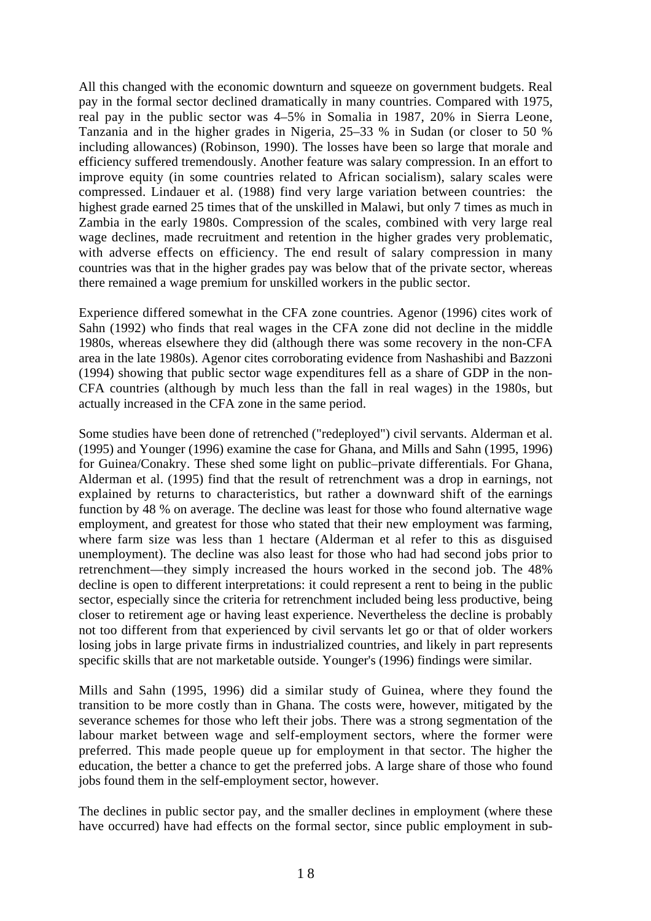All this changed with the economic downturn and squeeze on government budgets. Real pay in the formal sector declined dramatically in many countries. Compared with 1975, real pay in the public sector was 4–5% in Somalia in 1987, 20% in Sierra Leone, Tanzania and in the higher grades in Nigeria, 25–33 % in Sudan (or closer to 50 % including allowances) (Robinson, 1990). The losses have been so large that morale and efficiency suffered tremendously. Another feature was salary compression. In an effort to improve equity (in some countries related to African socialism), salary scales were compressed. Lindauer et al. (1988) find very large variation between countries: the highest grade earned 25 times that of the unskilled in Malawi, but only 7 times as much in Zambia in the early 1980s. Compression of the scales, combined with very large real wage declines, made recruitment and retention in the higher grades very problematic, with adverse effects on efficiency. The end result of salary compression in many countries was that in the higher grades pay was below that of the private sector, whereas there remained a wage premium for unskilled workers in the public sector.

Experience differed somewhat in the CFA zone countries. Agenor (1996) cites work of Sahn (1992) who finds that real wages in the CFA zone did not decline in the middle 1980s, whereas elsewhere they did (although there was some recovery in the non-CFA area in the late 1980s). Agenor cites corroborating evidence from Nashashibi and Bazzoni (1994) showing that public sector wage expenditures fell as a share of GDP in the non-CFA countries (although by much less than the fall in real wages) in the 1980s, but actually increased in the CFA zone in the same period.

Some studies have been done of retrenched ("redeployed") civil servants. Alderman et al. (1995) and Younger (1996) examine the case for Ghana, and Mills and Sahn (1995, 1996) for Guinea/Conakry. These shed some light on public–private differentials. For Ghana, Alderman et al. (1995) find that the result of retrenchment was a drop in earnings, not explained by returns to characteristics, but rather a downward shift of the earnings function by 48 % on average. The decline was least for those who found alternative wage employment, and greatest for those who stated that their new employment was farming, where farm size was less than 1 hectare (Alderman et al refer to this as disguised unemployment). The decline was also least for those who had had second jobs prior to retrenchment—they simply increased the hours worked in the second job. The 48% decline is open to different interpretations: it could represent a rent to being in the public sector, especially since the criteria for retrenchment included being less productive, being closer to retirement age or having least experience. Nevertheless the decline is probably not too different from that experienced by civil servants let go or that of older workers losing jobs in large private firms in industrialized countries, and likely in part represents specific skills that are not marketable outside. Younger's (1996) findings were similar.

Mills and Sahn (1995, 1996) did a similar study of Guinea, where they found the transition to be more costly than in Ghana. The costs were, however, mitigated by the severance schemes for those who left their jobs. There was a strong segmentation of the labour market between wage and self-employment sectors, where the former were preferred. This made people queue up for employment in that sector. The higher the education, the better a chance to get the preferred jobs. A large share of those who found jobs found them in the self-employment sector, however.

The declines in public sector pay, and the smaller declines in employment (where these have occurred) have had effects on the formal sector, since public employment in sub-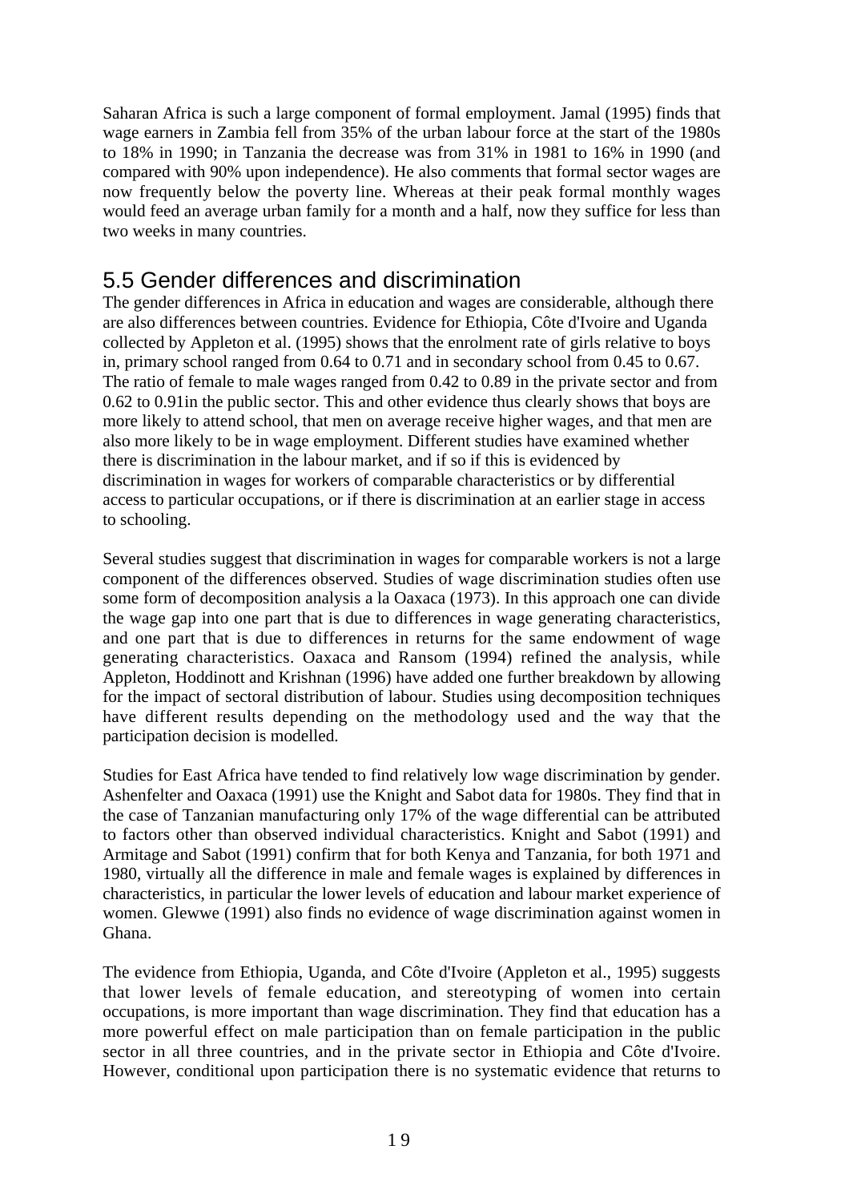Saharan Africa is such a large component of formal employment. Jamal (1995) finds that wage earners in Zambia fell from 35% of the urban labour force at the start of the 1980s to 18% in 1990; in Tanzania the decrease was from 31% in 1981 to 16% in 1990 (and compared with 90% upon independence). He also comments that formal sector wages are now frequently below the poverty line. Whereas at their peak formal monthly wages would feed an average urban family for a month and a half, now they suffice for less than two weeks in many countries.

## 5.5 Gender differences and discrimination

The gender differences in Africa in education and wages are considerable, although there are also differences between countries. Evidence for Ethiopia, Côte d'Ivoire and Uganda collected by Appleton et al. (1995) shows that the enrolment rate of girls relative to boys in, primary school ranged from 0.64 to 0.71 and in secondary school from 0.45 to 0.67. The ratio of female to male wages ranged from 0.42 to 0.89 in the private sector and from 0.62 to 0.91in the public sector. This and other evidence thus clearly shows that boys are more likely to attend school, that men on average receive higher wages, and that men are also more likely to be in wage employment. Different studies have examined whether there is discrimination in the labour market, and if so if this is evidenced by discrimination in wages for workers of comparable characteristics or by differential access to particular occupations, or if there is discrimination at an earlier stage in access to schooling.

Several studies suggest that discrimination in wages for comparable workers is not a large component of the differences observed. Studies of wage discrimination studies often use some form of decomposition analysis a la Oaxaca (1973). In this approach one can divide the wage gap into one part that is due to differences in wage generating characteristics, and one part that is due to differences in returns for the same endowment of wage generating characteristics. Oaxaca and Ransom (1994) refined the analysis, while Appleton, Hoddinott and Krishnan (1996) have added one further breakdown by allowing for the impact of sectoral distribution of labour. Studies using decomposition techniques have different results depending on the methodology used and the way that the participation decision is modelled.

Studies for East Africa have tended to find relatively low wage discrimination by gender. Ashenfelter and Oaxaca (1991) use the Knight and Sabot data for 1980s. They find that in the case of Tanzanian manufacturing only 17% of the wage differential can be attributed to factors other than observed individual characteristics. Knight and Sabot (1991) and Armitage and Sabot (1991) confirm that for both Kenya and Tanzania, for both 1971 and 1980, virtually all the difference in male and female wages is explained by differences in characteristics, in particular the lower levels of education and labour market experience of women. Glewwe (1991) also finds no evidence of wage discrimination against women in Ghana.

The evidence from Ethiopia, Uganda, and Côte d'Ivoire (Appleton et al., 1995) suggests that lower levels of female education, and stereotyping of women into certain occupations, is more important than wage discrimination. They find that education has a more powerful effect on male participation than on female participation in the public sector in all three countries, and in the private sector in Ethiopia and Côte d'Ivoire. However, conditional upon participation there is no systematic evidence that returns to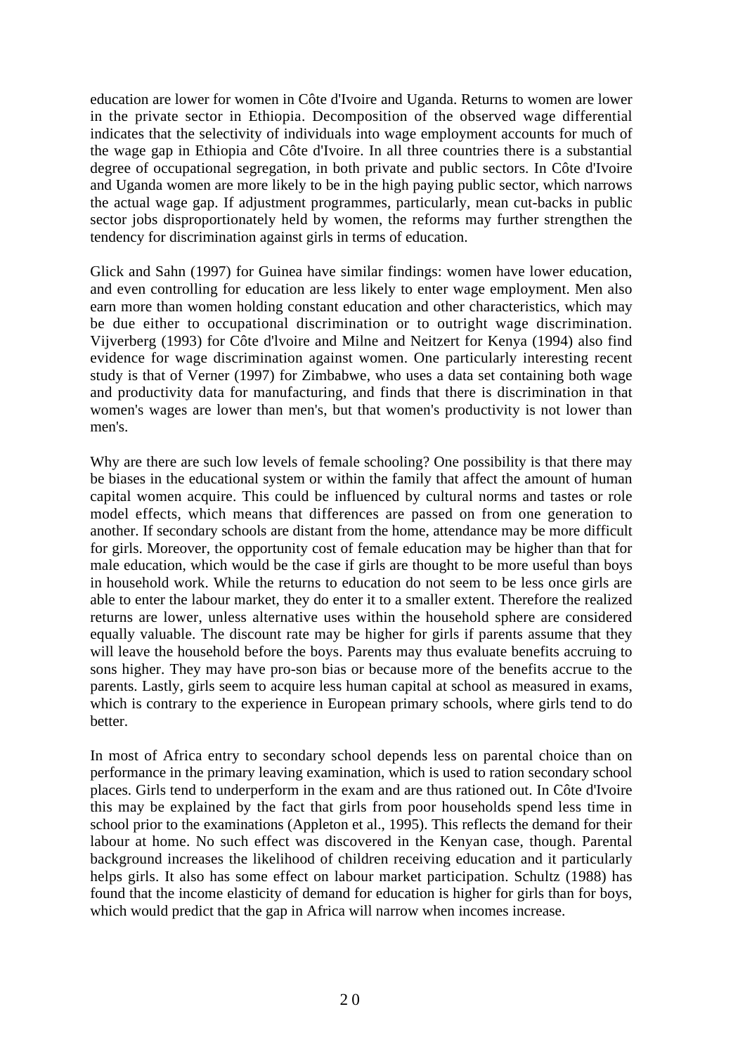education are lower for women in Côte d'Ivoire and Uganda. Returns to women are lower in the private sector in Ethiopia. Decomposition of the observed wage differential indicates that the selectivity of individuals into wage employment accounts for much of the wage gap in Ethiopia and Côte d'Ivoire. In all three countries there is a substantial degree of occupational segregation, in both private and public sectors. In Côte d'Ivoire and Uganda women are more likely to be in the high paying public sector, which narrows the actual wage gap. If adjustment programmes, particularly, mean cut-backs in public sector jobs disproportionately held by women, the reforms may further strengthen the tendency for discrimination against girls in terms of education.

Glick and Sahn (1997) for Guinea have similar findings: women have lower education, and even controlling for education are less likely to enter wage employment. Men also earn more than women holding constant education and other characteristics, which may be due either to occupational discrimination or to outright wage discrimination. Vijverberg (1993) for Côte d'lvoire and Milne and Neitzert for Kenya (1994) also find evidence for wage discrimination against women. One particularly interesting recent study is that of Verner (1997) for Zimbabwe, who uses a data set containing both wage and productivity data for manufacturing, and finds that there is discrimination in that women's wages are lower than men's, but that women's productivity is not lower than men's.

Why are there are such low levels of female schooling? One possibility is that there may be biases in the educational system or within the family that affect the amount of human capital women acquire. This could be influenced by cultural norms and tastes or role model effects, which means that differences are passed on from one generation to another. If secondary schools are distant from the home, attendance may be more difficult for girls. Moreover, the opportunity cost of female education may be higher than that for male education, which would be the case if girls are thought to be more useful than boys in household work. While the returns to education do not seem to be less once girls are able to enter the labour market, they do enter it to a smaller extent. Therefore the realized returns are lower, unless alternative uses within the household sphere are considered equally valuable. The discount rate may be higher for girls if parents assume that they will leave the household before the boys. Parents may thus evaluate benefits accruing to sons higher. They may have pro-son bias or because more of the benefits accrue to the parents. Lastly, girls seem to acquire less human capital at school as measured in exams, which is contrary to the experience in European primary schools, where girls tend to do better.

In most of Africa entry to secondary school depends less on parental choice than on performance in the primary leaving examination, which is used to ration secondary school places. Girls tend to underperform in the exam and are thus rationed out. In Côte d'Ivoire this may be explained by the fact that girls from poor households spend less time in school prior to the examinations (Appleton et al., 1995). This reflects the demand for their labour at home. No such effect was discovered in the Kenyan case, though. Parental background increases the likelihood of children receiving education and it particularly helps girls. It also has some effect on labour market participation. Schultz (1988) has found that the income elasticity of demand for education is higher for girls than for boys, which would predict that the gap in Africa will narrow when incomes increase.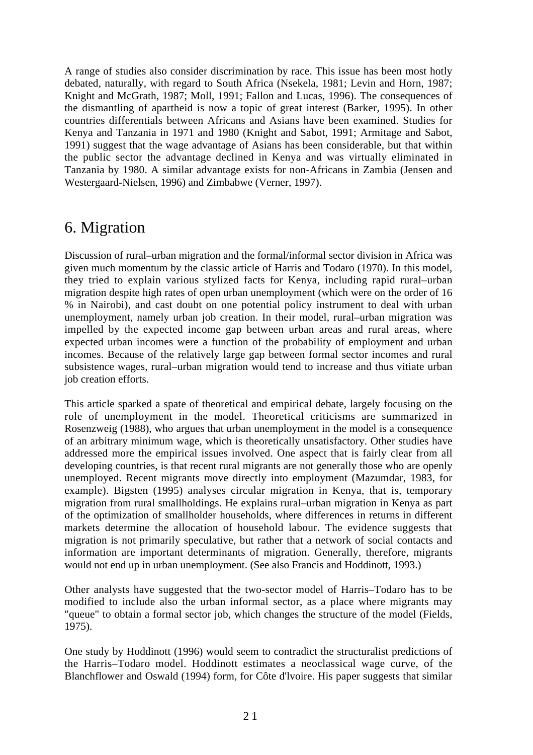A range of studies also consider discrimination by race. This issue has been most hotly debated, naturally, with regard to South Africa (Nsekela, 1981; Levin and Horn, 1987; Knight and McGrath, 1987; Moll, 1991; Fallon and Lucas, 1996). The consequences of the dismantling of apartheid is now a topic of great interest (Barker, 1995). In other countries differentials between Africans and Asians have been examined. Studies for Kenya and Tanzania in 1971 and 1980 (Knight and Sabot, 1991; Armitage and Sabot, 1991) suggest that the wage advantage of Asians has been considerable, but that within the public sector the advantage declined in Kenya and was virtually eliminated in Tanzania by 1980. A similar advantage exists for non-Africans in Zambia (Jensen and Westergaard-Nielsen, 1996) and Zimbabwe (Verner, 1997).

# 6. Migration

Discussion of rural–urban migration and the formal/informal sector division in Africa was given much momentum by the classic article of Harris and Todaro (1970). In this model, they tried to explain various stylized facts for Kenya, including rapid rural–urban migration despite high rates of open urban unemployment (which were on the order of 16 % in Nairobi), and cast doubt on one potential policy instrument to deal with urban unemployment, namely urban job creation. In their model, rural–urban migration was impelled by the expected income gap between urban areas and rural areas, where expected urban incomes were a function of the probability of employment and urban incomes. Because of the relatively large gap between formal sector incomes and rural subsistence wages, rural–urban migration would tend to increase and thus vitiate urban job creation efforts.

This article sparked a spate of theoretical and empirical debate, largely focusing on the role of unemployment in the model. Theoretical criticisms are summarized in Rosenzweig (1988), who argues that urban unemployment in the model is a consequence of an arbitrary minimum wage, which is theoretically unsatisfactory. Other studies have addressed more the empirical issues involved. One aspect that is fairly clear from all developing countries, is that recent rural migrants are not generally those who are openly unemployed. Recent migrants move directly into employment (Mazumdar, 1983, for example). Bigsten (1995) analyses circular migration in Kenya, that is, temporary migration from rural smallholdings. He explains rural–urban migration in Kenya as part of the optimization of smallholder households, where differences in returns in different markets determine the allocation of household labour. The evidence suggests that migration is not primarily speculative, but rather that a network of social contacts and information are important determinants of migration. Generally, therefore, migrants would not end up in urban unemployment. (See also Francis and Hoddinott, 1993.)

Other analysts have suggested that the two-sector model of Harris–Todaro has to be modified to include also the urban informal sector, as a place where migrants may "queue" to obtain a formal sector job, which changes the structure of the model (Fields, 1975).

One study by Hoddinott (1996) would seem to contradict the structuralist predictions of the Harris–Todaro model. Hoddinott estimates a neoclassical wage curve, of the Blanchflower and Oswald (1994) form, for Côte d'lvoire. His paper suggests that similar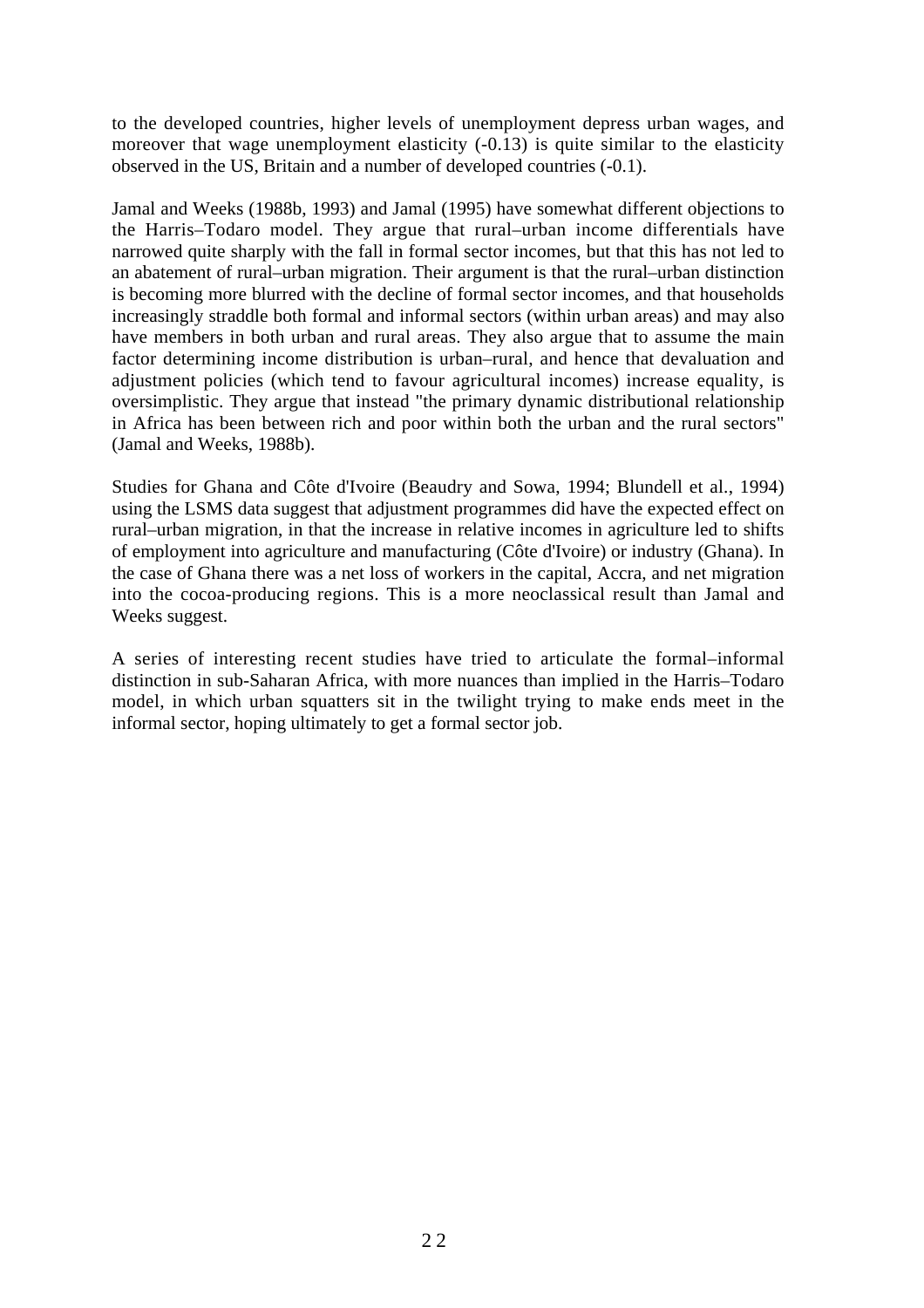to the developed countries, higher levels of unemployment depress urban wages, and moreover that wage unemployment elasticity (-0.13) is quite similar to the elasticity observed in the US, Britain and a number of developed countries (-0.1).

Jamal and Weeks (1988b, 1993) and Jamal (1995) have somewhat different objections to the Harris–Todaro model. They argue that rural–urban income differentials have narrowed quite sharply with the fall in formal sector incomes, but that this has not led to an abatement of rural–urban migration. Their argument is that the rural–urban distinction is becoming more blurred with the decline of formal sector incomes, and that households increasingly straddle both formal and informal sectors (within urban areas) and may also have members in both urban and rural areas. They also argue that to assume the main factor determining income distribution is urban–rural, and hence that devaluation and adjustment policies (which tend to favour agricultural incomes) increase equality, is oversimplistic. They argue that instead "the primary dynamic distributional relationship in Africa has been between rich and poor within both the urban and the rural sectors" (Jamal and Weeks, 1988b).

Studies for Ghana and Côte d'Ivoire (Beaudry and Sowa, 1994; Blundell et al., 1994) using the LSMS data suggest that adjustment programmes did have the expected effect on rural–urban migration, in that the increase in relative incomes in agriculture led to shifts of employment into agriculture and manufacturing (Côte d'Ivoire) or industry (Ghana). In the case of Ghana there was a net loss of workers in the capital, Accra, and net migration into the cocoa-producing regions. This is a more neoclassical result than Jamal and Weeks suggest.

A series of interesting recent studies have tried to articulate the formal–informal distinction in sub-Saharan Africa, with more nuances than implied in the Harris–Todaro model, in which urban squatters sit in the twilight trying to make ends meet in the informal sector, hoping ultimately to get a formal sector job.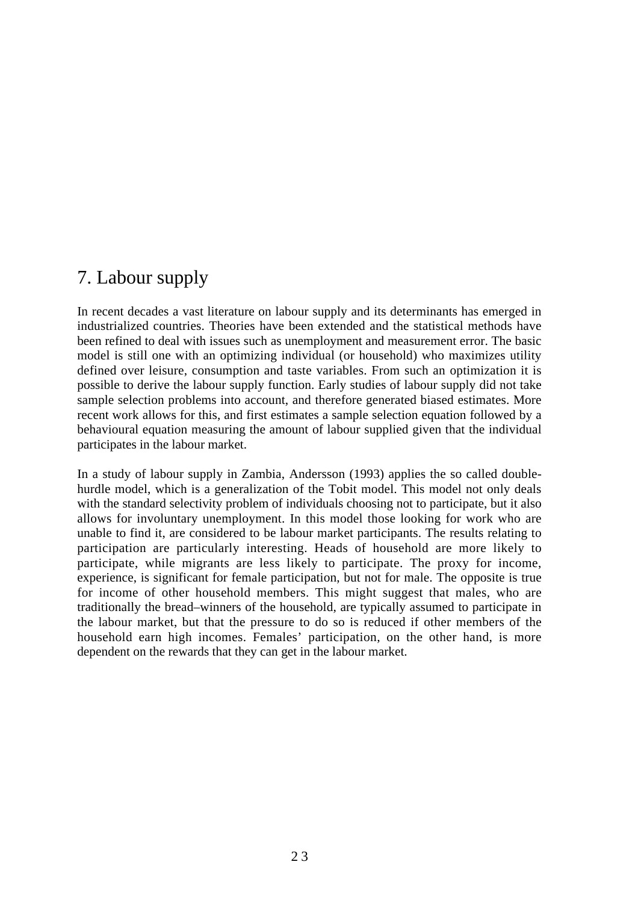# 7. Labour supply

In recent decades a vast literature on labour supply and its determinants has emerged in industrialized countries. Theories have been extended and the statistical methods have been refined to deal with issues such as unemployment and measurement error. The basic model is still one with an optimizing individual (or household) who maximizes utility defined over leisure, consumption and taste variables. From such an optimization it is possible to derive the labour supply function. Early studies of labour supply did not take sample selection problems into account, and therefore generated biased estimates. More recent work allows for this, and first estimates a sample selection equation followed by a behavioural equation measuring the amount of labour supplied given that the individual participates in the labour market.

In a study of labour supply in Zambia, Andersson (1993) applies the so called double-hurdle model, which is a generalization of the Tobit model. This model not only deals with the standard selectivity problem of individuals choosing not to participate, but it also allows for involuntary unemployment. In this model those looking for work who are unable to find it, are considered to be labour market participants. The results relating to participation are particularly interesting. Heads of household are more likely to participate, while migrants are less likely to participate. The proxy for income, experience, is significant for female participation, but not for male. The opposite is true for income of other household members. This might suggest that males, who are traditionally the bread–winners of the household, are typically assumed to participate in the labour market, but that the pressure to do so is reduced if other members of the household earn high incomes. Females' participation, on the other hand, is more dependent on the rewards that they can get in the labour market.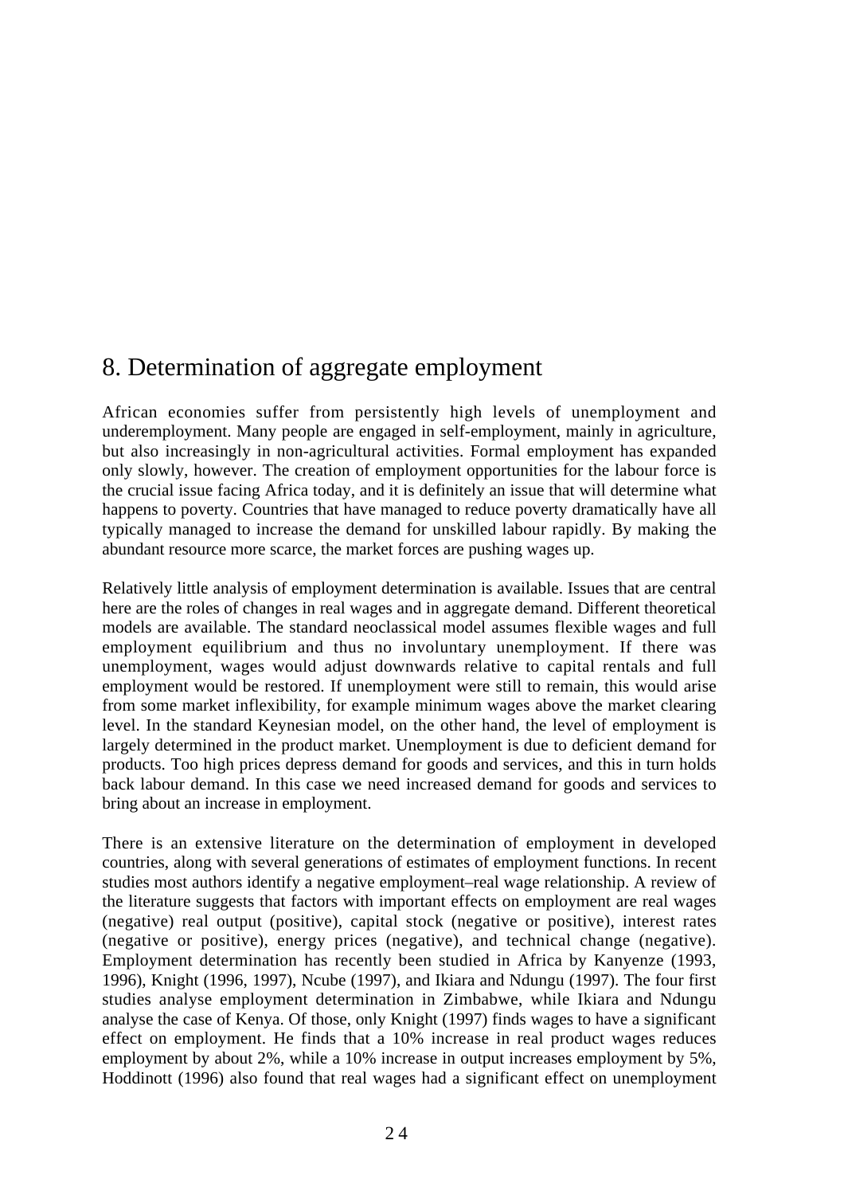# 8. Determination of aggregate employment

African economies suffer from persistently high levels of unemployment and underemployment. Many people are engaged in self-employment, mainly in agriculture, but also increasingly in non-agricultural activities. Formal employment has expanded only slowly, however. The creation of employment opportunities for the labour force is the crucial issue facing Africa today, and it is definitely an issue that will determine what happens to poverty. Countries that have managed to reduce poverty dramatically have all typically managed to increase the demand for unskilled labour rapidly. By making the abundant resource more scarce, the market forces are pushing wages up.

Relatively little analysis of employment determination is available. Issues that are central here are the roles of changes in real wages and in aggregate demand. Different theoretical models are available. The standard neoclassical model assumes flexible wages and full employment equilibrium and thus no involuntary unemployment. If there was unemployment, wages would adjust downwards relative to capital rentals and full employment would be restored. If unemployment were still to remain, this would arise from some market inflexibility, for example minimum wages above the market clearing level. In the standard Keynesian model, on the other hand, the level of employment is largely determined in the product market. Unemployment is due to deficient demand for products. Too high prices depress demand for goods and services, and this in turn holds back labour demand. In this case we need increased demand for goods and services to bring about an increase in employment.

There is an extensive literature on the determination of employment in developed countries, along with several generations of estimates of employment functions. In recent studies most authors identify a negative employment–real wage relationship. A review of the literature suggests that factors with important effects on employment are real wages (negative) real output (positive), capital stock (negative or positive), interest rates (negative or positive), energy prices (negative), and technical change (negative). Employment determination has recently been studied in Africa by Kanyenze (1993, 1996), Knight (1996, 1997), Ncube (1997), and Ikiara and Ndungu (1997). The four first studies analyse employment determination in Zimbabwe, while Ikiara and Ndungu analyse the case of Kenya. Of those, only Knight (1997) finds wages to have a significant effect on employment. He finds that a 10% increase in real product wages reduces employment by about 2%, while a 10% increase in output increases employment by 5%, Hoddinott (1996) also found that real wages had a significant effect on unemployment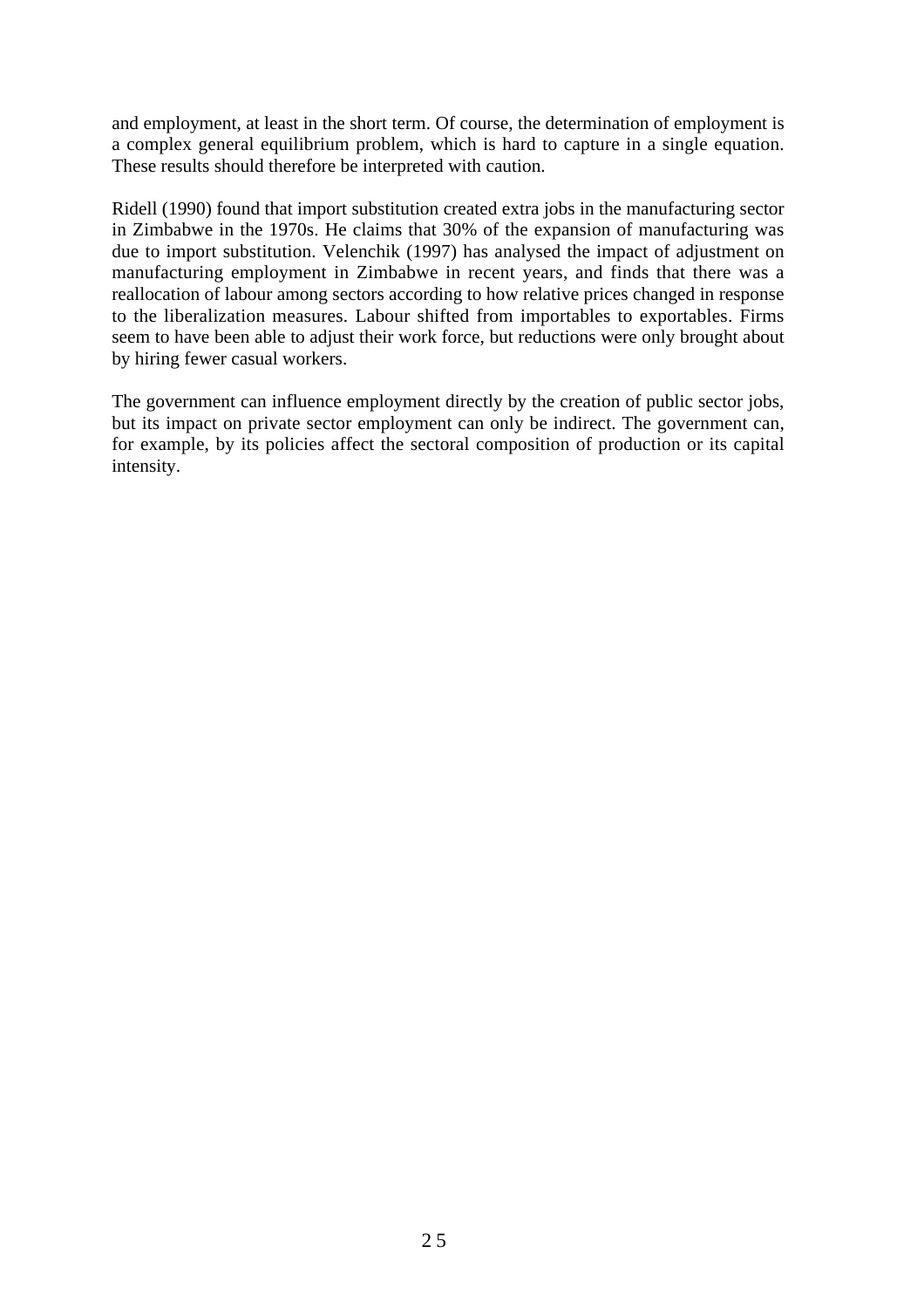and employment, at least in the short term. Of course, the determination of employment is a complex general equilibrium problem, which is hard to capture in a single equation. These results should therefore be interpreted with caution.

Ridell (1990) found that import substitution created extra jobs in the manufacturing sector in Zimbabwe in the 1970s. He claims that 30% of the expansion of manufacturing was due to import substitution. Velenchik (1997) has analysed the impact of adjustment on manufacturing employment in Zimbabwe in recent years, and finds that there was a reallocation of labour among sectors according to how relative prices changed in response to the liberalization measures. Labour shifted from importables to exportables. Firms seem to have been able to adjust their work force, but reductions were only brought about by hiring fewer casual workers.

The government can influence employment directly by the creation of public sector jobs, but its impact on private sector employment can only be indirect. The government can, for example, by its policies affect the sectoral composition of production or its capital intensity.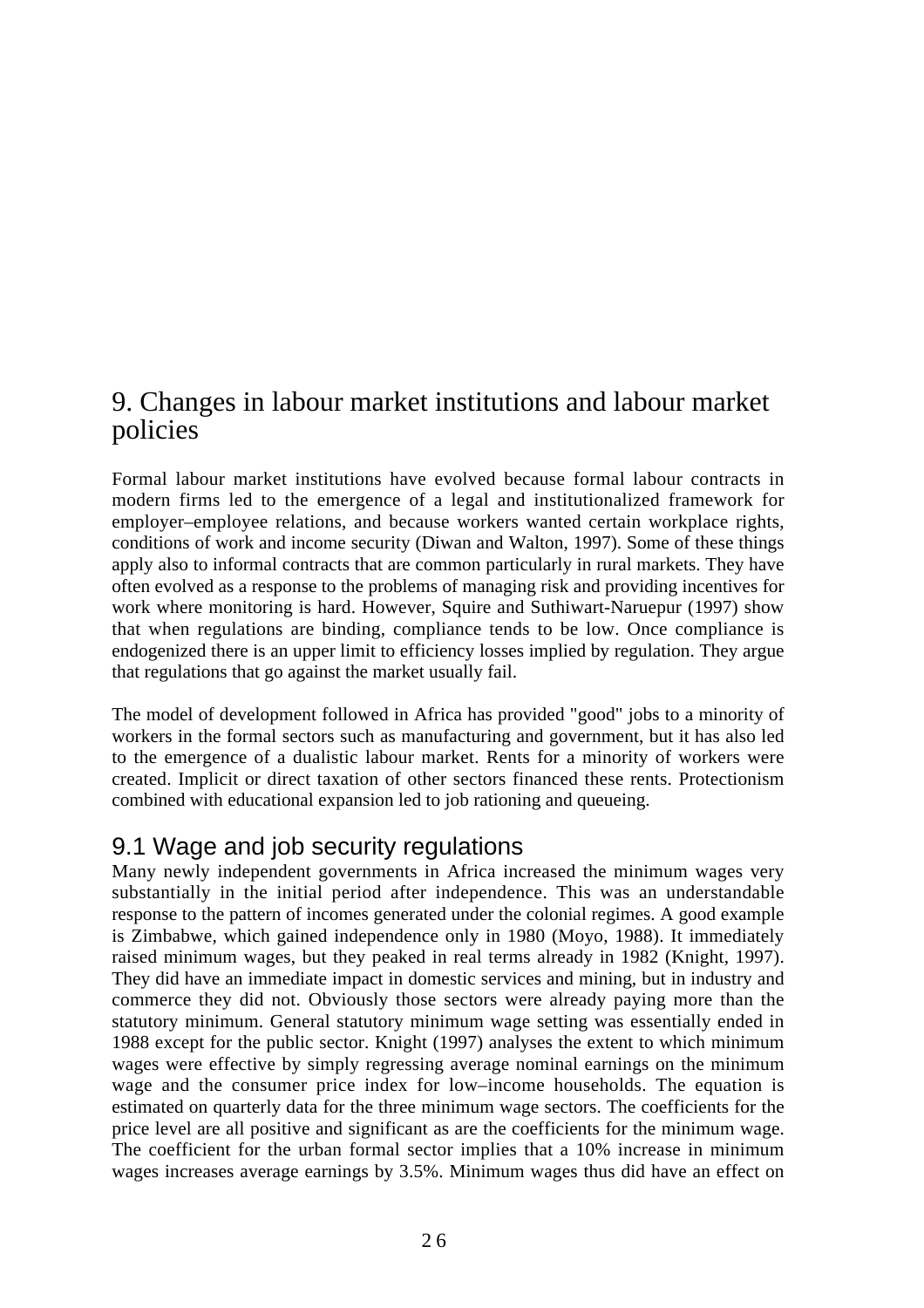# 9. Changes in labour market institutions and labour market policies

Formal labour market institutions have evolved because formal labour contracts in modern firms led to the emergence of a legal and institutionalized framework for employer–employee relations, and because workers wanted certain workplace rights, conditions of work and income security (Diwan and Walton, 1997). Some of these things apply also to informal contracts that are common particularly in rural markets. They have often evolved as a response to the problems of managing risk and providing incentives for work where monitoring is hard. However, Squire and Suthiwart-Naruepur (1997) show that when regulations are binding, compliance tends to be low. Once compliance is endogenized there is an upper limit to efficiency losses implied by regulation. They argue that regulations that go against the market usually fail.

The model of development followed in Africa has provided "good" jobs to a minority of workers in the formal sectors such as manufacturing and government, but it has also led to the emergence of a dualistic labour market. Rents for a minority of workers were created. Implicit or direct taxation of other sectors financed these rents. Protectionism combined with educational expansion led to job rationing and queueing.

## 9.1 Wage and job security regulations

Many newly independent governments in Africa increased the minimum wages very substantially in the initial period after independence. This was an understandable response to the pattern of incomes generated under the colonial regimes. A good example is Zimbabwe, which gained independence only in 1980 (Moyo, 1988). It immediately raised minimum wages, but they peaked in real terms already in 1982 (Knight, 1997). They did have an immediate impact in domestic services and mining, but in industry and commerce they did not. Obviously those sectors were already paying more than the statutory minimum. General statutory minimum wage setting was essentially ended in 1988 except for the public sector. Knight (1997) analyses the extent to which minimum wages were effective by simply regressing average nominal earnings on the minimum wage and the consumer price index for low–income households. The equation is estimated on quarterly data for the three minimum wage sectors. The coefficients for the price level are all positive and significant as are the coefficients for the minimum wage. The coefficient for the urban formal sector implies that a 10% increase in minimum wages increases average earnings by 3.5%. Minimum wages thus did have an effect on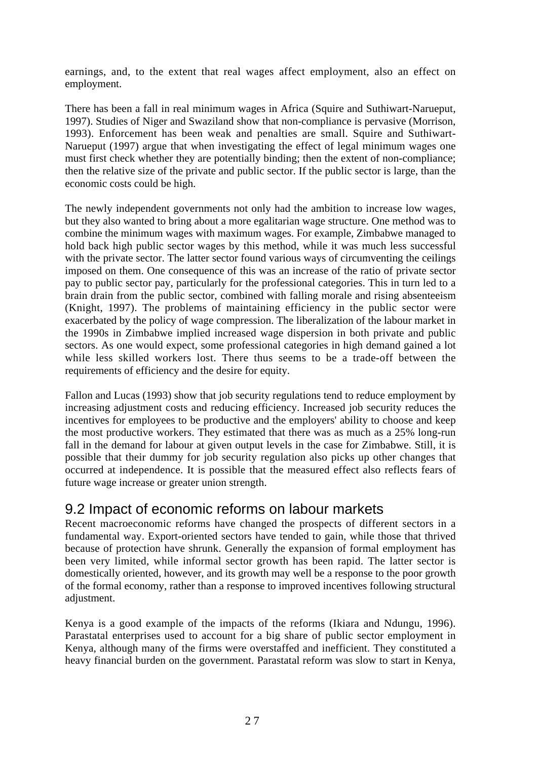earnings, and, to the extent that real wages affect employment, also an effect on employment.

There has been a fall in real minimum wages in Africa (Squire and Suthiwart-Narueput, 1997). Studies of Niger and Swaziland show that non-compliance is pervasive (Morrison, 1993). Enforcement has been weak and penalties are small. Squire and Suthiwart-Narueput (1997) argue that when investigating the effect of legal minimum wages one must first check whether they are potentially binding; then the extent of non-compliance; then the relative size of the private and public sector. If the public sector is large, than the economic costs could be high.

The newly independent governments not only had the ambition to increase low wages, but they also wanted to bring about a more egalitarian wage structure. One method was to combine the minimum wages with maximum wages. For example, Zimbabwe managed to hold back high public sector wages by this method, while it was much less successful with the private sector. The latter sector found various ways of circumventing the ceilings imposed on them. One consequence of this was an increase of the ratio of private sector pay to public sector pay, particularly for the professional categories. This in turn led to a brain drain from the public sector, combined with falling morale and rising absenteeism (Knight, 1997). The problems of maintaining efficiency in the public sector were exacerbated by the policy of wage compression. The liberalization of the labour market in the 1990s in Zimbabwe implied increased wage dispersion in both private and public sectors. As one would expect, some professional categories in high demand gained a lot while less skilled workers lost. There thus seems to be a trade-off between the requirements of efficiency and the desire for equity.

Fallon and Lucas (1993) show that job security regulations tend to reduce employment by increasing adjustment costs and reducing efficiency. Increased job security reduces the incentives for employees to be productive and the employers' ability to choose and keep the most productive workers. They estimated that there was as much as a 25% long-run fall in the demand for labour at given output levels in the case for Zimbabwe. Still, it is possible that their dummy for job security regulation also picks up other changes that occurred at independence. It is possible that the measured effect also reflects fears of future wage increase or greater union strength.

## 9.2 Impact of economic reforms on labour markets

Recent macroeconomic reforms have changed the prospects of different sectors in a fundamental way. Export-oriented sectors have tended to gain, while those that thrived because of protection have shrunk. Generally the expansion of formal employment has been very limited, while informal sector growth has been rapid. The latter sector is domestically oriented, however, and its growth may well be a response to the poor growth of the formal economy, rather than a response to improved incentives following structural adjustment.

Kenya is a good example of the impacts of the reforms (Ikiara and Ndungu, 1996). Parastatal enterprises used to account for a big share of public sector employment in Kenya, although many of the firms were overstaffed and inefficient. They constituted a heavy financial burden on the government. Parastatal reform was slow to start in Kenya,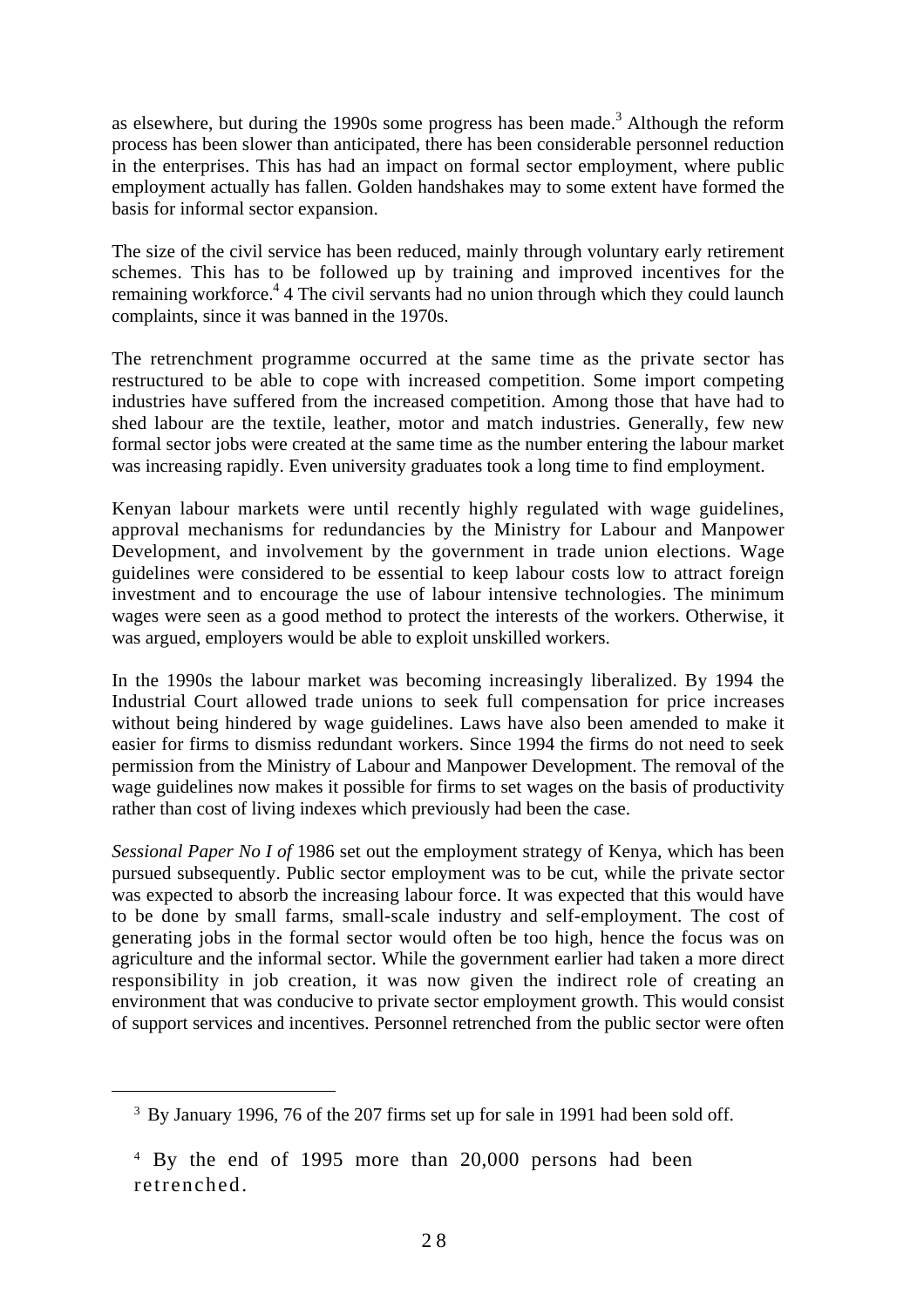as elsewhere, but during the 1990s some progress has been made.[3] Although the reform process has been slower than anticipated, there has been considerable personnel reduction in the enterprises. This has had an impact on formal sector employment, where public employment actually has fallen. Golden handshakes may to some extent have formed the basis for informal sector expansion.

The size of the civil service has been reduced, mainly through voluntary early retirement schemes. This has to be followed up by training and improved incentives for the remaining workforce.[4] 4 The civil servants had no union through which they could launch complaints, since it was banned in the 1970s.

The retrenchment programme occurred at the same time as the private sector has restructured to be able to cope with increased competition. Some import competing industries have suffered from the increased competition. Among those that have had to shed labour are the textile, leather, motor and match industries. Generally, few new formal sector jobs were created at the same time as the number entering the labour market was increasing rapidly. Even university graduates took a long time to find employment.

Kenyan labour markets were until recently highly regulated with wage guidelines, approval mechanisms for redundancies by the Ministry for Labour and Manpower Development, and involvement by the government in trade union elections. Wage guidelines were considered to be essential to keep labour costs low to attract foreign investment and to encourage the use of labour intensive technologies. The minimum wages were seen as a good method to protect the interests of the workers. Otherwise, it was argued, employers would be able to exploit unskilled workers.

In the 1990s the labour market was becoming increasingly liberalized. By 1994 the Industrial Court allowed trade unions to seek full compensation for price increases without being hindered by wage guidelines. Laws have also been amended to make it easier for firms to dismiss redundant workers. Since 1994 the firms do not need to seek permission from the Ministry of Labour and Manpower Development. The removal of the wage guidelines now makes it possible for firms to set wages on the basis of productivity rather than cost of living indexes which previously had been the case.

*Sessional Paper No I of* 1986 set out the employment strategy of Kenya, which has been pursued subsequently. Public sector employment was to be cut, while the private sector was expected to absorb the increasing labour force. It was expected that this would have to be done by small farms, small-scale industry and self-employment. The cost of generating jobs in the formal sector would often be too high, hence the focus was on agriculture and the informal sector. While the government earlier had taken a more direct responsibility in job creation, it was now given the indirect role of creating an environment that was conducive to private sector employment growth. This would consist of support services and incentives. Personnel retrenched from the public sector were often

---

[3] By January 1996, 76 of the 207 firms set up for sale in 1991 had been sold off.

[4] By the end of 1995 more than 20,000 persons had been retrenched.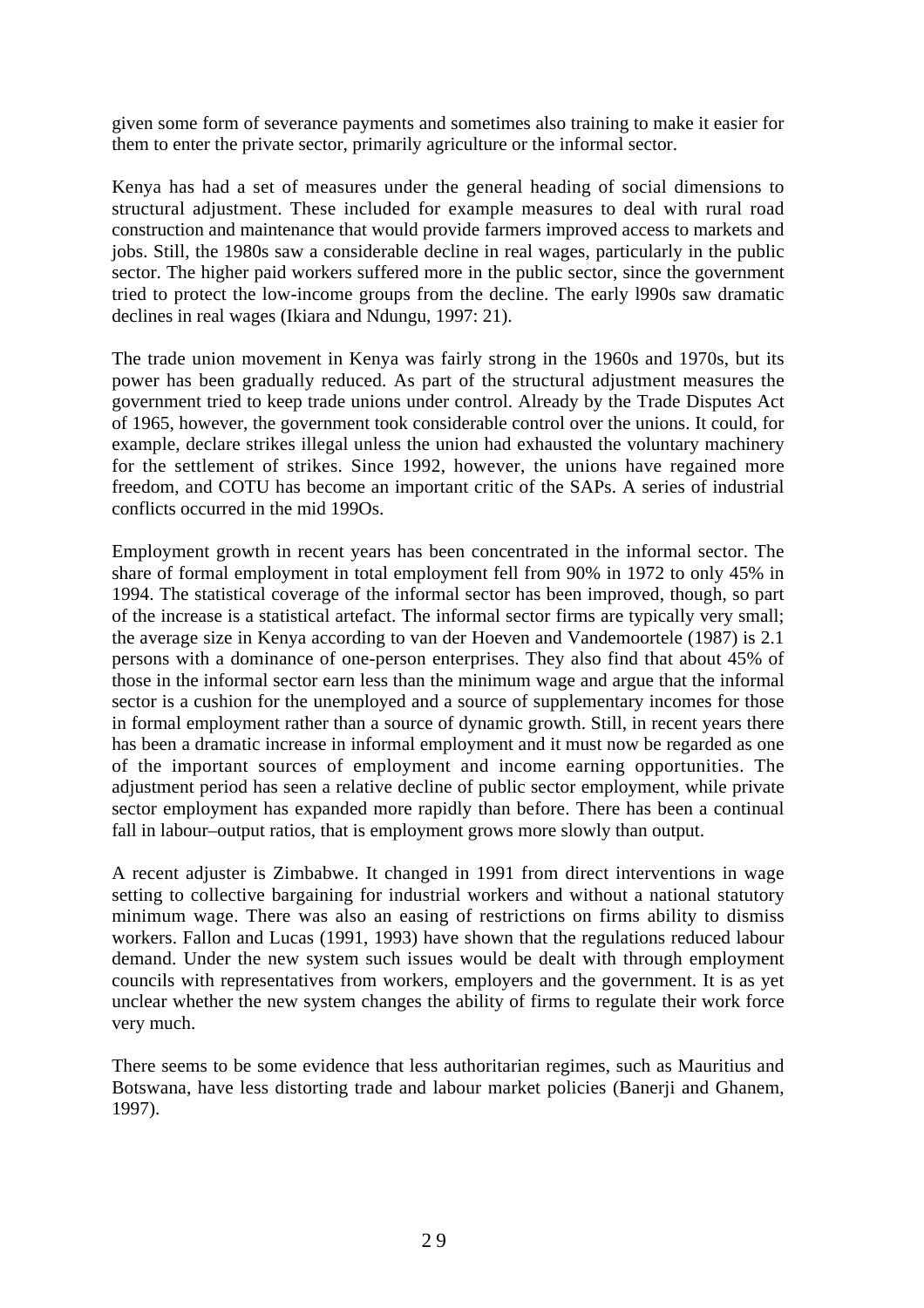given some form of severance payments and sometimes also training to make it easier for them to enter the private sector, primarily agriculture or the informal sector.

Kenya has had a set of measures under the general heading of social dimensions to structural adjustment. These included for example measures to deal with rural road construction and maintenance that would provide farmers improved access to markets and jobs. Still, the 1980s saw a considerable decline in real wages, particularly in the public sector. The higher paid workers suffered more in the public sector, since the government tried to protect the low-income groups from the decline. The early l990s saw dramatic declines in real wages (Ikiara and Ndungu, 1997: 21).

The trade union movement in Kenya was fairly strong in the 1960s and 1970s, but its power has been gradually reduced. As part of the structural adjustment measures the government tried to keep trade unions under control. Already by the Trade Disputes Act of 1965, however, the government took considerable control over the unions. It could, for example, declare strikes illegal unless the union had exhausted the voluntary machinery for the settlement of strikes. Since 1992, however, the unions have regained more freedom, and COTU has become an important critic of the SAPs. A series of industrial conflicts occurred in the mid 199Os.

Employment growth in recent years has been concentrated in the informal sector. The share of formal employment in total employment fell from 90% in 1972 to only 45% in 1994. The statistical coverage of the informal sector has been improved, though, so part of the increase is a statistical artefact. The informal sector firms are typically very small; the average size in Kenya according to van der Hoeven and Vandemoortele (1987) is 2.1 persons with a dominance of one-person enterprises. They also find that about 45% of those in the informal sector earn less than the minimum wage and argue that the informal sector is a cushion for the unemployed and a source of supplementary incomes for those in formal employment rather than a source of dynamic growth. Still, in recent years there has been a dramatic increase in informal employment and it must now be regarded as one of the important sources of employment and income earning opportunities. The adjustment period has seen a relative decline of public sector employment, while private sector employment has expanded more rapidly than before. There has been a continual fall in labour–output ratios, that is employment grows more slowly than output.

A recent adjuster is Zimbabwe. It changed in 1991 from direct interventions in wage setting to collective bargaining for industrial workers and without a national statutory minimum wage. There was also an easing of restrictions on firms ability to dismiss workers. Fallon and Lucas (1991, 1993) have shown that the regulations reduced labour demand. Under the new system such issues would be dealt with through employment councils with representatives from workers, employers and the government. It is as yet unclear whether the new system changes the ability of firms to regulate their work force very much.

There seems to be some evidence that less authoritarian regimes, such as Mauritius and Botswana, have less distorting trade and labour market policies (Banerji and Ghanem, 1997).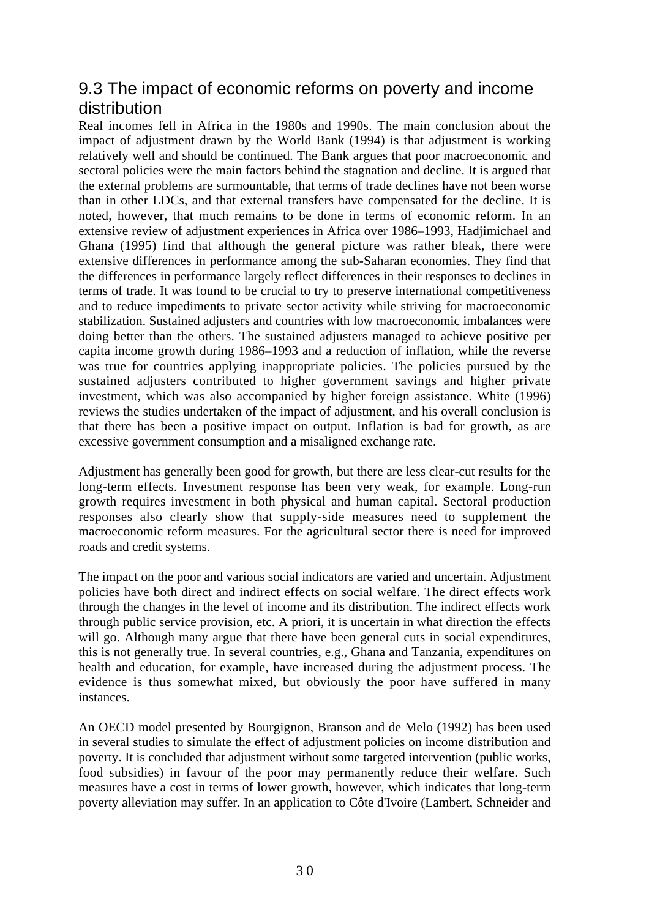## 9.3 The impact of economic reforms on poverty and income distribution

Real incomes fell in Africa in the 1980s and 1990s. The main conclusion about the impact of adjustment drawn by the World Bank (1994) is that adjustment is working relatively well and should be continued. The Bank argues that poor macroeconomic and sectoral policies were the main factors behind the stagnation and decline. It is argued that the external problems are surmountable, that terms of trade declines have not been worse than in other LDCs, and that external transfers have compensated for the decline. It is noted, however, that much remains to be done in terms of economic reform. In an extensive review of adjustment experiences in Africa over 1986–1993, Hadjimichael and Ghana (1995) find that although the general picture was rather bleak, there were extensive differences in performance among the sub-Saharan economies. They find that the differences in performance largely reflect differences in their responses to declines in terms of trade. It was found to be crucial to try to preserve international competitiveness and to reduce impediments to private sector activity while striving for macroeconomic stabilization. Sustained adjusters and countries with low macroeconomic imbalances were doing better than the others. The sustained adjusters managed to achieve positive per capita income growth during 1986–1993 and a reduction of inflation, while the reverse was true for countries applying inappropriate policies. The policies pursued by the sustained adjusters contributed to higher government savings and higher private investment, which was also accompanied by higher foreign assistance. White (1996) reviews the studies undertaken of the impact of adjustment, and his overall conclusion is that there has been a positive impact on output. Inflation is bad for growth, as are excessive government consumption and a misaligned exchange rate.

Adjustment has generally been good for growth, but there are less clear-cut results for the long-term effects. Investment response has been very weak, for example. Long-run growth requires investment in both physical and human capital. Sectoral production responses also clearly show that supply-side measures need to supplement the macroeconomic reform measures. For the agricultural sector there is need for improved roads and credit systems.

The impact on the poor and various social indicators are varied and uncertain. Adjustment policies have both direct and indirect effects on social welfare. The direct effects work through the changes in the level of income and its distribution. The indirect effects work through public service provision, etc. A priori, it is uncertain in what direction the effects will go. Although many argue that there have been general cuts in social expenditures, this is not generally true. In several countries, e.g., Ghana and Tanzania, expenditures on health and education, for example, have increased during the adjustment process. The evidence is thus somewhat mixed, but obviously the poor have suffered in many instances.

An OECD model presented by Bourgignon, Branson and de Melo (1992) has been used in several studies to simulate the effect of adjustment policies on income distribution and poverty. It is concluded that adjustment without some targeted intervention (public works, food subsidies) in favour of the poor may permanently reduce their welfare. Such measures have a cost in terms of lower growth, however, which indicates that long-term poverty alleviation may suffer. In an application to Côte d'Ivoire (Lambert, Schneider and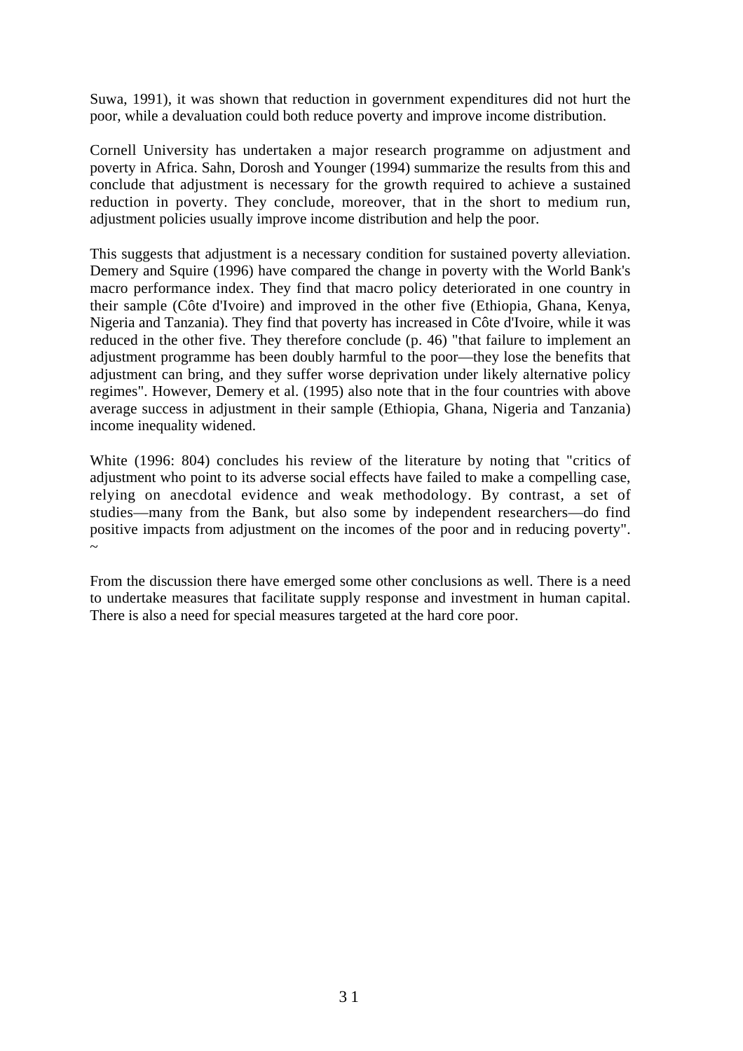Suwa, 1991), it was shown that reduction in government expenditures did not hurt the poor, while a devaluation could both reduce poverty and improve income distribution.

Cornell University has undertaken a major research programme on adjustment and poverty in Africa. Sahn, Dorosh and Younger (1994) summarize the results from this and conclude that adjustment is necessary for the growth required to achieve a sustained reduction in poverty. They conclude, moreover, that in the short to medium run, adjustment policies usually improve income distribution and help the poor.

This suggests that adjustment is a necessary condition for sustained poverty alleviation. Demery and Squire (1996) have compared the change in poverty with the World Bank's macro performance index. They find that macro policy deteriorated in one country in their sample (Côte d'Ivoire) and improved in the other five (Ethiopia, Ghana, Kenya, Nigeria and Tanzania). They find that poverty has increased in Côte d'Ivoire, while it was reduced in the other five. They therefore conclude (p. 46) "that failure to implement an adjustment programme has been doubly harmful to the poor—they lose the benefits that adjustment can bring, and they suffer worse deprivation under likely alternative policy regimes". However, Demery et al. (1995) also note that in the four countries with above average success in adjustment in their sample (Ethiopia, Ghana, Nigeria and Tanzania) income inequality widened.

White (1996: 804) concludes his review of the literature by noting that "critics of adjustment who point to its adverse social effects have failed to make a compelling case, relying on anecdotal evidence and weak methodology. By contrast, a set of studies—many from the Bank, but also some by independent researchers—do find positive impacts from adjustment on the incomes of the poor and in reducing poverty". ~

From the discussion there have emerged some other conclusions as well. There is a need to undertake measures that facilitate supply response and investment in human capital. There is also a need for special measures targeted at the hard core poor.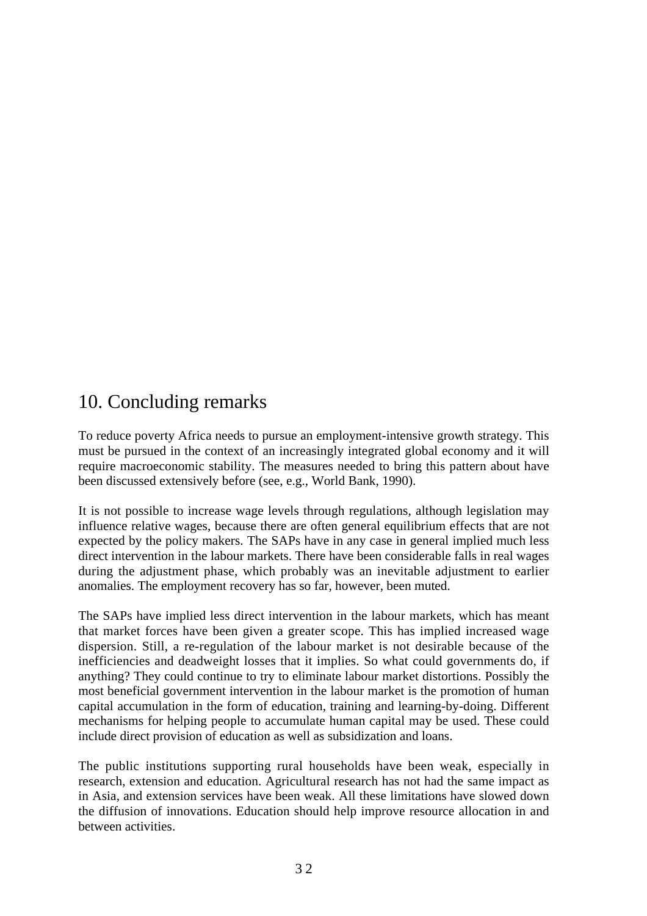# 10. Concluding remarks

To reduce poverty Africa needs to pursue an employment-intensive growth strategy. This must be pursued in the context of an increasingly integrated global economy and it will require macroeconomic stability. The measures needed to bring this pattern about have been discussed extensively before (see, e.g., World Bank, 1990).

It is not possible to increase wage levels through regulations, although legislation may influence relative wages, because there are often general equilibrium effects that are not expected by the policy makers. The SAPs have in any case in general implied much less direct intervention in the labour markets. There have been considerable falls in real wages during the adjustment phase, which probably was an inevitable adjustment to earlier anomalies. The employment recovery has so far, however, been muted.

The SAPs have implied less direct intervention in the labour markets, which has meant that market forces have been given a greater scope. This has implied increased wage dispersion. Still, a re-regulation of the labour market is not desirable because of the inefficiencies and deadweight losses that it implies. So what could governments do, if anything? They could continue to try to eliminate labour market distortions. Possibly the most beneficial government intervention in the labour market is the promotion of human capital accumulation in the form of education, training and learning-by-doing. Different mechanisms for helping people to accumulate human capital may be used. These could include direct provision of education as well as subsidization and loans.

The public institutions supporting rural households have been weak, especially in research, extension and education. Agricultural research has not had the same impact as in Asia, and extension services have been weak. All these limitations have slowed down the diffusion of innovations. Education should help improve resource allocation in and between activities.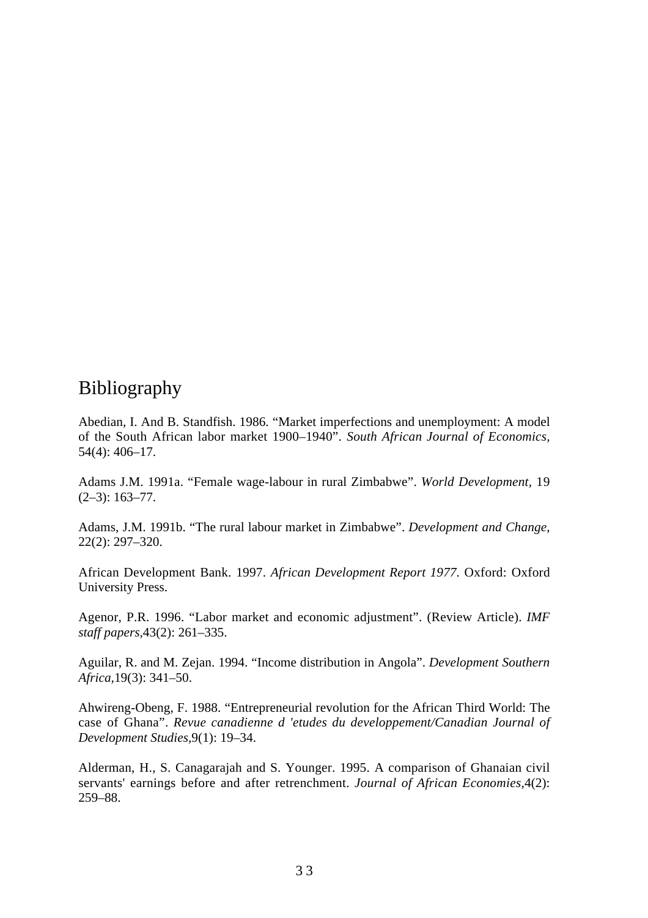# Bibliography

Abedian, I. And B. Standfish. 1986. “Market imperfections and unemployment: A model of the South African labor market 1900–1940”. *South African Journal of Economics,* 54(4): 406–17.

Adams J.M. 1991a. “Female wage-labour in rural Zimbabwe”. *World Development*, 19 (2–3): 163–77.

Adams, J.M. 1991b. “The rural labour market in Zimbabwe”. *Development and Change*, 22(2): 297–320.

African Development Bank. 1997. *African Development Report 1977*. Oxford: Oxford University Press.

Agenor, P.R. 1996. “Labor market and economic adjustment”. (Review Article). *IMF staff papers*,43(2): 261–335.

Aguilar, R. and M. Zejan. 1994. “Income distribution in Angola”. *Development Southern Africa,*19(3): 341–50.

Ahwireng-Obeng, F. 1988. “Entrepreneurial revolution for the African Third World: The case of Ghana”. *Revue canadienne d 'etudes du developpement/Canadian Journal of Development Studies,*9(1): 19–34.

Alderman, H., S. Canagarajah and S. Younger. 1995. A comparison of Ghanaian civil servants' earnings before and after retrenchment. *Journal of African Economies*,4(2): 259–88.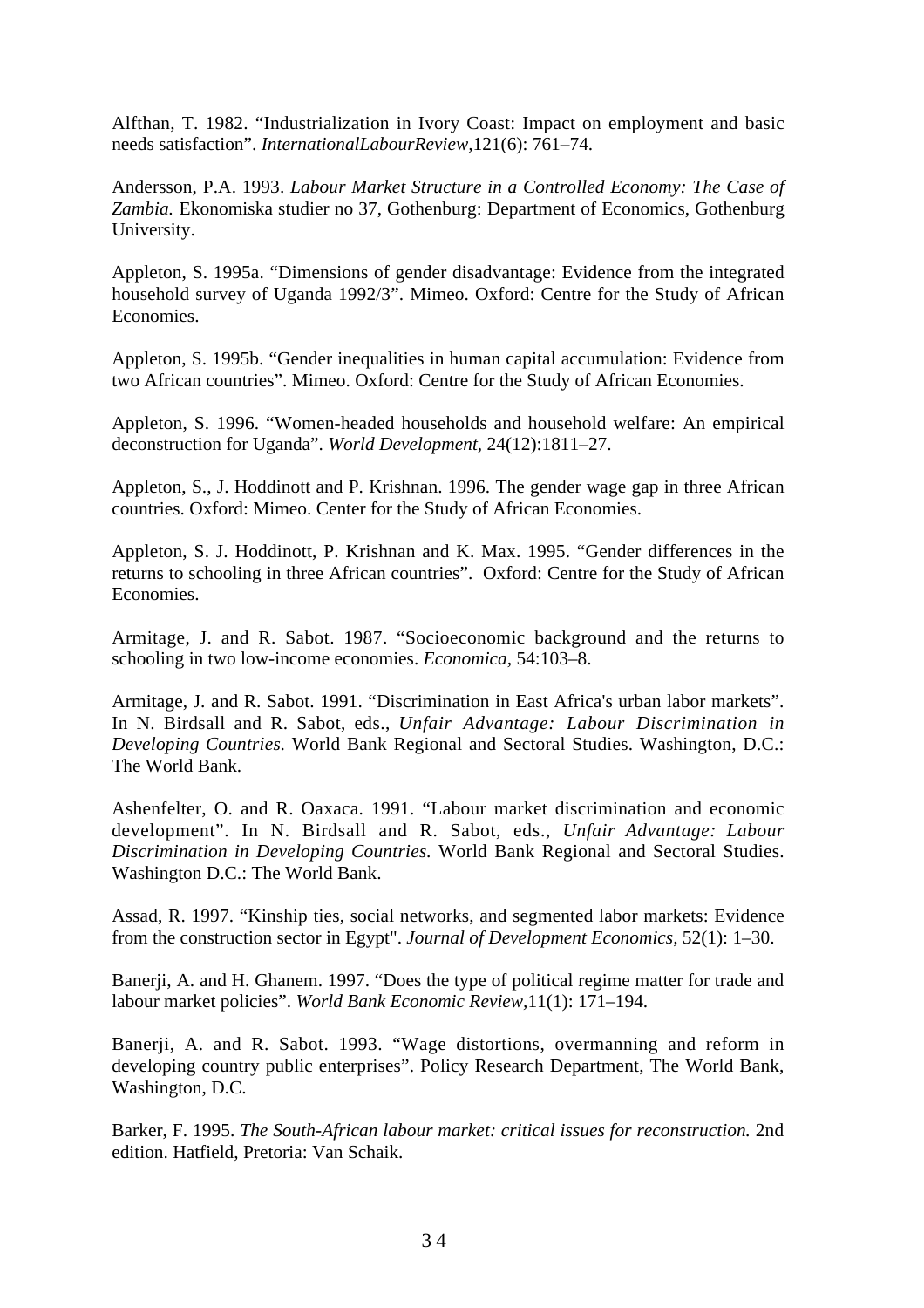Alfthan, T. 1982. “Industrialization in Ivory Coast: Impact on employment and basic needs satisfaction”. *InternationalLabourReview,*121(6): 761–74.

Andersson, P.A. 1993. *Labour Market Structure in a Controlled Economy: The Case of Zambia.* Ekonomiska studier no 37, Gothenburg: Department of Economics, Gothenburg University.

Appleton, S. 1995a. “Dimensions of gender disadvantage: Evidence from the integrated household survey of Uganda 1992/3”. Mimeo. Oxford: Centre for the Study of African Economies.

Appleton, S. 1995b. “Gender inequalities in human capital accumulation: Evidence from two African countries”. Mimeo. Oxford: Centre for the Study of African Economies.

Appleton, S. 1996. “Women-headed households and household welfare: An empirical deconstruction for Uganda”. *World Development,* 24(12):1811–27.

Appleton, S., J. Hoddinott and P. Krishnan. 1996. The gender wage gap in three African countries. Oxford: Mimeo. Center for the Study of African Economies.

Appleton, S. J. Hoddinott, P. Krishnan and K. Max. 1995. “Gender differences in the returns to schooling in three African countries”. Oxford: Centre for the Study of African Economies.

Armitage, J. and R. Sabot. 1987. “Socioeconomic background and the returns to schooling in two low-income economies. *Economica,* 54:103–8.

Armitage, J. and R. Sabot. 1991. “Discrimination in East Africa's urban labor markets”. In N. Birdsall and R. Sabot, eds., *Unfair Advantage: Labour Discrimination in Developing Countries.* World Bank Regional and Sectoral Studies. Washington, D.C.: The World Bank.

Ashenfelter, O. and R. Oaxaca. 1991. “Labour market discrimination and economic development”. In N. Birdsall and R. Sabot, eds., *Unfair Advantage: Labour Discrimination in Developing Countries.* World Bank Regional and Sectoral Studies. Washington D.C.: The World Bank.

Assad, R. 1997. “Kinship ties, social networks, and segmented labor markets: Evidence from the construction sector in Egypt". *Journal of Development Economics,* 52(1): 1–30.

Banerji, A. and H. Ghanem. 1997. “Does the type of political regime matter for trade and labour market policies”. *World Bank Economic Review,*11(1): 171–194.

Banerji, A. and R. Sabot. 1993. “Wage distortions, overmanning and reform in developing country public enterprises”. Policy Research Department, The World Bank, Washington, D.C.

Barker, F. 1995. *The South-African labour market: critical issues for reconstruction.* 2nd edition. Hatfield, Pretoria: Van Schaik.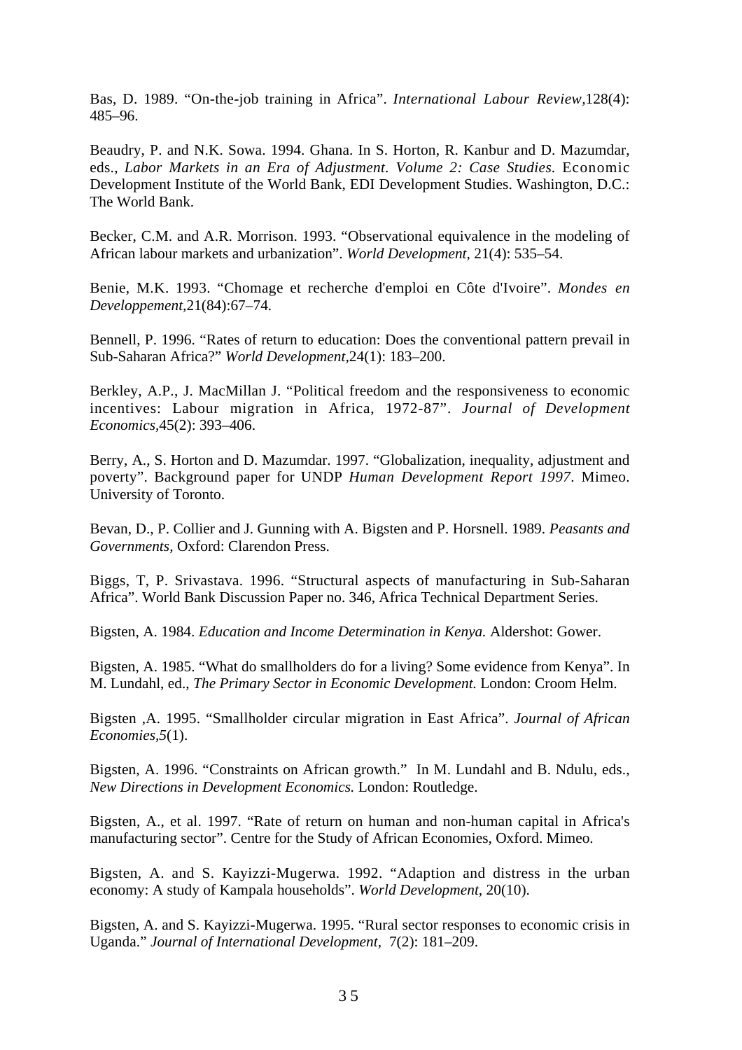Bas, D. 1989. “On-the-job training in Africa”. *International Labour Review*,128(4): 485–96.

Beaudry, P. and N.K. Sowa. 1994. Ghana. In S. Horton, R. Kanbur and D. Mazumdar, eds., *Labor Markets in an Era of Adjustment. Volume 2: Case Studies.* Economic Development Institute of the World Bank, EDI Development Studies. Washington, D.C.: The World Bank.

Becker, C.M. and A.R. Morrison. 1993. “Observational equivalence in the modeling of African labour markets and urbanization”. *World Development*, 21(4): 535–54.

Benie, M.K. 1993. “Chomage et recherche d'emploi en Côte d'Ivoire”. *Mondes en Developpement*,21(84):67–74.

Bennell, P. 1996. “Rates of return to education: Does the conventional pattern prevail in Sub-Saharan Africa?” *World Development*,24(1): 183–200.

Berkley, A.P., J. MacMillan J. “Political freedom and the responsiveness to economic incentives: Labour migration in Africa, 1972-87”. *Journal of Development Economics*,45(2): 393–406.

Berry, A., S. Horton and D. Mazumdar. 1997. “Globalization, inequality, adjustment and poverty”. Background paper for UNDP *Human Development Report 1997*. Mimeo. University of Toronto.

Bevan, D., P. Collier and J. Gunning with A. Bigsten and P. Horsnell. 1989. *Peasants and Governments,* Oxford: Clarendon Press.

Biggs, T, P. Srivastava. 1996. “Structural aspects of manufacturing in Sub-Saharan Africa”. World Bank Discussion Paper no. 346, Africa Technical Department Series.

Bigsten, A. 1984. *Education and Income Determination in Kenya.* Aldershot: Gower.

Bigsten, A. 1985. “What do smallholders do for a living? Some evidence from Kenya”. In M. Lundahl, ed., *The Primary Sector in Economic Development.* London: Croom Helm.

Bigsten ,A. 1995. “Smallholder circular migration in East Africa”. *Journal of African Economies*,*5*(1).

Bigsten, A. 1996. “Constraints on African growth.” In M. Lundahl and B. Ndulu, eds., *New Directions in Development Economics.* London: Routledge.

Bigsten, A., et al. 1997. “Rate of return on human and non-human capital in Africa's manufacturing sector”. Centre for the Study of African Economies, Oxford. Mimeo.

Bigsten, A. and S. Kayizzi-Mugerwa. 1992. “Adaption and distress in the urban economy: A study of Kampala households”. *World Development*, 20(10).

Bigsten, A. and S. Kayizzi-Mugerwa. 1995. “Rural sector responses to economic crisis in Uganda.” *Journal of International Development*, 7(2): 181–209.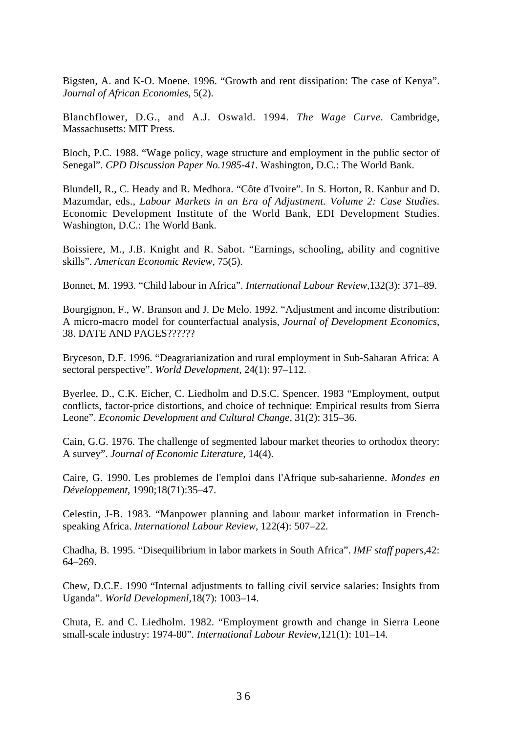Bigsten, A. and K-O. Moene. 1996. “Growth and rent dissipation: The case of Kenya”. *Journal of African Economies,* 5(2).

Blanchflower, D.G., and A.J. Oswald. 1994. *The Wage Curve*. Cambridge, Massachusetts: MIT Press.

Bloch, P.C. 1988. “Wage policy, wage structure and employment in the public sector of Senegal”. *CPD Discussion Paper No.1985-41.* Washington, D.C.: The World Bank.

Blundell, R., C. Heady and R. Medhora. “Côte d'Ivoire”. In S. Horton, R. Kanbur and D. Mazumdar, eds., *Labour Markets in an Era of Adjustment. Volume 2: Case Studies.* Economic Development Institute of the World Bank, EDI Development Studies. Washington, D.C.: The World Bank.

Boissiere, M., J.B. Knight and R. Sabot. “Earnings, schooling, ability and cognitive skills”. *American Economic Review,* 75(5).

Bonnet, M. 1993. “Child labour in Africa”. *International Labour Review,*132(3): 371–89.

Bourgignon, F., W. Branson and J. De Melo. 1992. “Adjustment and income distribution: A micro-macro model for counterfactual analysis, *Journal of Development Economics,* 38. DATE AND PAGES??????

Bryceson, D.F. 1996. “Deagrarianization and rural employment in Sub-Saharan Africa: A sectoral perspective”. *World Development,* 24(1): 97–112.

Byerlee, D., C.K. Eicher, C. Liedholm and D.S.C. Spencer. 1983 “Employment, output conflicts, factor-price distortions, and choice of technique: Empirical results from Sierra Leone”. *Economic Development and Cultural Change,* 31(2): 315–36.

Cain, G.G. 1976. The challenge of segmented labour market theories to orthodox theory: A survey”. *Journal of Economic Literature,* 14(4).

Caire, G. 1990. Les problemes de l'emploi dans l'Afrique sub-saharienne. *Mondes en Développement,* 1990;18(71):35–47.

Celestin, J-B. 1983. “Manpower planning and labour market information in French-speaking Africa. *International Labour Review,* 122(4): 507–22.

Chadha, B. 1995. “Disequilibrium in labor markets in South Africa”. *IMF staff papers,*42: 64–269.

Chew, D.C.E. 1990 “Internal adjustments to falling civil service salaries: Insights from Uganda”. *World Developmenl,*18(7): 1003–14.

Chuta, E. and C. Liedholm. 1982. “Employment growth and change in Sierra Leone small-scale industry: 1974-80”. *International Labour Review,*121(1): 101–14.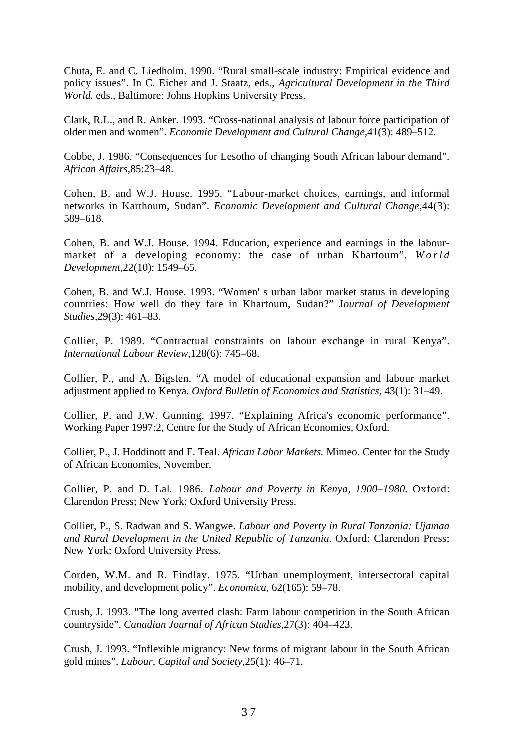Chuta, E. and C. Liedholm. 1990. “Rural small-scale industry: Empirical evidence and policy issues”. In C. Eicher and J. Staatz, eds., *Agricultural Development in the Third World.* eds., Baltimore: Johns Hopkins University Press.

Clark, R.L., and R. Anker. 1993. “Cross-national analysis of labour force participation of older men and women”. *Economic Development and Cultural Change*,41(3): 489–512.

Cobbe, J. 1986. “Consequences for Lesotho of changing South African labour demand”. *African Affairs*,85:23–48.

Cohen, B. and W.J. House. 1995. “Labour-market choices, earnings, and informal networks in Karthoum, Sudan”. *Economic Development and Cultural Change*,44(3): 589–618.

Cohen, B. and W.J. House. 1994. Education, experience and earnings in the labour-market of a developing economy: the case of urban Khartoum”. *World Development*,22(10): 1549–65.

Cohen, B. and W.J. House. 1993. “Women' s urban labor market status in developing countries: How well do they fare in Khartoum, Sudan?” J*ournal of Development Studies*,29(3): 461–83.

Collier, P. 1989. “Contractual constraints on labour exchange in rural Kenya”. *International Labour Review*,128(6): 745–68.

Collier, P., and A. Bigsten. “A model of educational expansion and labour market adjustment applied to Kenya. *Oxford Bulletin of Economics and Statistics*, 43(1): 31–49.

Collier, P. and J.W. Gunning. 1997. “Explaining Africa's economic performance”. Working Paper 1997:2, Centre for the Study of African Economies, Oxford.

Collier, P., J. Hoddinott and F. Teal. *African Labor Markets.* Mimeo. Center for the Study of African Economies, November.

Collier, P. and D. Lal. 1986. *Labour and Poverty in Kenya, 1900–1980.* Oxford: Clarendon Press; New York: Oxford University Press.

Collier, P., S. Radwan and S. Wangwe. *Labour and Poverty in Rural Tanzania: Ujamaa and Rural Development in the United Republic of Tanzania.* Oxford: Clarendon Press; New York: Oxford University Press.

Corden, W.M. and R. Findlay. 1975. “Urban unemployment, intersectoral capital mobility, and development policy”. *Economica*, 62(165): 59–78.

Crush, J. 1993. "The long averted clash: Farm labour competition in the South African countryside”. *Canadian Journal of African Studies*,27(3): 404–423.

Crush, J. 1993. “Inflexible migrancy: New forms of migrant labour in the South African gold mines”. *Labour, Capital and Society*,25(1): 46–71.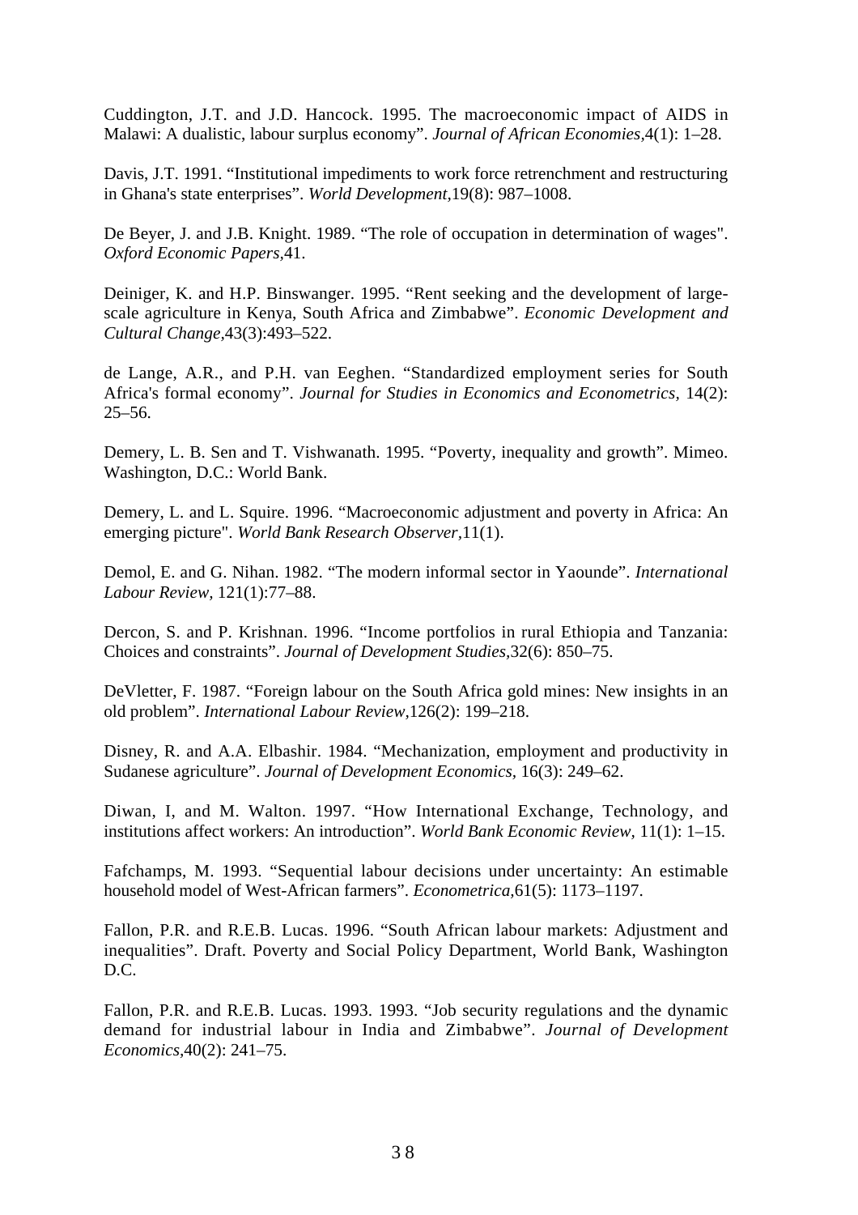Cuddington, J.T. and J.D. Hancock. 1995. The macroeconomic impact of AIDS in Malawi: A dualistic, labour surplus economy". *Journal of African Economies*,4(1): 1–28.

Davis, J.T. 1991. "Institutional impediments to work force retrenchment and restructuring in Ghana's state enterprises". *World Development*,19(8): 987–1008.

De Beyer, J. and J.B. Knight. 1989. "The role of occupation in determination of wages". *Oxford Economic Papers*,41.

Deiniger, K. and H.P. Binswanger. 1995. "Rent seeking and the development of large-scale agriculture in Kenya, South Africa and Zimbabwe". *Economic Development and Cultural Change*,43(3):493–522.

de Lange, A.R., and P.H. van Eeghen. "Standardized employment series for South Africa's formal economy". *Journal for Studies in Economics and Econometrics*, 14(2): 25–56.

Demery, L. B. Sen and T. Vishwanath. 1995. "Poverty, inequality and growth". Mimeo. Washington, D.C.: World Bank.

Demery, L. and L. Squire. 1996. "Macroeconomic adjustment and poverty in Africa: An emerging picture". *World Bank Research Observer*,11(1).

Demol, E. and G. Nihan. 1982. "The modern informal sector in Yaounde". *International Labour Review*, 121(1):77–88.

Dercon, S. and P. Krishnan. 1996. "Income portfolios in rural Ethiopia and Tanzania: Choices and constraints". *Journal of Development Studies*,32(6): 850–75.

DeVletter, F. 1987. "Foreign labour on the South Africa gold mines: New insights in an old problem". *International Labour Review*,126(2): 199–218.

Disney, R. and A.A. Elbashir. 1984. "Mechanization, employment and productivity in Sudanese agriculture". *Journal of Development Economics*, 16(3): 249–62.

Diwan, I, and M. Walton. 1997. "How International Exchange, Technology, and institutions affect workers: An introduction". *World Bank Economic Review*, 11(1): 1–15.

Fafchamps, M. 1993. "Sequential labour decisions under uncertainty: An estimable household model of West-African farmers". *Econometrica*,61(5): 1173–1197.

Fallon, P.R. and R.E.B. Lucas. 1996. "South African labour markets: Adjustment and inequalities". Draft. Poverty and Social Policy Department, World Bank, Washington D.C.

Fallon, P.R. and R.E.B. Lucas. 1993. 1993. "Job security regulations and the dynamic demand for industrial labour in India and Zimbabwe". *Journal of Development Economics*,40(2): 241–75.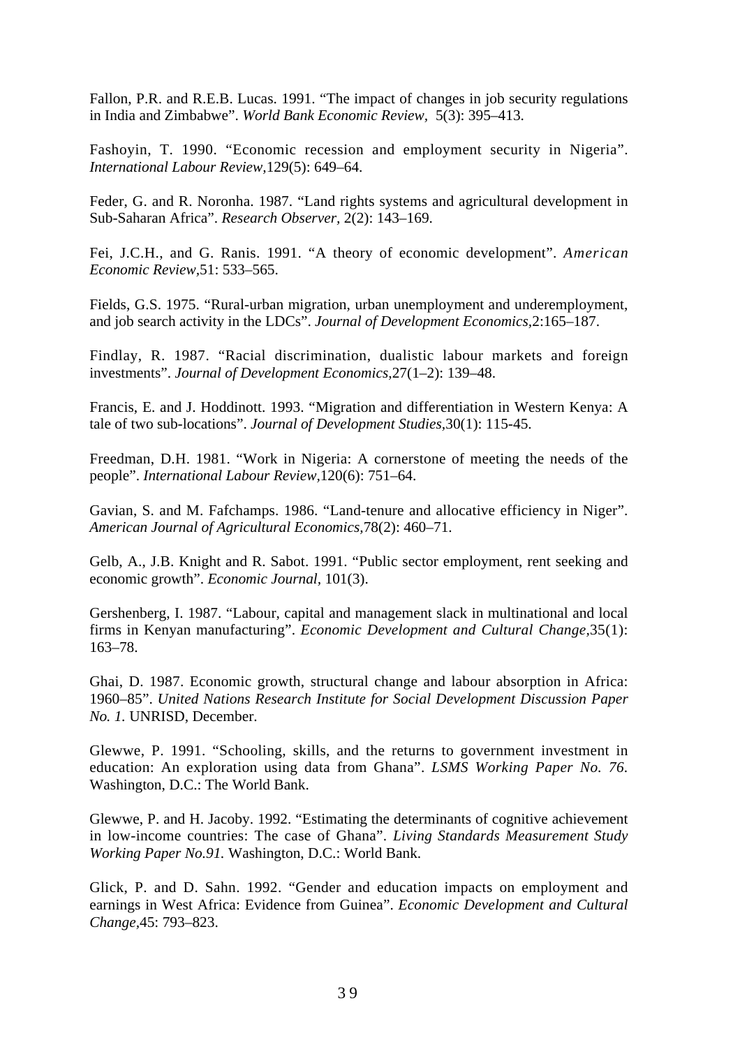Fallon, P.R. and R.E.B. Lucas. 1991. "The impact of changes in job security regulations in India and Zimbabwe". *World Bank Economic Review*, 5(3): 395–413.

Fashoyin, T. 1990. "Economic recession and employment security in Nigeria". *International Labour Review*,129(5): 649–64.

Feder, G. and R. Noronha. 1987. "Land rights systems and agricultural development in Sub-Saharan Africa". *Research Observer*, 2(2): 143–169.

Fei, J.C.H., and G. Ranis. 1991. "A theory of economic development". *American Economic Review*,51: 533–565.

Fields, G.S. 1975. "Rural-urban migration, urban unemployment and underemployment, and job search activity in the LDCs". *Journal of Development Economics*,2:165–187.

Findlay, R. 1987. "Racial discrimination, dualistic labour markets and foreign investments". *Journal of Development Economics*,27(1–2): 139–48.

Francis, E. and J. Hoddinott. 1993. "Migration and differentiation in Western Kenya: A tale of two sub-locations". *Journal of Development Studies*,30(1): 115-45.

Freedman, D.H. 1981. "Work in Nigeria: A cornerstone of meeting the needs of the people". *International Labour Review*,120(6): 751–64.

Gavian, S. and M. Fafchamps. 1986. "Land-tenure and allocative efficiency in Niger". *American Journal of Agricultural Economics*,78(2): 460–71.

Gelb, A., J.B. Knight and R. Sabot. 1991. "Public sector employment, rent seeking and economic growth". *Economic Journal*, 101(3).

Gershenberg, I. 1987. "Labour, capital and management slack in multinational and local firms in Kenyan manufacturing". *Economic Development and Cultural Change*,35(1): 163–78.

Ghai, D. 1987. Economic growth, structural change and labour absorption in Africa: 1960–85". *United Nations Research Institute for Social Development Discussion Paper No. 1.* UNRISD, December.

Glewwe, P. 1991. "Schooling, skills, and the returns to government investment in education: An exploration using data from Ghana". *LSMS Working Paper No. 76*. Washington, D.C.: The World Bank.

Glewwe, P. and H. Jacoby. 1992. "Estimating the determinants of cognitive achievement in low-income countries: The case of Ghana". *Living Standards Measurement Study Working Paper No.91.* Washington, D.C.: World Bank.

Glick, P. and D. Sahn. 1992. "Gender and education impacts on employment and earnings in West Africa: Evidence from Guinea". *Economic Development and Cultural Change*,45: 793–823.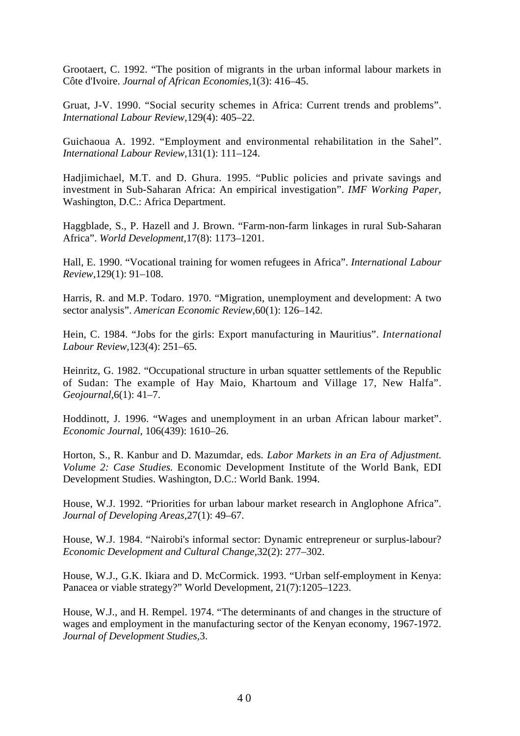Grootaert, C. 1992. "The position of migrants in the urban informal labour markets in Côte d'Ivoire. *Journal of African Economies,*1(3): 416–45.

Gruat, J-V. 1990. "Social security schemes in Africa: Current trends and problems". *International Labour Review,*129(4): 405–22.

Guichaoua A. 1992. "Employment and environmental rehabilitation in the Sahel". *International Labour Review,*131(1): 111–124.

Hadjimichael, M.T. and D. Ghura. 1995. "Public policies and private savings and investment in Sub-Saharan Africa: An empirical investigation". *IMF Working Paper*, Washington, D.C.: Africa Department.

Haggblade, S., P. Hazell and J. Brown. "Farm-non-farm linkages in rural Sub-Saharan Africa". *World Development,*17(8): 1173–1201.

Hall, E. 1990. "Vocational training for women refugees in Africa". *International Labour Review,*129(1): 91–108.

Harris, R. and M.P. Todaro. 1970. "Migration, unemployment and development: A two sector analysis". *American Economic Review,*60(1): 126–142.

Hein, C. 1984. "Jobs for the girls: Export manufacturing in Mauritius". *International Labour Review,*123(4): 251–65.

Heinritz, G. 1982. "Occupational structure in urban squatter settlements of the Republic of Sudan: The example of Hay Maio, Khartoum and Village 17, New Halfa". *Geojournal,*6(1): 41–7.

Hoddinott, J. 1996. "Wages and unemployment in an urban African labour market". *Economic Journal,* 106(439): 1610–26.

Horton, S., R. Kanbur and D. Mazumdar, eds. *Labor Markets in an Era of Adjustment. Volume 2: Case Studies.* Economic Development Institute of the World Bank, EDI Development Studies. Washington, D.C.: World Bank. 1994.

House, W.J. 1992. "Priorities for urban labour market research in Anglophone Africa". *Journal of Developing Areas,*27(1): 49–67.

House, W.J. 1984. "Nairobi's informal sector: Dynamic entrepreneur or surplus-labour? *Economic Development and Cultural Change,*32(2): 277–302.

House, W.J., G.K. Ikiara and D. McCormick. 1993. "Urban self-employment in Kenya: Panacea or viable strategy?" World Development, 21(7):1205–1223.

House, W.J., and H. Rempel. 1974. "The determinants of and changes in the structure of wages and employment in the manufacturing sector of the Kenyan economy, 1967-1972. *Journal of Development Studies,*3.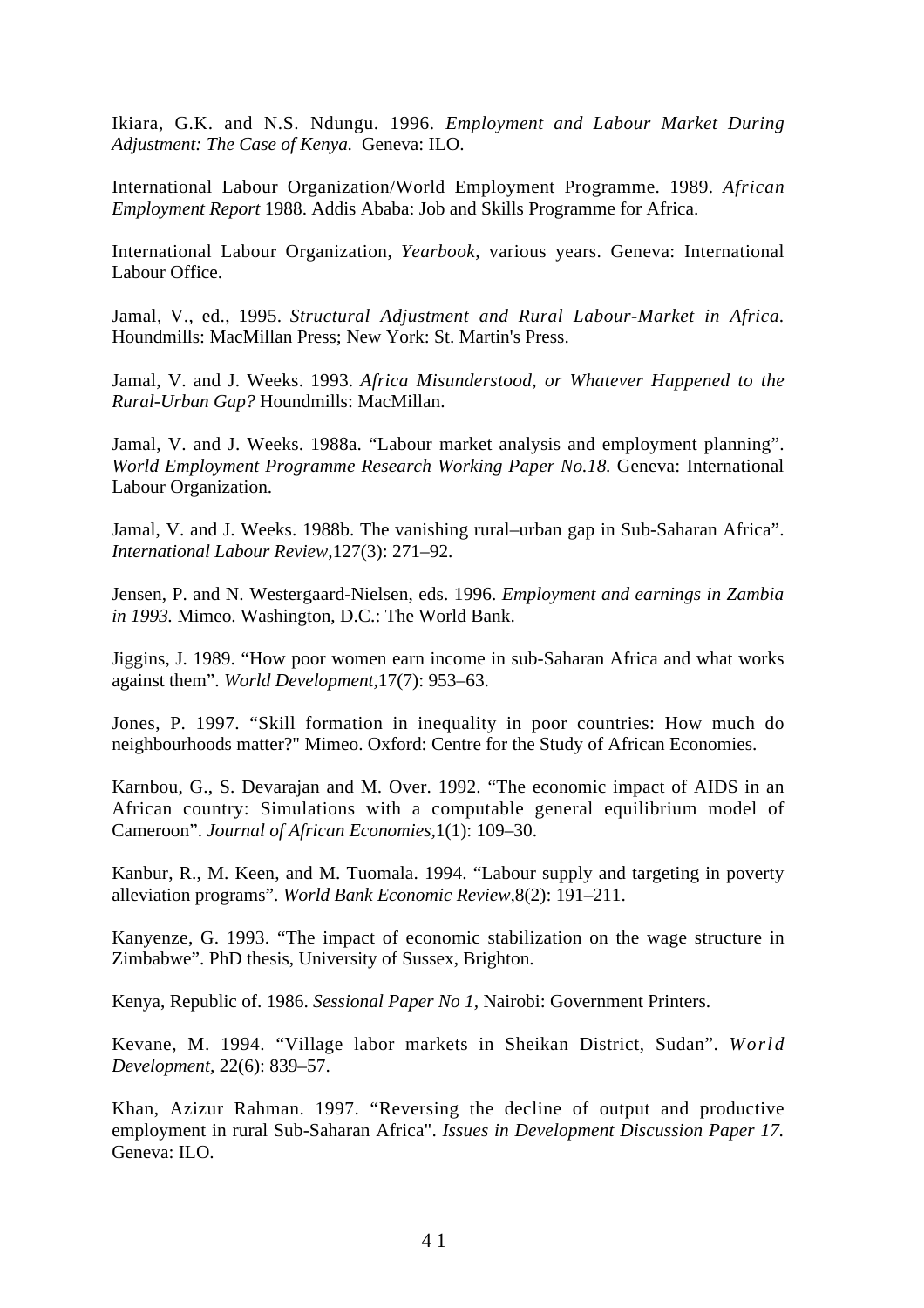Ikiara, G.K. and N.S. Ndungu. 1996. *Employment and Labour Market During Adjustment: The Case of Kenya.* Geneva: ILO.

International Labour Organization/World Employment Programme. 1989. *African Employment Report* 1988. Addis Ababa: Job and Skills Programme for Africa.

International Labour Organization, *Yearbook,* various years. Geneva: International Labour Office.

Jamal, V., ed., 1995. *Structural Adjustment and Rural Labour-Market in Africa.* Houndmills: MacMillan Press; New York: St. Martin's Press.

Jamal, V. and J. Weeks. 1993. *Africa Misunderstood, or Whatever Happened to the Rural-Urban Gap?* Houndmills: MacMillan.

Jamal, V. and J. Weeks. 1988a. "Labour market analysis and employment planning". *World Employment Programme Research Working Paper No.18.* Geneva: International Labour Organization.

Jamal, V. and J. Weeks. 1988b. The vanishing rural–urban gap in Sub-Saharan Africa". *International Labour Review,*127(3): 271–92.

Jensen, P. and N. Westergaard-Nielsen, eds. 1996. *Employment and earnings in Zambia in 1993.* Mimeo. Washington, D.C.: The World Bank.

Jiggins, J. 1989. "How poor women earn income in sub-Saharan Africa and what works against them". *World Development,*17(7): 953–63.

Jones, P. 1997. "Skill formation in inequality in poor countries: How much do neighbourhoods matter?" Mimeo. Oxford: Centre for the Study of African Economies.

Karnbou, G., S. Devarajan and M. Over. 1992. "The economic impact of AIDS in an African country: Simulations with a computable general equilibrium model of Cameroon". *Journal of African Economies,*1(1): 109–30.

Kanbur, R., M. Keen, and M. Tuomala. 1994. "Labour supply and targeting in poverty alleviation programs". *World Bank Economic Review,*8(2): 191–211.

Kanyenze, G. 1993. "The impact of economic stabilization on the wage structure in Zimbabwe". PhD thesis, University of Sussex, Brighton.

Kenya, Republic of. 1986. *Sessional Paper No 1,* Nairobi: Government Printers.

Kevane, M. 1994. "Village labor markets in Sheikan District, Sudan". *World Development,* 22(6): 839–57.

Khan, Azizur Rahman. 1997. "Reversing the decline of output and productive employment in rural Sub-Saharan Africa". *Issues in Development Discussion Paper 17.* Geneva: ILO.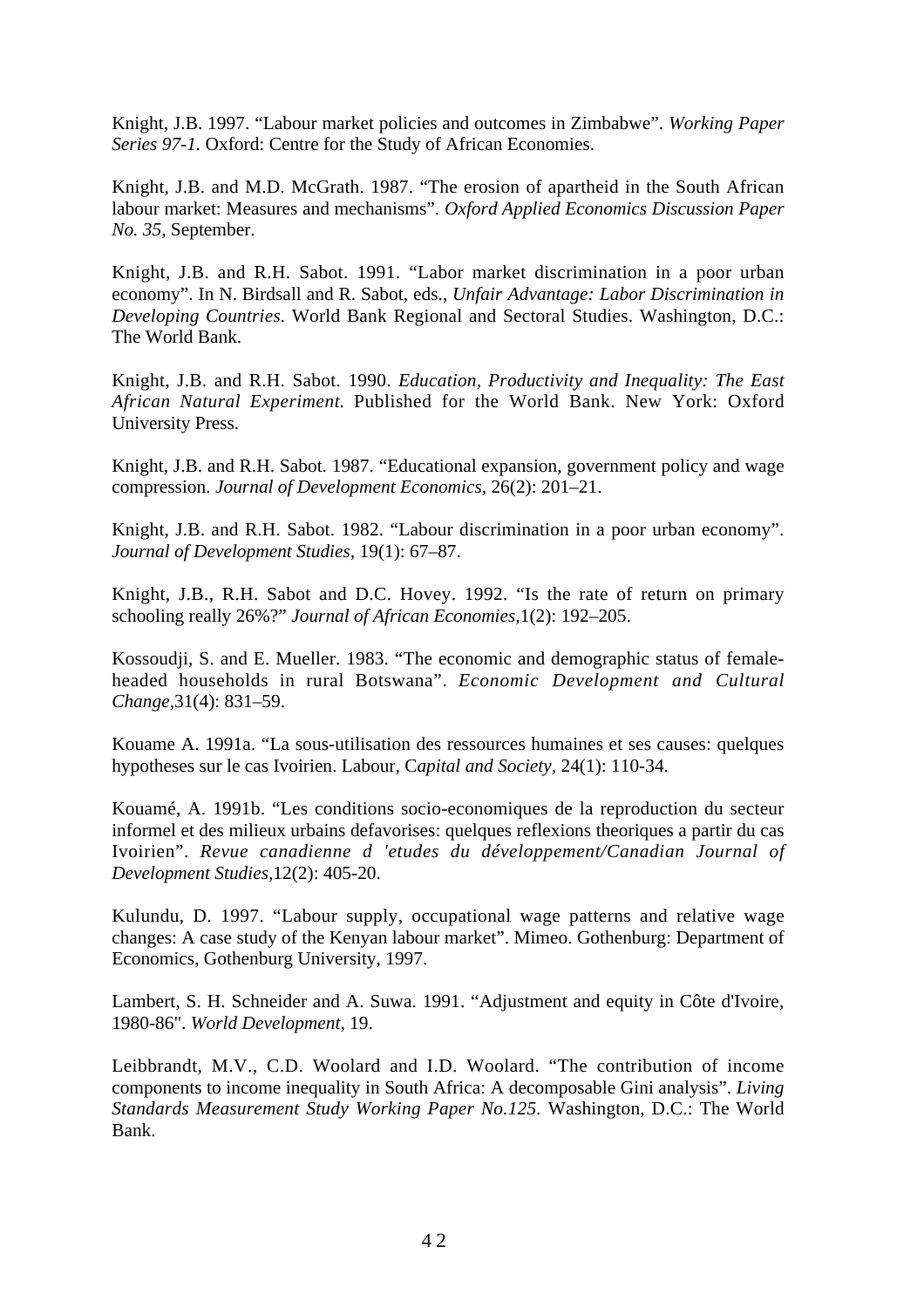Knight, J.B. 1997. "Labour market policies and outcomes in Zimbabwe". *Working Paper Series 97-1.* Oxford: Centre for the Study of African Economies.

Knight, J.B. and M.D. McGrath. 1987. "The erosion of apartheid in the South African labour market: Measures and mechanisms". *Oxford Applied Economics Discussion Paper No. 35,* September.

Knight, J.B. and R.H. Sabot. 1991. "Labor market discrimination in a poor urban economy". In N. Birdsall and R. Sabot, eds., *Unfair Advantage: Labor Discrimination in Developing Countries.* World Bank Regional and Sectoral Studies. Washington, D.C.: The World Bank.

Knight, J.B. and R.H. Sabot. 1990. *Education, Productivity and Inequality: The East African Natural Experiment.* Published for the World Bank. New York: Oxford University Press.

Knight, J.B. and R.H. Sabot. 1987. "Educational expansion, government policy and wage compression. *Journal of Development Economics,* 26(2): 201–21.

Knight, J.B. and R.H. Sabot. 1982. "Labour discrimination in a poor urban economy". *Journal of Development Studies,* 19(1): 67–87.

Knight, J.B., R.H. Sabot and D.C. Hovey. 1992. "Is the rate of return on primary schooling really 26%?" *Journal of African Economies,*1(2): 192–205.

Kossoudji, S. and E. Mueller. 1983. "The economic and demographic status of female-headed households in rural Botswana". *Economic Development and Cultural Change,*31(4): 831–59.

Kouame A. 1991a. "La sous-utilisation des ressources humaines et ses causes: quelques hypotheses sur le cas Ivoirien. Labour, C*apital and Society,* 24(1): 110-34.

Kouamé, A. 1991b. "Les conditions socio-economiques de la reproduction du secteur informel et des milieux urbains defavorises: quelques reflexions theoriques a partir du cas Ivoirien". *Revue canadienne d 'etudes du développement/Canadian Journal of Development Studies,*12(2): 405-20.

Kulundu, D. 1997. "Labour supply, occupational wage patterns and relative wage changes: A case study of the Kenyan labour market". Mimeo. Gothenburg: Department of Economics, Gothenburg University, 1997.

Lambert, S. H. Schneider and A. Suwa. 1991. "Adjustment and equity in Côte d'Ivoire, 1980-86". *World Development,* 19.

Leibbrandt, M.V., C.D. Woolard and I.D. Woolard. "The contribution of income components to income inequality in South Africa: A decomposable Gini analysis". *Living Standards Measurement Study Working Paper No.125.* Washington, D.C.: The World Bank.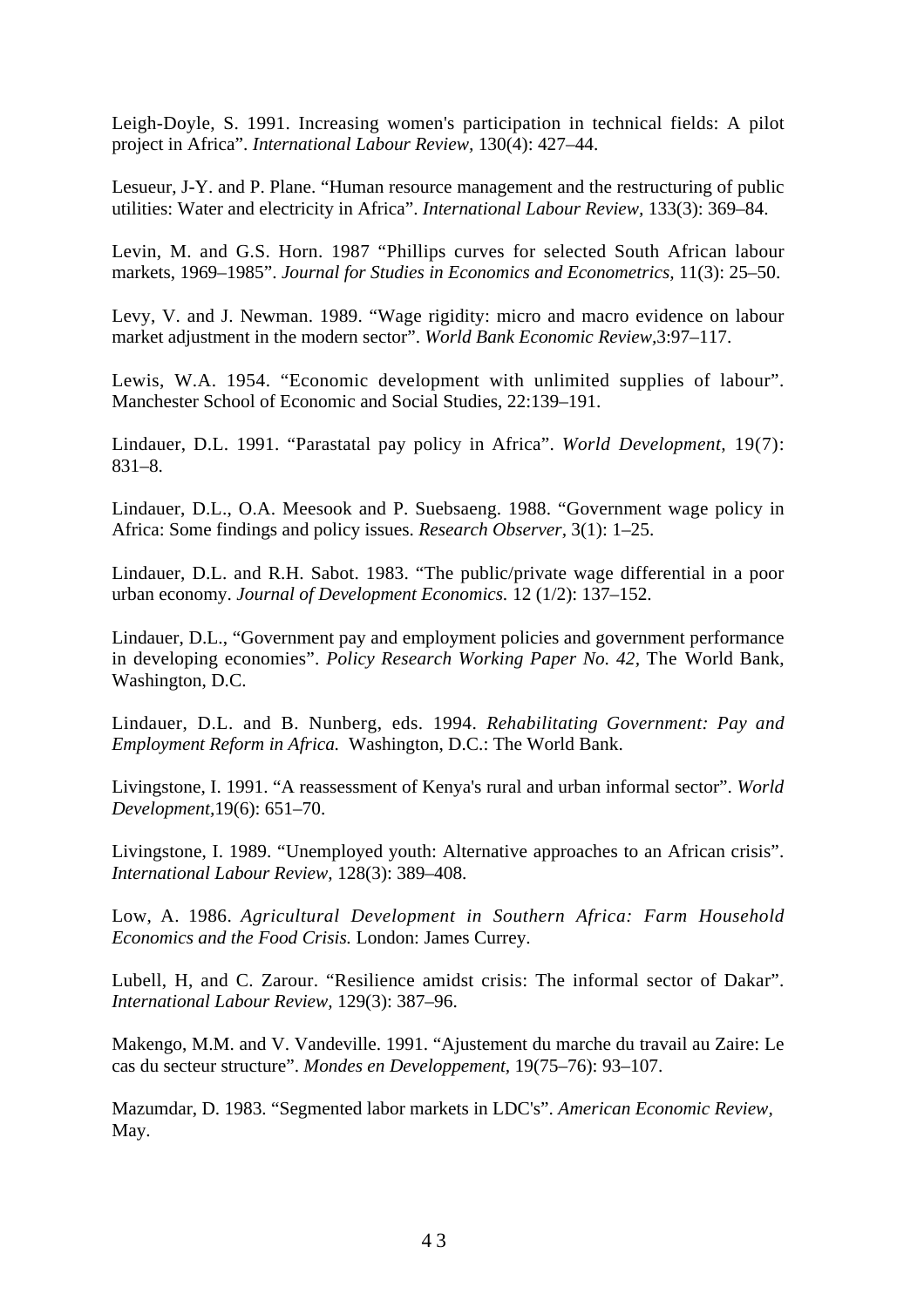Leigh-Doyle, S. 1991. Increasing women's participation in technical fields: A pilot project in Africa". *International Labour Review*, 130(4): 427–44.

Lesueur, J-Y. and P. Plane. "Human resource management and the restructuring of public utilities: Water and electricity in Africa". *International Labour Review*, 133(3): 369–84.

Levin, M. and G.S. Horn. 1987 "Phillips curves for selected South African labour markets, 1969–1985". *Journal for Studies in Economics and Econometrics*, 11(3): 25–50.

Levy, V. and J. Newman. 1989. "Wage rigidity: micro and macro evidence on labour market adjustment in the modern sector". *World Bank Economic Review*,3:97–117.

Lewis, W.A. 1954. "Economic development with unlimited supplies of labour". Manchester School of Economic and Social Studies, 22:139–191.

Lindauer, D.L. 1991. "Parastatal pay policy in Africa". *World Development*, 19(7): 831–8.

Lindauer, D.L., O.A. Meesook and P. Suebsaeng. 1988. "Government wage policy in Africa: Some findings and policy issues. *Research Observer*, 3(1): 1–25.

Lindauer, D.L. and R.H. Sabot. 1983. "The public/private wage differential in a poor urban economy. *Journal of Development Economics.* 12 (1/2): 137–152.

Lindauer, D.L., "Government pay and employment policies and government performance in developing economies". *Policy Research Working Paper No. 42*, The World Bank, Washington, D.C.

Lindauer, D.L. and B. Nunberg, eds. 1994. *Rehabilitating Government: Pay and Employment Reform in Africa.* Washington, D.C.: The World Bank.

Livingstone, I. 1991. "A reassessment of Kenya's rural and urban informal sector". *World Development*,19(6): 651–70.

Livingstone, I. 1989. "Unemployed youth: Alternative approaches to an African crisis". *International Labour Review*, 128(3): 389–408.

Low, A. 1986. *Agricultural Development in Southern Africa: Farm Household Economics and the Food Crisis.* London: James Currey.

Lubell, H, and C. Zarour. "Resilience amidst crisis: The informal sector of Dakar". *International Labour Review*, 129(3): 387–96.

Makengo, M.M. and V. Vandeville. 1991. "Ajustement du marche du travail au Zaire: Le cas du secteur structure". *Mondes en Developpement*, 19(75–76): 93–107.

Mazumdar, D. 1983. "Segmented labor markets in LDC's". *American Economic Review*, May.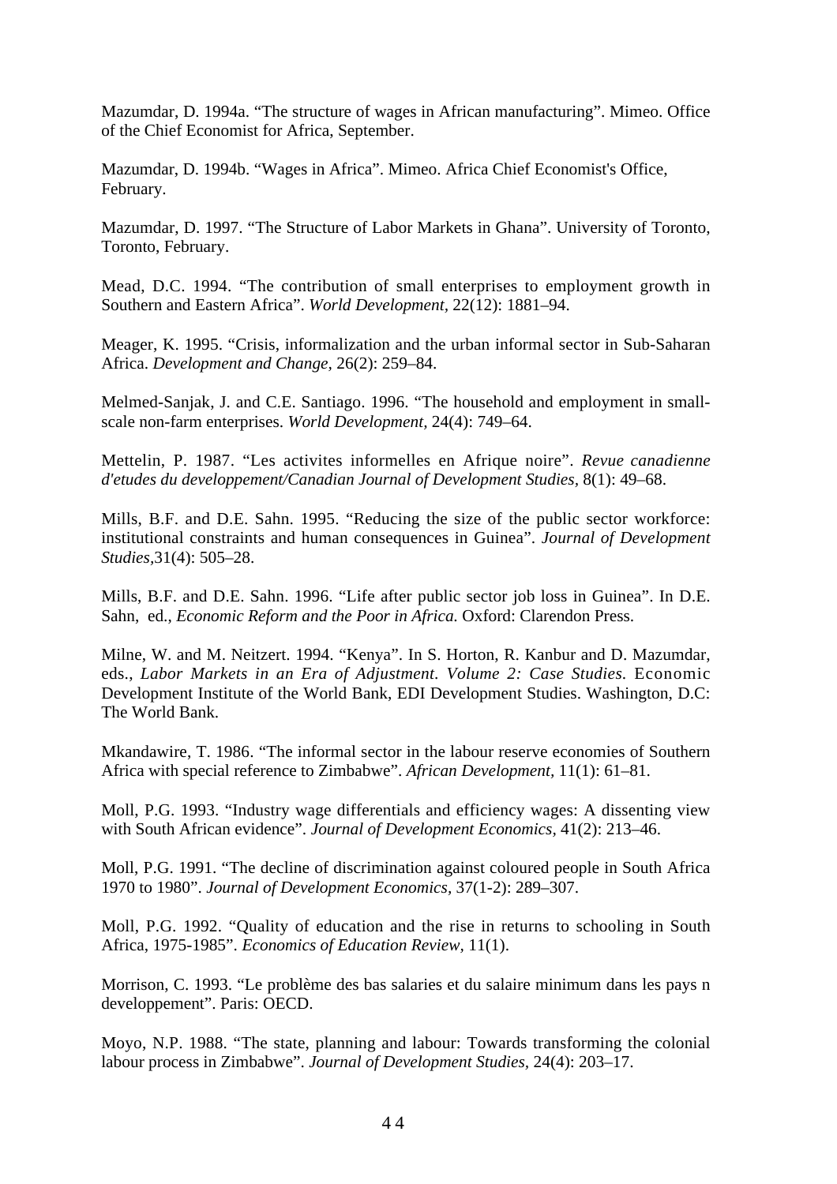Mazumdar, D. 1994a. “The structure of wages in African manufacturing”. Mimeo. Office of the Chief Economist for Africa, September.

Mazumdar, D. 1994b. “Wages in Africa”. Mimeo. Africa Chief Economist's Office, February.

Mazumdar, D. 1997. “The Structure of Labor Markets in Ghana”. University of Toronto, Toronto, February.

Mead, D.C. 1994. “The contribution of small enterprises to employment growth in Southern and Eastern Africa”. *World Development,* 22(12): 1881–94.

Meager, K. 1995. “Crisis, informalization and the urban informal sector in Sub-Saharan Africa. *Development and Change,* 26(2): 259–84.

Melmed-Sanjak, J. and C.E. Santiago. 1996. “The household and employment in small-scale non-farm enterprises. *World Development,* 24(4): 749–64.

Mettelin, P. 1987. “Les activites informelles en Afrique noire”. *Revue canadienne d'etudes du developpement/Canadian Journal of Development Studies,* 8(1): 49–68.

Mills, B.F. and D.E. Sahn. 1995. “Reducing the size of the public sector workforce: institutional constraints and human consequences in Guinea”. *Journal of Development Studies,*31(4): 505–28.

Mills, B.F. and D.E. Sahn. 1996. “Life after public sector job loss in Guinea”. In D.E. Sahn, ed., *Economic Reform and the Poor in Africa.* Oxford: Clarendon Press.

Milne, W. and M. Neitzert. 1994. “Kenya”. In S. Horton, R. Kanbur and D. Mazumdar, eds., *Labor Markets in an Era of Adjustment. Volume 2: Case Studies.* Economic Development Institute of the World Bank, EDI Development Studies. Washington, D.C: The World Bank.

Mkandawire, T. 1986. “The informal sector in the labour reserve economies of Southern Africa with special reference to Zimbabwe”. *African Development,* 11(1): 61–81.

Moll, P.G. 1993. “Industry wage differentials and efficiency wages: A dissenting view with South African evidence”. *Journal of Development Economics,* 41(2): 213–46.

Moll, P.G. 1991. “The decline of discrimination against coloured people in South Africa 1970 to 1980”. *Journal of Development Economics,* 37(1-2): 289–307.

Moll, P.G. 1992. “Quality of education and the rise in returns to schooling in South Africa, 1975-1985”. *Economics of Education Review,* 11(1).

Morrison, C. 1993. “Le problème des bas salaries et du salaire minimum dans les pays n developpement”. Paris: OECD.

Moyo, N.P. 1988. “The state, planning and labour: Towards transforming the colonial labour process in Zimbabwe”. *Journal of Development Studies,* 24(4): 203–17.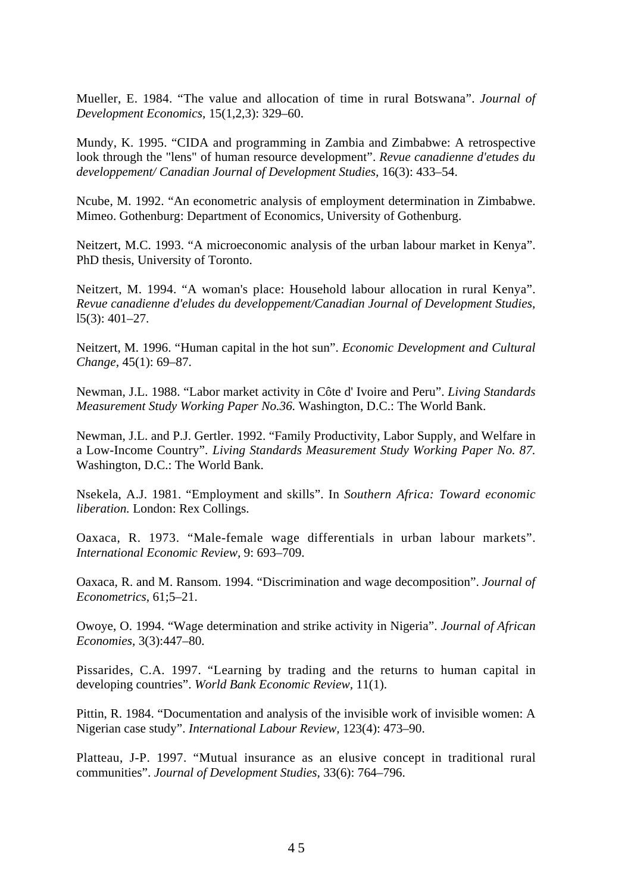Mueller, E. 1984. "The value and allocation of time in rural Botswana". *Journal of Development Economics,* 15(1,2,3): 329–60.

Mundy, K. 1995. "CIDA and programming in Zambia and Zimbabwe: A retrospective look through the "lens" of human resource development". *Revue canadienne d'etudes du developpement/ Canadian Journal of Development Studies,* 16(3): 433–54.

Ncube, M. 1992. "An econometric analysis of employment determination in Zimbabwe. Mimeo. Gothenburg: Department of Economics, University of Gothenburg.

Neitzert, M.C. 1993. "A microeconomic analysis of the urban labour market in Kenya". PhD thesis, University of Toronto.

Neitzert, M. 1994. "A woman's place: Household labour allocation in rural Kenya". *Revue canadienne d'eludes du developpement/Canadian Journal of Development Studies,* l5(3): 401–27.

Neitzert, M. 1996. "Human capital in the hot sun". *Economic Development and Cultural Change,* 45(1): 69–87.

Newman, J.L. 1988. "Labor market activity in Côte d' Ivoire and Peru". *Living Standards Measurement Study Working Paper No.36.* Washington, D.C.: The World Bank.

Newman, J.L. and P.J. Gertler. 1992. "Family Productivity, Labor Supply, and Welfare in a Low-Income Country". *Living Standards Measurement Study Working Paper No. 87.* Washington, D.C.: The World Bank.

Nsekela, A.J. 1981. "Employment and skills". In *Southern Africa: Toward economic liberation.* London: Rex Collings.

Oaxaca, R. 1973. "Male-female wage differentials in urban labour markets". *International Economic Review,* 9: 693–709.

Oaxaca, R. and M. Ransom. 1994. "Discrimination and wage decomposition". *Journal of Econometrics,* 61;5–21.

Owoye, O. 1994. "Wage determination and strike activity in Nigeria". *Journal of African Economies,* 3(3):447–80.

Pissarides, C.A. 1997. "Learning by trading and the returns to human capital in developing countries". *World Bank Economic Review,* 11(1).

Pittin, R. 1984. "Documentation and analysis of the invisible work of invisible women: A Nigerian case study". *International Labour Review,* 123(4): 473–90.

Platteau, J-P. 1997. "Mutual insurance as an elusive concept in traditional rural communities". *Journal of Development Studies,* 33(6): 764–796.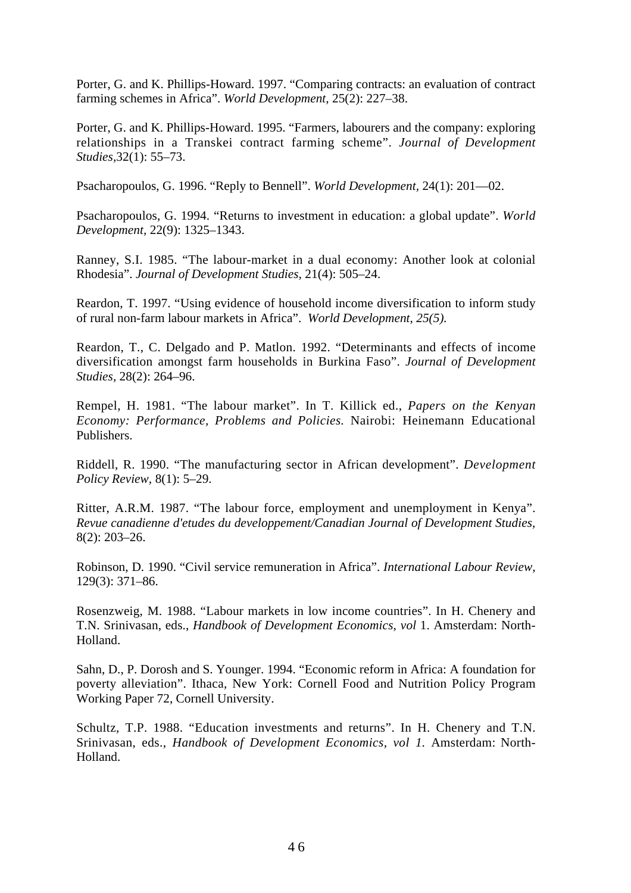Porter, G. and K. Phillips-Howard. 1997. "Comparing contracts: an evaluation of contract farming schemes in Africa". *World Development,* 25(2): 227–38.

Porter, G. and K. Phillips-Howard. 1995. "Farmers, labourers and the company: exploring relationships in a Transkei contract farming scheme". *Journal of Development Studies,*32(1): 55–73.

Psacharopoulos, G. 1996. "Reply to Bennell". *World Development,* 24(1): 201––02.

Psacharopoulos, G. 1994. "Returns to investment in education: a global update". *World Development,* 22(9): 1325–1343.

Ranney, S.I. 1985. "The labour-market in a dual economy: Another look at colonial Rhodesia". *Journal of Development Studies,* 21(4): 505–24.

Reardon, T. 1997. "Using evidence of household income diversification to inform study of rural non-farm labour markets in Africa". *World Development, 25(5).*

Reardon, T., C. Delgado and P. Matlon. 1992. "Determinants and effects of income diversification amongst farm households in Burkina Faso". *Journal of Development Studies,* 28(2): 264–96.

Rempel, H. 1981. "The labour market". In T. Killick ed., *Papers on the Kenyan Economy: Performance, Problems and Policies.* Nairobi: Heinemann Educational Publishers.

Riddell, R. 1990. "The manufacturing sector in African development". *Development Policy Review,* 8(1): 5–29.

Ritter, A.R.M. 1987. "The labour force, employment and unemployment in Kenya". *Revue canadienne d'etudes du developpement/Canadian Journal of Development Studies,* 8(2): 203–26.

Robinson, D. 1990. "Civil service remuneration in Africa". *International Labour Review,* 129(3): 371–86.

Rosenzweig, M. 1988. "Labour markets in low income countries". In H. Chenery and T.N. Srinivasan, eds., *Handbook of Development Economics, vol* 1. Amsterdam: North-Holland.

Sahn, D., P. Dorosh and S. Younger. 1994. "Economic reform in Africa: A foundation for poverty alleviation". Ithaca, New York: Cornell Food and Nutrition Policy Program Working Paper 72, Cornell University.

Schultz, T.P. 1988. "Education investments and returns". In H. Chenery and T.N. Srinivasan, eds., *Handbook of Development Economics, vol 1.* Amsterdam: North-Holland.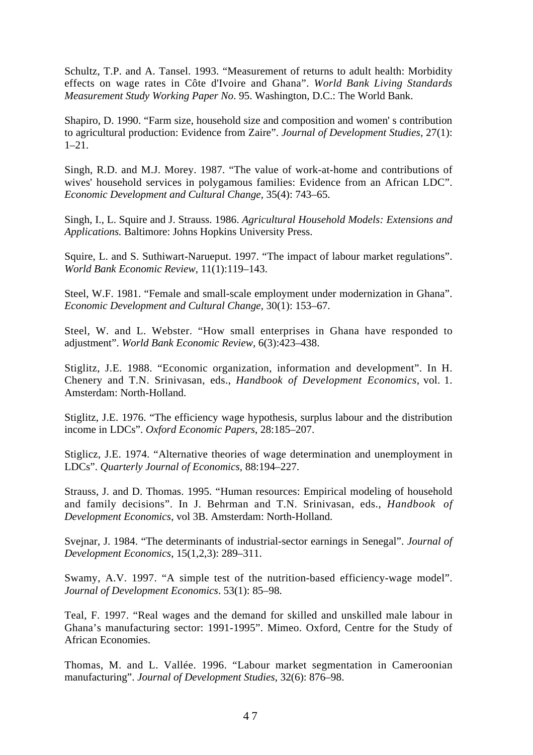Schultz, T.P. and A. Tansel. 1993. "Measurement of returns to adult health: Morbidity effects on wage rates in Côte d'Ivoire and Ghana". *World Bank Living Standards Measurement Study Working Paper No*. 95. Washington, D.C.: The World Bank.

Shapiro, D. 1990. "Farm size, household size and composition and women' s contribution to agricultural production: Evidence from Zaire". *Journal of Development Studies*, 27(1): 1–21.

Singh, R.D. and M.J. Morey. 1987. "The value of work-at-home and contributions of wives' household services in polygamous families: Evidence from an African LDC". *Economic Development and Cultural Change*, 35(4): 743–65.

Singh, I., L. Squire and J. Strauss. 1986. *Agricultural Household Models: Extensions and Applications.* Baltimore: Johns Hopkins University Press.

Squire, L. and S. Suthiwart-Narueput. 1997. "The impact of labour market regulations". *World Bank Economic Review*, 11(1):119–143.

Steel, W.F. 1981. "Female and small-scale employment under modernization in Ghana". *Economic Development and Cultural Change*, 30(1): 153–67.

Steel, W. and L. Webster. "How small enterprises in Ghana have responded to adjustment". *World Bank Economic Review*, 6(3):423–438.

Stiglitz, J.E. 1988. "Economic organization, information and development". In H. Chenery and T.N. Srinivasan, eds., *Handbook of Development Economics*, vol. 1. Amsterdam: North-Holland.

Stiglitz, J.E. 1976. "The efficiency wage hypothesis, surplus labour and the distribution income in LDCs". *Oxford Economic Papers*, 28:185–207.

Stiglicz, J.E. 1974. "Alternative theories of wage determination and unemployment in LDCs". *Quarterly Journal of Economics*, 88:194–227.

Strauss, J. and D. Thomas. 1995. "Human resources: Empirical modeling of household and family decisions". In J. Behrman and T.N. Srinivasan, eds., *Handbook of Development Economics*, vol 3B. Amsterdam: North-Holland.

Svejnar, J. 1984. "The determinants of industrial-sector earnings in Senegal". *Journal of Development Economics*, 15(1,2,3): 289–311.

Swamy, A.V. 1997. "A simple test of the nutrition-based efficiency-wage model". *Journal of Development Economics*. 53(1): 85–98.

Teal, F. 1997. "Real wages and the demand for skilled and unskilled male labour in Ghana's manufacturing sector: 1991-1995". Mimeo. Oxford, Centre for the Study of African Economies.

Thomas, M. and L. Vallée. 1996. "Labour market segmentation in Cameroonian manufacturing". *Journal of Development Studies*, 32(6): 876–98.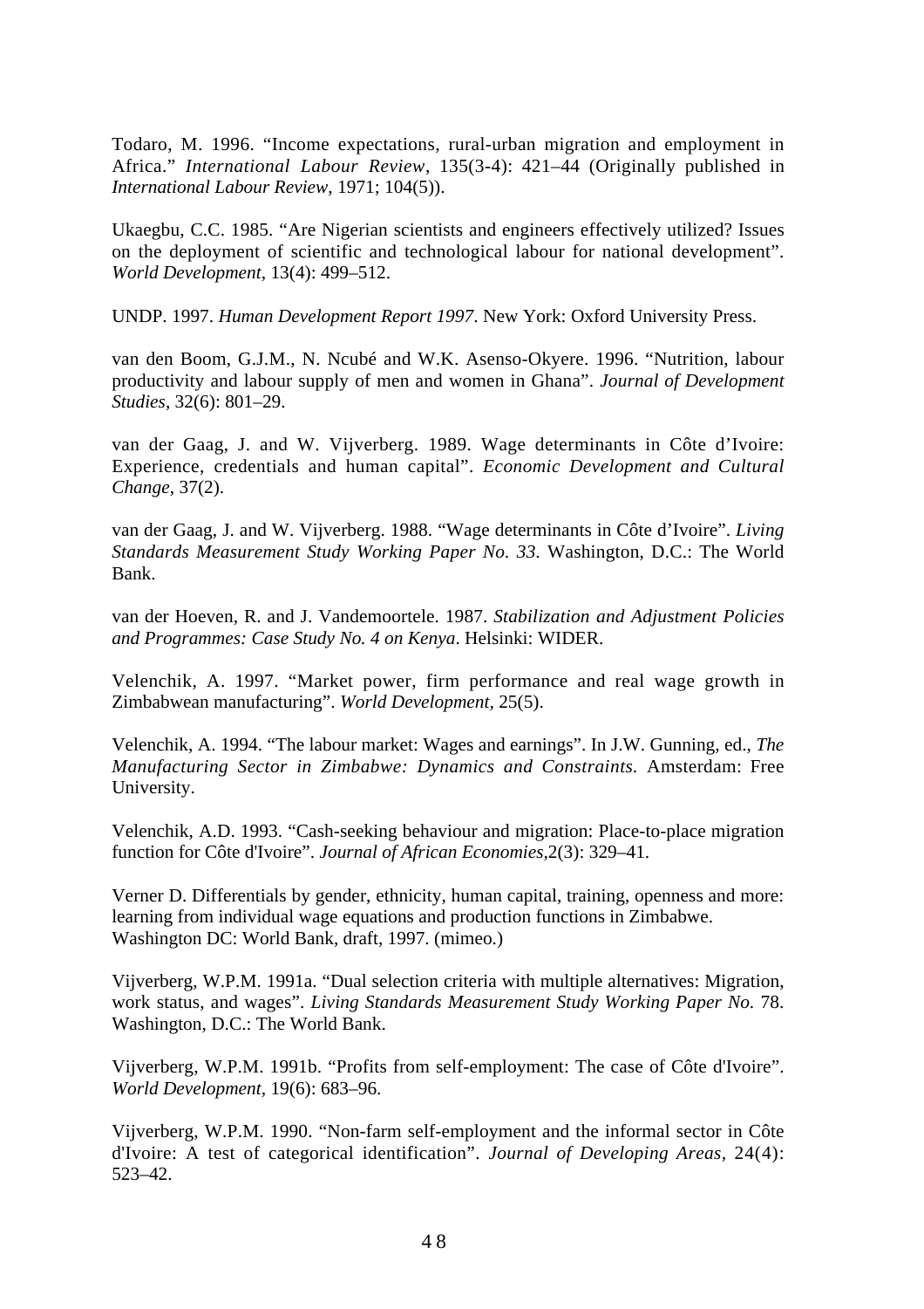Todaro, M. 1996. “Income expectations, rural-urban migration and employment in Africa.” *International Labour Review*, 135(3-4): 421–44 (Originally published in *International Labour Review*, 1971; 104(5)).

Ukaegbu, C.C. 1985. “Are Nigerian scientists and engineers effectively utilized? Issues on the deployment of scientific and technological labour for national development”. *World Development*, 13(4): 499–512.

UNDP. 1997. *Human Development Report 1997*. New York: Oxford University Press.

van den Boom, G.J.M., N. Ncubé and W.K. Asenso-Okyere. 1996. “Nutrition, labour productivity and labour supply of men and women in Ghana”. *Journal of Development Studies*, 32(6): 801–29.

van der Gaag, J. and W. Vijverberg. 1989. Wage determinants in Côte d’Ivoire: Experience, credentials and human capital”. *Economic Development and Cultural Change*, 37(2).

van der Gaag, J. and W. Vijverberg. 1988. “Wage determinants in Côte d’Ivoire”. *Living Standards Measurement Study Working Paper No. 33*. Washington, D.C.: The World Bank.

van der Hoeven, R. and J. Vandemoortele. 1987. *Stabilization and Adjustment Policies and Programmes: Case Study No. 4 on Kenya*. Helsinki: WIDER.

Velenchik, A. 1997. “Market power, firm performance and real wage growth in Zimbabwean manufacturing”. *World Development*, 25(5).

Velenchik, A. 1994. “The labour market: Wages and earnings”. In J.W. Gunning, ed., *The Manufacturing Sector in Zimbabwe: Dynamics and Constraints*. Amsterdam: Free University.

Velenchik, A.D. 1993. “Cash-seeking behaviour and migration: Place-to-place migration function for Côte d'Ivoire”. *Journal of African Economies*,2(3): 329–41.

Verner D. Differentials by gender, ethnicity, human capital, training, openness and more: learning from individual wage equations and production functions in Zimbabwe. Washington DC: World Bank, draft, 1997. (mimeo.)

Vijverberg, W.P.M. 1991a. “Dual selection criteria with multiple alternatives: Migration, work status, and wages”. *Living Standards Measurement Study Working Paper No*. 78. Washington, D.C.: The World Bank.

Vijverberg, W.P.M. 1991b. “Profits from self-employment: The case of Côte d'Ivoire”. *World Development*, 19(6): 683–96.

Vijverberg, W.P.M. 1990. “Non-farm self-employment and the informal sector in Côte d'Ivoire: A test of categorical identification”. *Journal of Developing Areas*, 24(4): 523–42.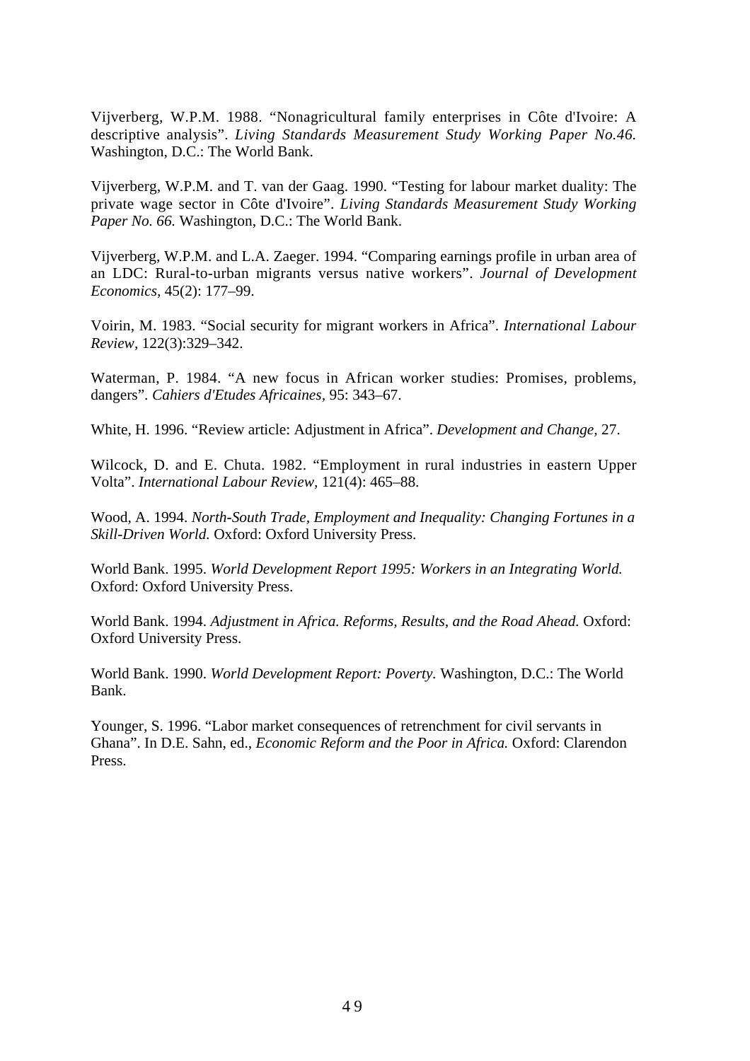Vijverberg, W.P.M. 1988. "Nonagricultural family enterprises in Côte d'Ivoire: A descriptive analysis". *Living Standards Measurement Study Working Paper No.46.* Washington, D.C.: The World Bank.

Vijverberg, W.P.M. and T. van der Gaag. 1990. "Testing for labour market duality: The private wage sector in Côte d'Ivoire". *Living Standards Measurement Study Working Paper No. 66.* Washington, D.C.: The World Bank.

Vijverberg, W.P.M. and L.A. Zaeger. 1994. "Comparing earnings profile in urban area of an LDC: Rural-to-urban migrants versus native workers". *Journal of Development Economics,* 45(2): 177–99.

Voirin, M. 1983. "Social security for migrant workers in Africa". *International Labour Review,* 122(3):329–342.

Waterman, P. 1984. "A new focus in African worker studies: Promises, problems, dangers". *Cahiers d'Etudes Africaines,* 95: 343–67.

White, H. 1996. "Review article: Adjustment in Africa". *Development and Change,* 27.

Wilcock, D. and E. Chuta. 1982. "Employment in rural industries in eastern Upper Volta". *International Labour Review,* 121(4): 465–88.

Wood, A. 1994. *North-South Trade, Employment and Inequality: Changing Fortunes in a Skill-Driven World.* Oxford: Oxford University Press.

World Bank. 1995. *World Development Report 1995: Workers in an Integrating World.* Oxford: Oxford University Press.

World Bank. 1994. *Adjustment in Africa. Reforms, Results, and the Road Ahead.* Oxford: Oxford University Press.

World Bank. 1990. *World Development Report: Poverty.* Washington, D.C.: The World Bank.

Younger, S. 1996. "Labor market consequences of retrenchment for civil servants in Ghana". In D.E. Sahn, ed., *Economic Reform and the Poor in Africa.* Oxford: Clarendon Press.